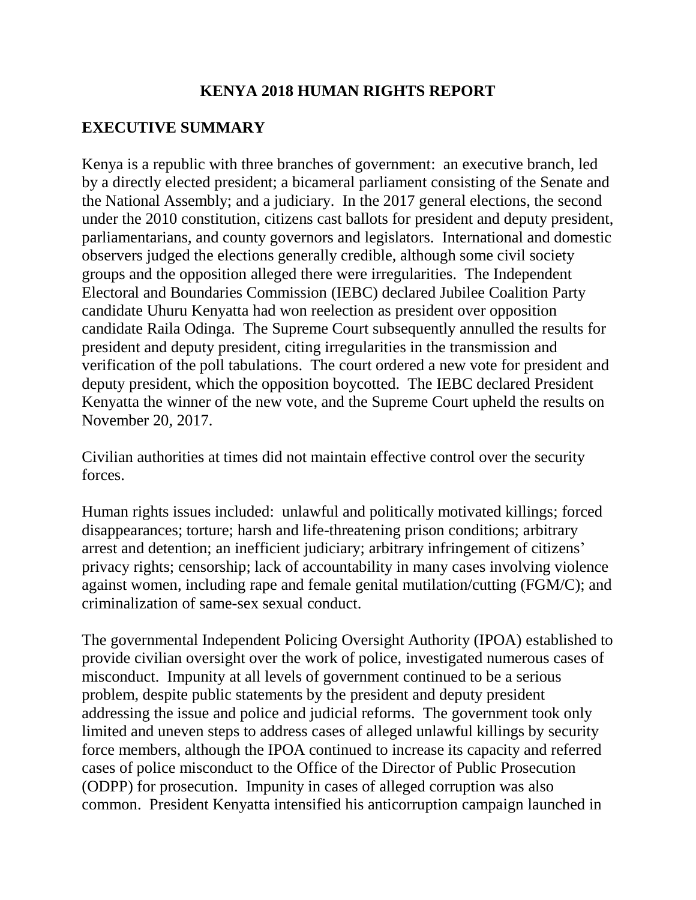# KENYA 2018 HUMAN RIGHTS REPORT

## EXECUTIVE SUMMARY

Kenya is a republic with three branches of government: an executive branch, led by a directly elected president; a bicameral parliament consisting of the Senate and the National Assembly; and a judiciary. In the 2017 general elections, the second under the 2010 constitution, citizens cast ballots for president and deputy president, parliamentarians, and county governors and legislators. International and domestic observers judged the elections generally credible, although some civil society groups and the opposition alleged there were irregularities. The Independent Electoral and Boundaries Commission (IEBC) declared Jubilee Coalition Party candidate Uhuru Kenyatta had won reelection as president over opposition candidate Raila Odinga. The Supreme Court subsequently annulled the results for president and deputy president, citing irregularities in the transmission and verification of the poll tabulations. The court ordered a new vote for president and deputy president, which the opposition boycotted. The IEBC declared President Kenyatta the winner of the new vote, and the Supreme Court upheld the results on November 20, 2017.

Civilian authorities at times did not maintain effective control over the security forces.

Human rights issues included: unlawful and politically motivated killings; forced disappearances; torture; harsh and life-threatening prison conditions; arbitrary arrest and detention; an inefficient judiciary; arbitrary infringement of citizens' privacy rights; censorship; lack of accountability in many cases involving violence against women, including rape and female genital mutilation/cutting (FGM/C); and criminalization of same-sex sexual conduct.

The governmental Independent Policing Oversight Authority (IPOA) established to provide civilian oversight over the work of police, investigated numerous cases of misconduct. Impunity at all levels of government continued to be a serious problem, despite public statements by the president and deputy president addressing the issue and police and judicial reforms. The government took only limited and uneven steps to address cases of alleged unlawful killings by security force members, although the IPOA continued to increase its capacity and referred cases of police misconduct to the Office of the Director of Public Prosecution (ODPP) for prosecution. Impunity in cases of alleged corruption was also common. President Kenyatta intensified his anticorruption campaign launched in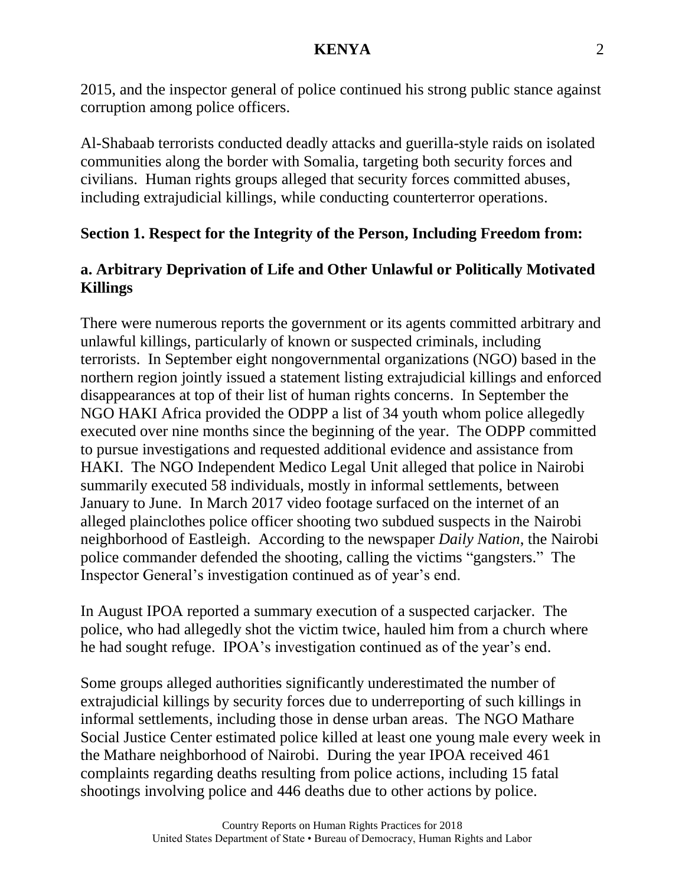2015, and the inspector general of police continued his strong public stance against corruption among police officers.

Al-Shabaab terrorists conducted deadly attacks and guerilla-style raids on isolated communities along the border with Somalia, targeting both security forces and civilians. Human rights groups alleged that security forces committed abuses, including extrajudicial killings, while conducting counterterror operations.

## Section 1. Respect for the Integrity of the Person, Including Freedom from:

### a. Arbitrary Deprivation of Life and Other Unlawful or Politically Motivated Killings

There were numerous reports the government or its agents committed arbitrary and unlawful killings, particularly of known or suspected criminals, including terrorists. In September eight nongovernmental organizations (NGO) based in the northern region jointly issued a statement listing extrajudicial killings and enforced disappearances at top of their list of human rights concerns. In September the NGO HAKI Africa provided the ODPP a list of 34 youth whom police allegedly executed over nine months since the beginning of the year. The ODPP committed to pursue investigations and requested additional evidence and assistance from HAKI. The NGO Independent Medico Legal Unit alleged that police in Nairobi summarily executed 58 individuals, mostly in informal settlements, between January to June. In March 2017 video footage surfaced on the internet of an alleged plainclothes police officer shooting two subdued suspects in the Nairobi neighborhood of Eastleigh. According to the newspaper *Daily Nation*, the Nairobi police commander defended the shooting, calling the victims "gangsters." The Inspector General's investigation continued as of year's end.

In August IPOA reported a summary execution of a suspected carjacker. The police, who had allegedly shot the victim twice, hauled him from a church where he had sought refuge. IPOA's investigation continued as of the year's end.

Some groups alleged authorities significantly underestimated the number of extrajudicial killings by security forces due to underreporting of such killings in informal settlements, including those in dense urban areas. The NGO Mathare Social Justice Center estimated police killed at least one young male every week in the Mathare neighborhood of Nairobi. During the year IPOA received 461 complaints regarding deaths resulting from police actions, including 15 fatal shootings involving police and 446 deaths due to other actions by police.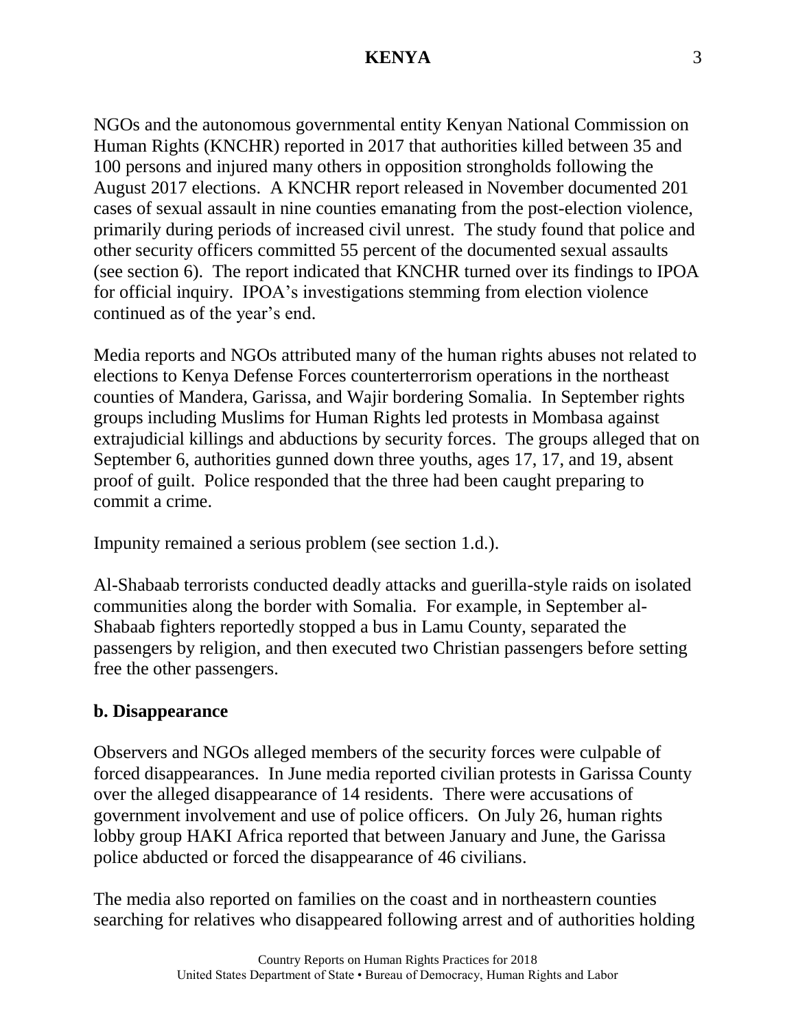NGOs and the autonomous governmental entity Kenyan National Commission on Human Rights (KNCHR) reported in 2017 that authorities killed between 35 and 100 persons and injured many others in opposition strongholds following the August 2017 elections. A KNCHR report released in November documented 201 cases of sexual assault in nine counties emanating from the post-election violence, primarily during periods of increased civil unrest. The study found that police and other security officers committed 55 percent of the documented sexual assaults (see section 6). The report indicated that KNCHR turned over its findings to IPOA for official inquiry. IPOA's investigations stemming from election violence continued as of the year's end.

Media reports and NGOs attributed many of the human rights abuses not related to elections to Kenya Defense Forces counterterrorism operations in the northeast counties of Mandera, Garissa, and Wajir bordering Somalia. In September rights groups including Muslims for Human Rights led protests in Mombasa against extrajudicial killings and abductions by security forces. The groups alleged that on September 6, authorities gunned down three youths, ages 17, 17, and 19, absent proof of guilt. Police responded that the three had been caught preparing to commit a crime.

Impunity remained a serious problem (see section 1.d.).

Al-Shabaab terrorists conducted deadly attacks and guerilla-style raids on isolated communities along the border with Somalia. For example, in September al-Shabaab fighters reportedly stopped a bus in Lamu County, separated the passengers by religion, and then executed two Christian passengers before setting free the other passengers.

## b. Disappearance

Observers and NGOs alleged members of the security forces were culpable of forced disappearances. In June media reported civilian protests in Garissa County over the alleged disappearance of 14 residents. There were accusations of government involvement and use of police officers. On July 26, human rights lobby group HAKI Africa reported that between January and June, the Garissa police abducted or forced the disappearance of 46 civilians.

The media also reported on families on the coast and in northeastern counties searching for relatives who disappeared following arrest and of authorities holding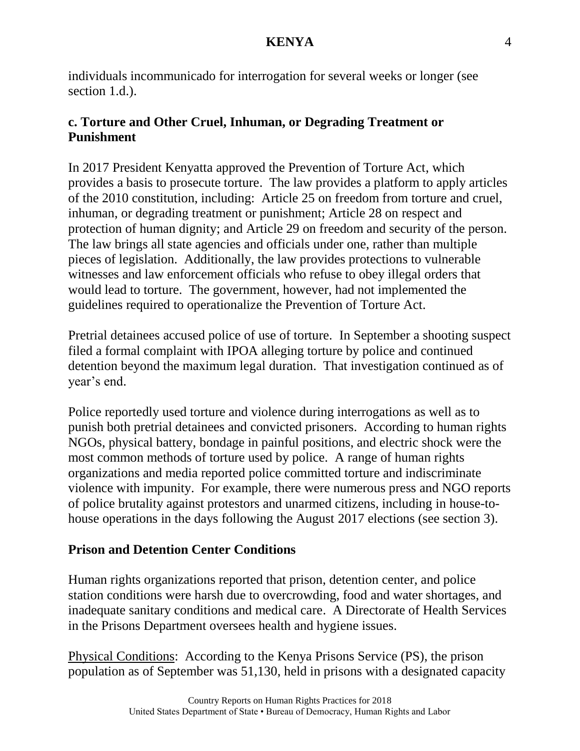individuals incommunicado for interrogation for several weeks or longer (see section 1.d.).

### c. Torture and Other Cruel, Inhuman, or Degrading Treatment or Punishment

In 2017 President Kenyatta approved the Prevention of Torture Act, which provides a basis to prosecute torture. The law provides a platform to apply articles of the 2010 constitution, including: Article 25 on freedom from torture and cruel, inhuman, or degrading treatment or punishment; Article 28 on respect and protection of human dignity; and Article 29 on freedom and security of the person. The law brings all state agencies and officials under one, rather than multiple pieces of legislation. Additionally, the law provides protections to vulnerable witnesses and law enforcement officials who refuse to obey illegal orders that would lead to torture. The government, however, had not implemented the guidelines required to operationalize the Prevention of Torture Act.

Pretrial detainees accused police of use of torture. In September a shooting suspect filed a formal complaint with IPOA alleging torture by police and continued detention beyond the maximum legal duration. That investigation continued as of year's end.

Police reportedly used torture and violence during interrogations as well as to punish both pretrial detainees and convicted prisoners. According to human rights NGOs, physical battery, bondage in painful positions, and electric shock were the most common methods of torture used by police. A range of human rights organizations and media reported police committed torture and indiscriminate violence with impunity. For example, there were numerous press and NGO reports of police brutality against protestors and unarmed citizens, including in house-to-house operations in the days following the August 2017 elections (see section 3).

### Prison and Detention Center Conditions

Human rights organizations reported that prison, detention center, and police station conditions were harsh due to overcrowding, food and water shortages, and inadequate sanitary conditions and medical care. A Directorate of Health Services in the Prisons Department oversees health and hygiene issues.

Physical Conditions: According to the Kenya Prisons Service (PS), the prison population as of September was 51,130, held in prisons with a designated capacity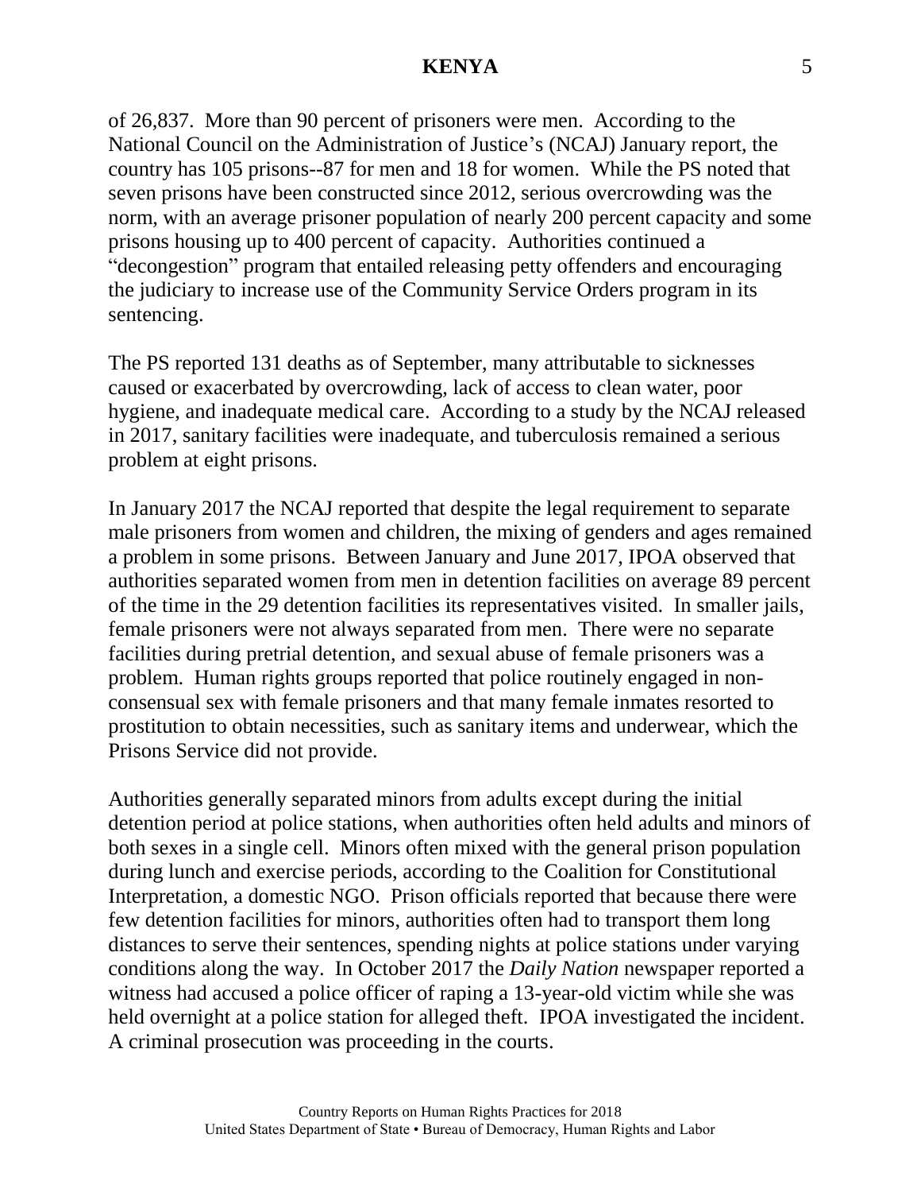of 26,837. More than 90 percent of prisoners were men. According to the National Council on the Administration of Justice's (NCAJ) January report, the country has 105 prisons--87 for men and 18 for women. While the PS noted that seven prisons have been constructed since 2012, serious overcrowding was the norm, with an average prisoner population of nearly 200 percent capacity and some prisons housing up to 400 percent of capacity. Authorities continued a "decongestion" program that entailed releasing petty offenders and encouraging the judiciary to increase use of the Community Service Orders program in its sentencing.

The PS reported 131 deaths as of September, many attributable to sicknesses caused or exacerbated by overcrowding, lack of access to clean water, poor hygiene, and inadequate medical care. According to a study by the NCAJ released in 2017, sanitary facilities were inadequate, and tuberculosis remained a serious problem at eight prisons.

In January 2017 the NCAJ reported that despite the legal requirement to separate male prisoners from women and children, the mixing of genders and ages remained a problem in some prisons. Between January and June 2017, IPOA observed that authorities separated women from men in detention facilities on average 89 percent of the time in the 29 detention facilities its representatives visited. In smaller jails, female prisoners were not always separated from men. There were no separate facilities during pretrial detention, and sexual abuse of female prisoners was a problem. Human rights groups reported that police routinely engaged in non-consensual sex with female prisoners and that many female inmates resorted to prostitution to obtain necessities, such as sanitary items and underwear, which the Prisons Service did not provide.

Authorities generally separated minors from adults except during the initial detention period at police stations, when authorities often held adults and minors of both sexes in a single cell. Minors often mixed with the general prison population during lunch and exercise periods, according to the Coalition for Constitutional Interpretation, a domestic NGO. Prison officials reported that because there were few detention facilities for minors, authorities often had to transport them long distances to serve their sentences, spending nights at police stations under varying conditions along the way. In October 2017 the *Daily Nation* newspaper reported a witness had accused a police officer of raping a 13-year-old victim while she was held overnight at a police station for alleged theft. IPOA investigated the incident. A criminal prosecution was proceeding in the courts.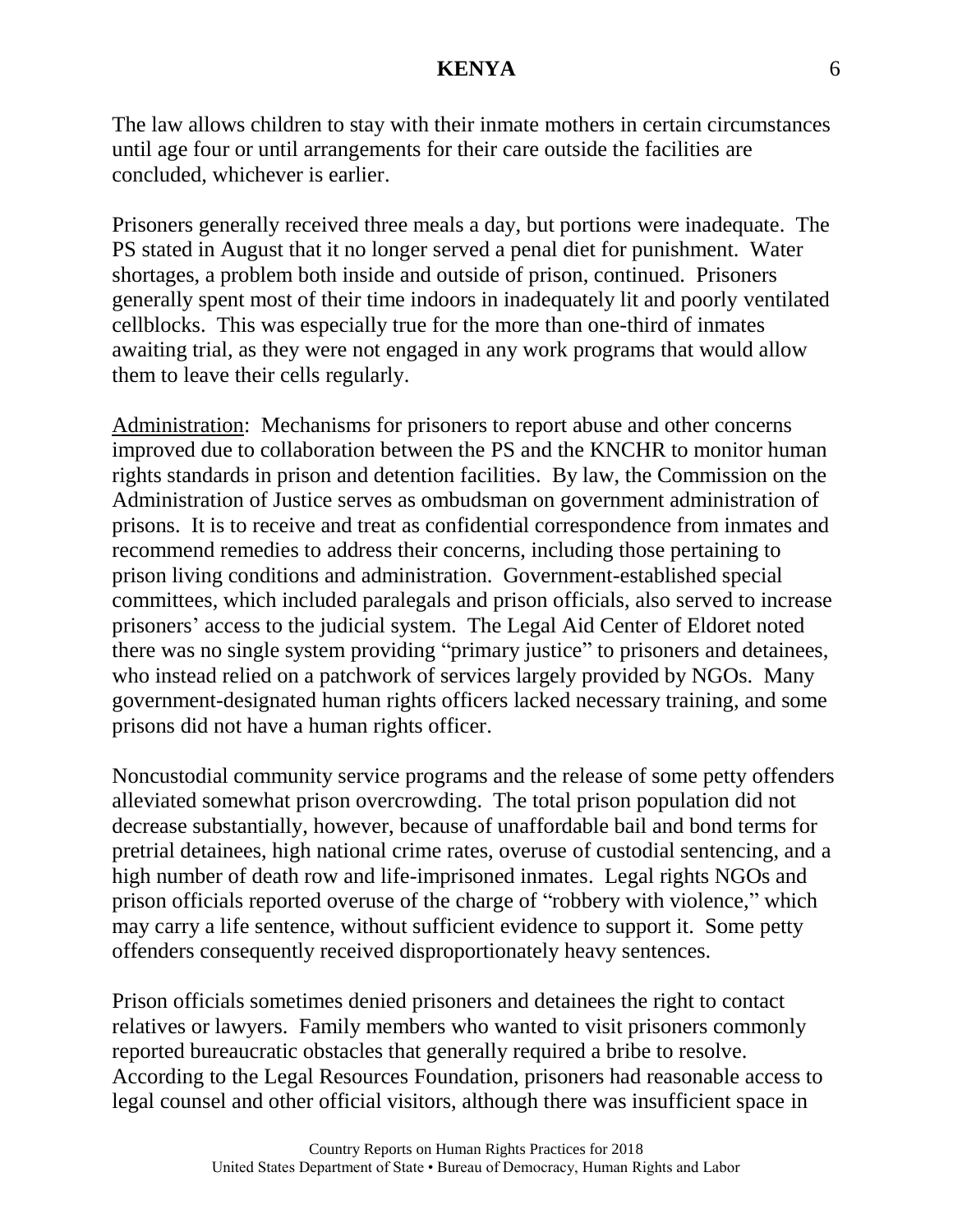The law allows children to stay with their inmate mothers in certain circumstances until age four or until arrangements for their care outside the facilities are concluded, whichever is earlier.

Prisoners generally received three meals a day, but portions were inadequate. The PS stated in August that it no longer served a penal diet for punishment. Water shortages, a problem both inside and outside of prison, continued. Prisoners generally spent most of their time indoors in inadequately lit and poorly ventilated cellblocks. This was especially true for the more than one-third of inmates awaiting trial, as they were not engaged in any work programs that would allow them to leave their cells regularly.

Administration: Mechanisms for prisoners to report abuse and other concerns improved due to collaboration between the PS and the KNCHR to monitor human rights standards in prison and detention facilities. By law, the Commission on the Administration of Justice serves as ombudsman on government administration of prisons. It is to receive and treat as confidential correspondence from inmates and recommend remedies to address their concerns, including those pertaining to prison living conditions and administration. Government-established special committees, which included paralegals and prison officials, also served to increase prisoners' access to the judicial system. The Legal Aid Center of Eldoret noted there was no single system providing "primary justice" to prisoners and detainees, who instead relied on a patchwork of services largely provided by NGOs. Many government-designated human rights officers lacked necessary training, and some prisons did not have a human rights officer.

Noncustodial community service programs and the release of some petty offenders alleviated somewhat prison overcrowding. The total prison population did not decrease substantially, however, because of unaffordable bail and bond terms for pretrial detainees, high national crime rates, overuse of custodial sentencing, and a high number of death row and life-imprisoned inmates. Legal rights NGOs and prison officials reported overuse of the charge of "robbery with violence," which may carry a life sentence, without sufficient evidence to support it. Some petty offenders consequently received disproportionately heavy sentences.

Prison officials sometimes denied prisoners and detainees the right to contact relatives or lawyers. Family members who wanted to visit prisoners commonly reported bureaucratic obstacles that generally required a bribe to resolve. According to the Legal Resources Foundation, prisoners had reasonable access to legal counsel and other official visitors, although there was insufficient space in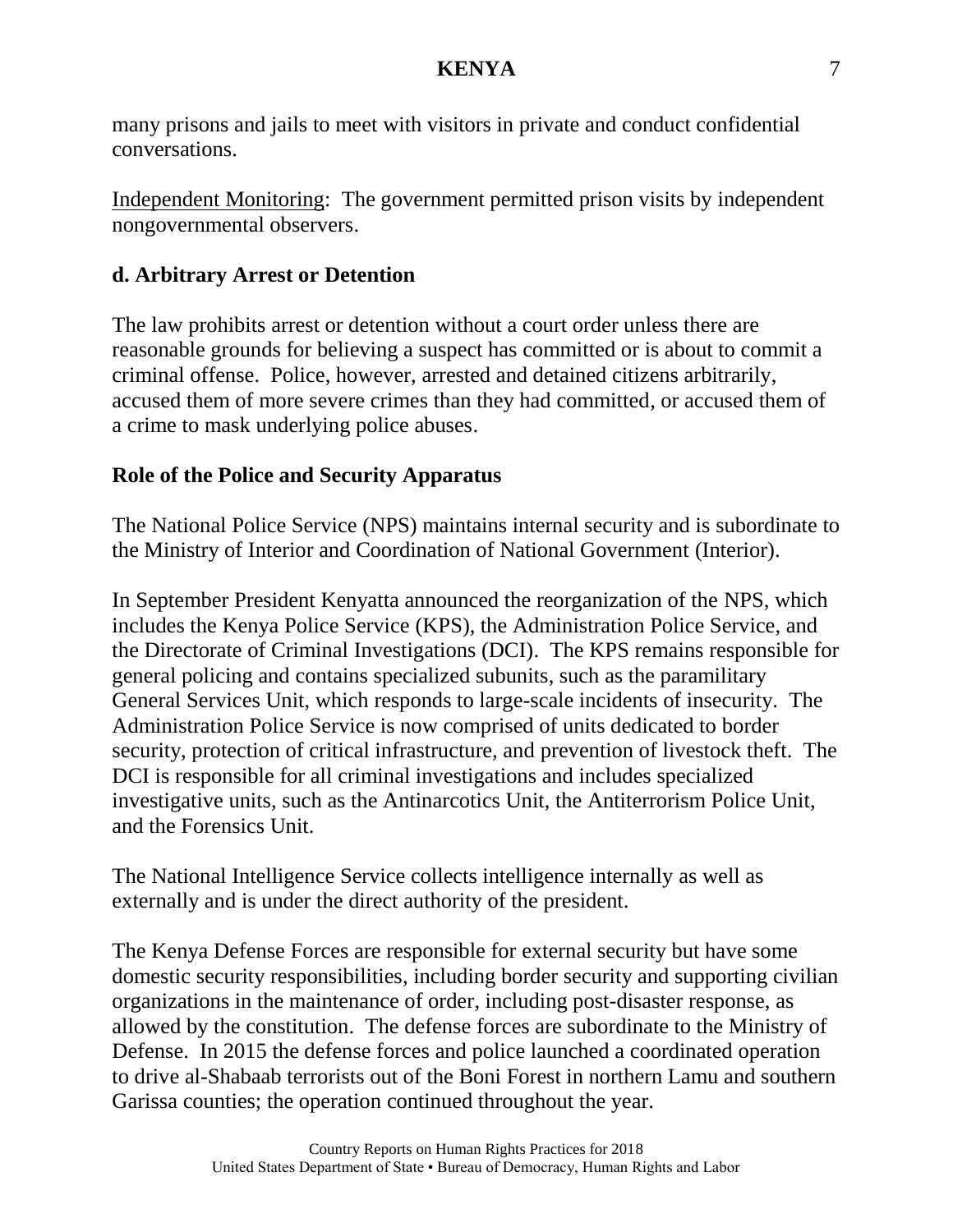many prisons and jails to meet with visitors in private and conduct confidential conversations.

Independent Monitoring: The government permitted prison visits by independent nongovernmental observers.

## d. Arbitrary Arrest or Detention

The law prohibits arrest or detention without a court order unless there are reasonable grounds for believing a suspect has committed or is about to commit a criminal offense. Police, however, arrested and detained citizens arbitrarily, accused them of more severe crimes than they had committed, or accused them of a crime to mask underlying police abuses.

### Role of the Police and Security Apparatus

The National Police Service (NPS) maintains internal security and is subordinate to the Ministry of Interior and Coordination of National Government (Interior).

In September President Kenyatta announced the reorganization of the NPS, which includes the Kenya Police Service (KPS), the Administration Police Service, and the Directorate of Criminal Investigations (DCI). The KPS remains responsible for general policing and contains specialized subunits, such as the paramilitary General Services Unit, which responds to large-scale incidents of insecurity. The Administration Police Service is now comprised of units dedicated to border security, protection of critical infrastructure, and prevention of livestock theft. The DCI is responsible for all criminal investigations and includes specialized investigative units, such as the Antinarcotics Unit, the Antiterrorism Police Unit, and the Forensics Unit.

The National Intelligence Service collects intelligence internally as well as externally and is under the direct authority of the president.

The Kenya Defense Forces are responsible for external security but have some domestic security responsibilities, including border security and supporting civilian organizations in the maintenance of order, including post-disaster response, as allowed by the constitution. The defense forces are subordinate to the Ministry of Defense. In 2015 the defense forces and police launched a coordinated operation to drive al-Shabaab terrorists out of the Boni Forest in northern Lamu and southern Garissa counties; the operation continued throughout the year.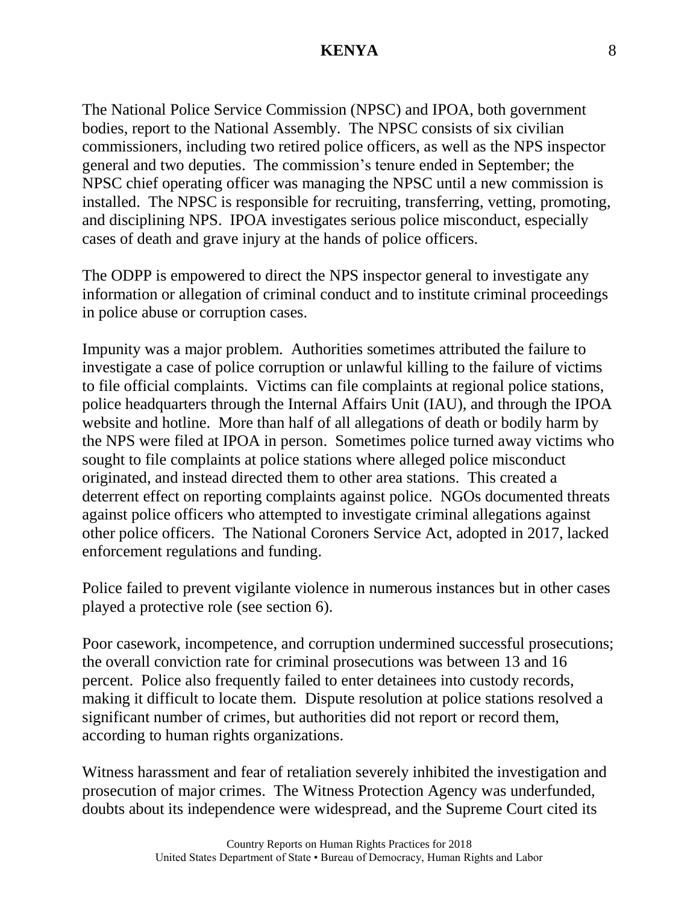The National Police Service Commission (NPSC) and IPOA, both government bodies, report to the National Assembly. The NPSC consists of six civilian commissioners, including two retired police officers, as well as the NPS inspector general and two deputies. The commission's tenure ended in September; the NPSC chief operating officer was managing the NPSC until a new commission is installed. The NPSC is responsible for recruiting, transferring, vetting, promoting, and disciplining NPS. IPOA investigates serious police misconduct, especially cases of death and grave injury at the hands of police officers.

The ODPP is empowered to direct the NPS inspector general to investigate any information or allegation of criminal conduct and to institute criminal proceedings in police abuse or corruption cases.

Impunity was a major problem. Authorities sometimes attributed the failure to investigate a case of police corruption or unlawful killing to the failure of victims to file official complaints. Victims can file complaints at regional police stations, police headquarters through the Internal Affairs Unit (IAU), and through the IPOA website and hotline. More than half of all allegations of death or bodily harm by the NPS were filed at IPOA in person. Sometimes police turned away victims who sought to file complaints at police stations where alleged police misconduct originated, and instead directed them to other area stations. This created a deterrent effect on reporting complaints against police. NGOs documented threats against police officers who attempted to investigate criminal allegations against other police officers. The National Coroners Service Act, adopted in 2017, lacked enforcement regulations and funding.

Police failed to prevent vigilante violence in numerous instances but in other cases played a protective role (see section 6).

Poor casework, incompetence, and corruption undermined successful prosecutions; the overall conviction rate for criminal prosecutions was between 13 and 16 percent. Police also frequently failed to enter detainees into custody records, making it difficult to locate them. Dispute resolution at police stations resolved a significant number of crimes, but authorities did not report or record them, according to human rights organizations.

Witness harassment and fear of retaliation severely inhibited the investigation and prosecution of major crimes. The Witness Protection Agency was underfunded, doubts about its independence were widespread, and the Supreme Court cited its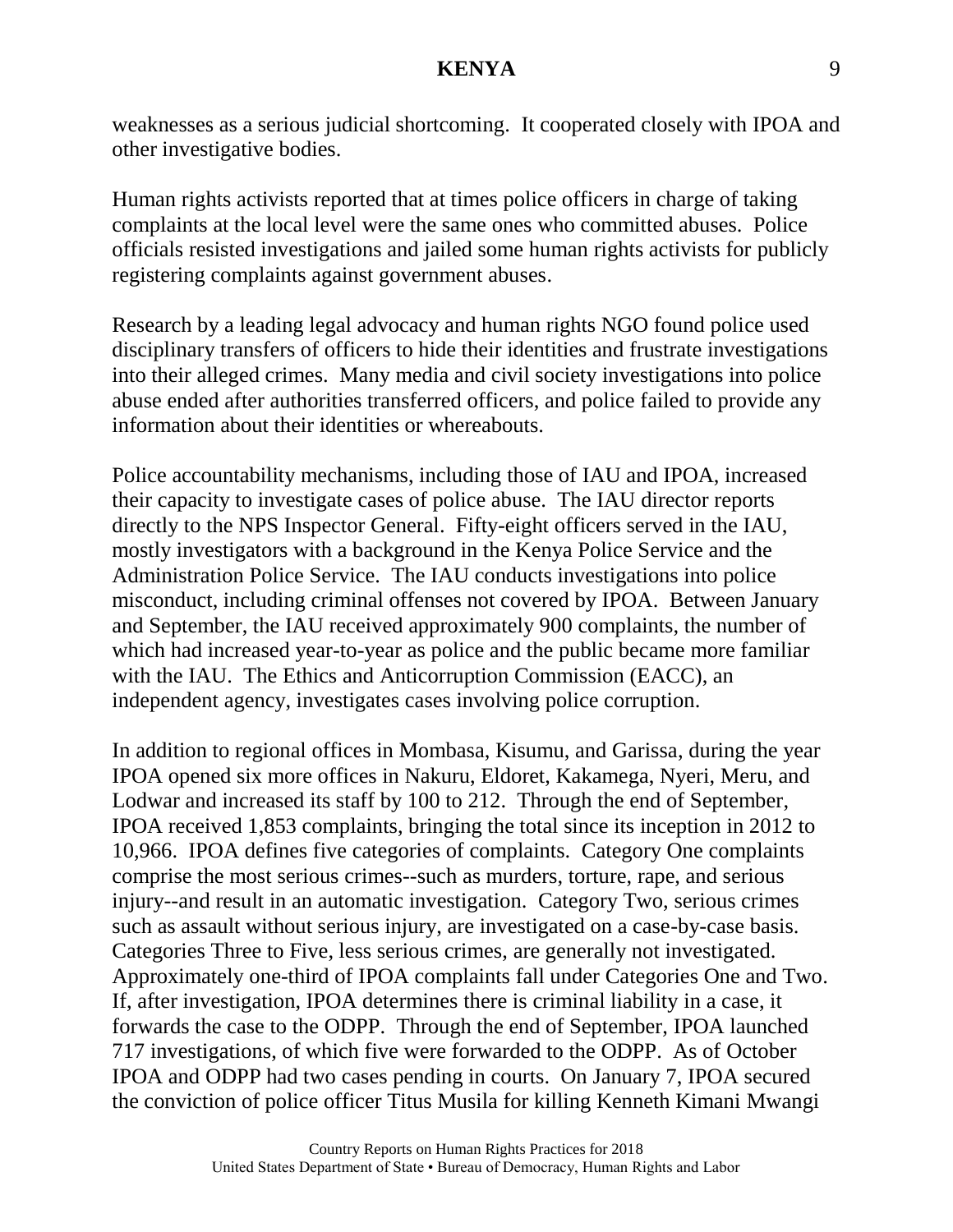weaknesses as a serious judicial shortcoming. It cooperated closely with IPOA and other investigative bodies.

Human rights activists reported that at times police officers in charge of taking complaints at the local level were the same ones who committed abuses. Police officials resisted investigations and jailed some human rights activists for publicly registering complaints against government abuses.

Research by a leading legal advocacy and human rights NGO found police used disciplinary transfers of officers to hide their identities and frustrate investigations into their alleged crimes. Many media and civil society investigations into police abuse ended after authorities transferred officers, and police failed to provide any information about their identities or whereabouts.

Police accountability mechanisms, including those of IAU and IPOA, increased their capacity to investigate cases of police abuse. The IAU director reports directly to the NPS Inspector General. Fifty-eight officers served in the IAU, mostly investigators with a background in the Kenya Police Service and the Administration Police Service. The IAU conducts investigations into police misconduct, including criminal offenses not covered by IPOA. Between January and September, the IAU received approximately 900 complaints, the number of which had increased year-to-year as police and the public became more familiar with the IAU. The Ethics and Anticorruption Commission (EACC), an independent agency, investigates cases involving police corruption.

In addition to regional offices in Mombasa, Kisumu, and Garissa, during the year IPOA opened six more offices in Nakuru, Eldoret, Kakamega, Nyeri, Meru, and Lodwar and increased its staff by 100 to 212. Through the end of September, IPOA received 1,853 complaints, bringing the total since its inception in 2012 to 10,966. IPOA defines five categories of complaints. Category One complaints comprise the most serious crimes--such as murders, torture, rape, and serious injury--and result in an automatic investigation. Category Two, serious crimes such as assault without serious injury, are investigated on a case-by-case basis. Categories Three to Five, less serious crimes, are generally not investigated. Approximately one-third of IPOA complaints fall under Categories One and Two. If, after investigation, IPOA determines there is criminal liability in a case, it forwards the case to the ODPP. Through the end of September, IPOA launched 717 investigations, of which five were forwarded to the ODPP. As of October IPOA and ODPP had two cases pending in courts. On January 7, IPOA secured the conviction of police officer Titus Musila for killing Kenneth Kimani Mwangi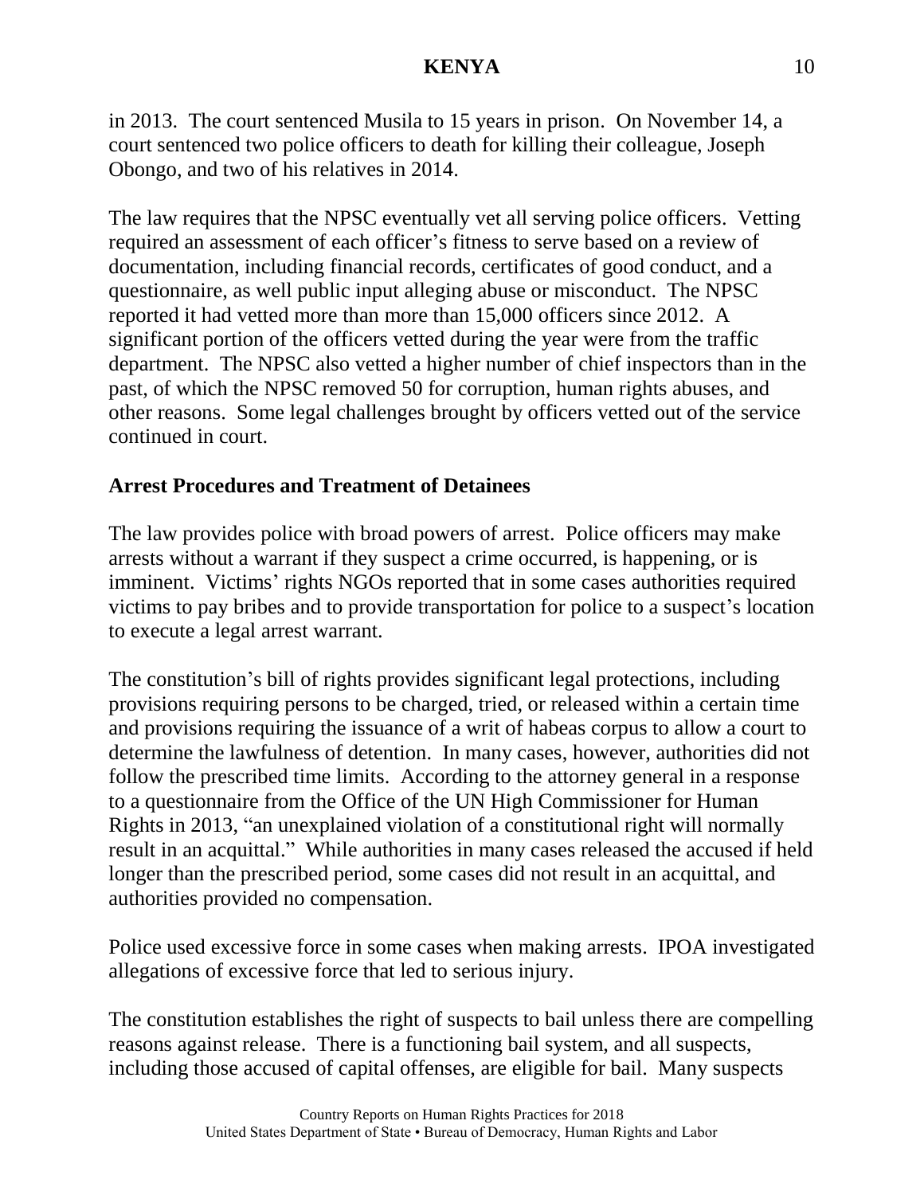in 2013. The court sentenced Musila to 15 years in prison. On November 14, a court sentenced two police officers to death for killing their colleague, Joseph Obongo, and two of his relatives in 2014.

The law requires that the NPSC eventually vet all serving police officers. Vetting required an assessment of each officer's fitness to serve based on a review of documentation, including financial records, certificates of good conduct, and a questionnaire, as well public input alleging abuse or misconduct. The NPSC reported it had vetted more than more than 15,000 officers since 2012. A significant portion of the officers vetted during the year were from the traffic department. The NPSC also vetted a higher number of chief inspectors than in the past, of which the NPSC removed 50 for corruption, human rights abuses, and other reasons. Some legal challenges brought by officers vetted out of the service continued in court.

**Arrest Procedures and Treatment of Detainees**

The law provides police with broad powers of arrest. Police officers may make arrests without a warrant if they suspect a crime occurred, is happening, or is imminent. Victims' rights NGOs reported that in some cases authorities required victims to pay bribes and to provide transportation for police to a suspect's location to execute a legal arrest warrant.

The constitution's bill of rights provides significant legal protections, including provisions requiring persons to be charged, tried, or released within a certain time and provisions requiring the issuance of a writ of habeas corpus to allow a court to determine the lawfulness of detention. In many cases, however, authorities did not follow the prescribed time limits. According to the attorney general in a response to a questionnaire from the Office of the UN High Commissioner for Human Rights in 2013, "an unexplained violation of a constitutional right will normally result in an acquittal." While authorities in many cases released the accused if held longer than the prescribed period, some cases did not result in an acquittal, and authorities provided no compensation.

Police used excessive force in some cases when making arrests. IPOA investigated allegations of excessive force that led to serious injury.

The constitution establishes the right of suspects to bail unless there are compelling reasons against release. There is a functioning bail system, and all suspects, including those accused of capital offenses, are eligible for bail. Many suspects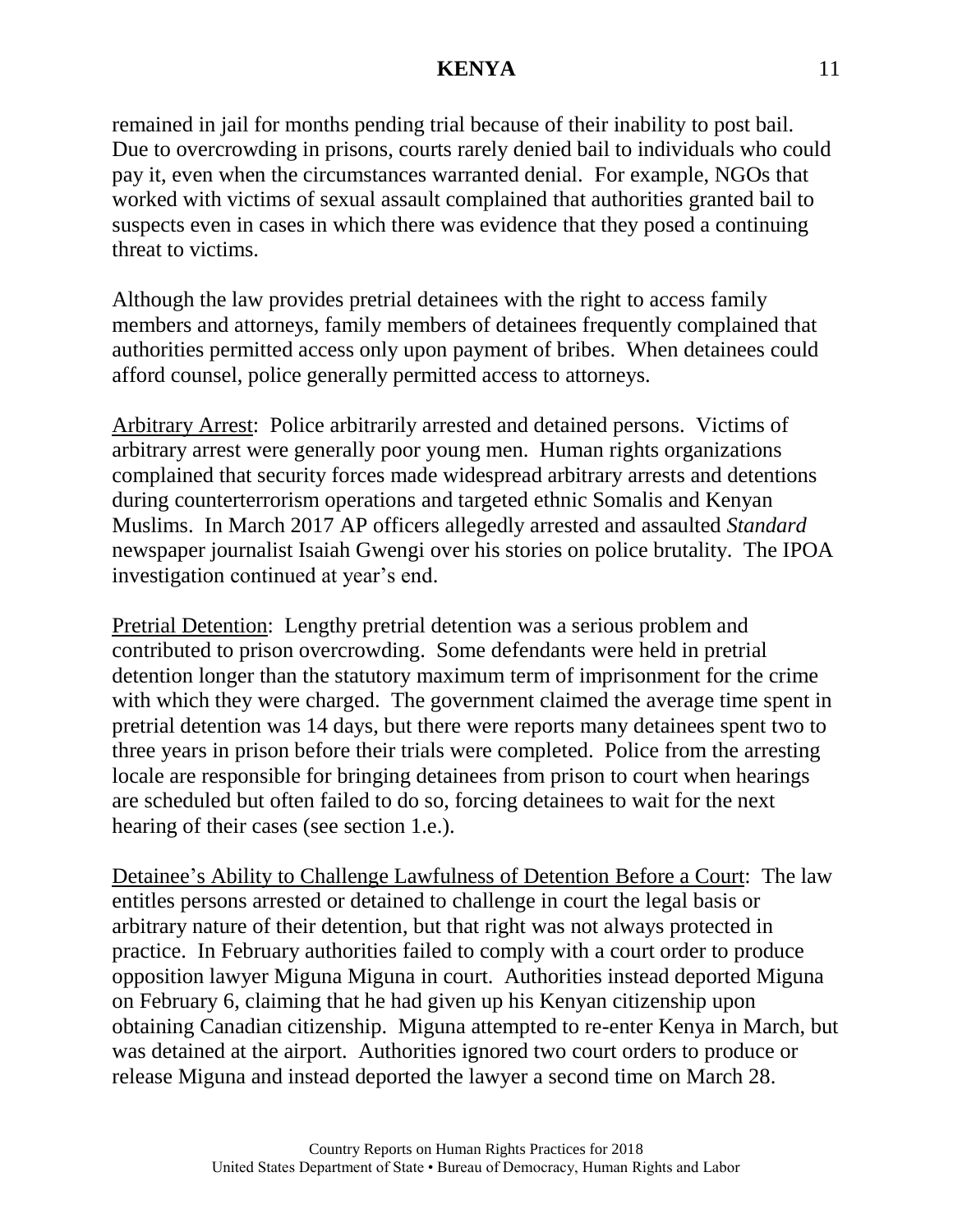remained in jail for months pending trial because of their inability to post bail. Due to overcrowding in prisons, courts rarely denied bail to individuals who could pay it, even when the circumstances warranted denial. For example, NGOs that worked with victims of sexual assault complained that authorities granted bail to suspects even in cases in which there was evidence that they posed a continuing threat to victims.

Although the law provides pretrial detainees with the right to access family members and attorneys, family members of detainees frequently complained that authorities permitted access only upon payment of bribes. When detainees could afford counsel, police generally permitted access to attorneys.

<u>Arbitrary Arrest</u>: Police arbitrarily arrested and detained persons. Victims of arbitrary arrest were generally poor young men. Human rights organizations complained that security forces made widespread arbitrary arrests and detentions during counterterrorism operations and targeted ethnic Somalis and Kenyan Muslims. In March 2017 AP officers allegedly arrested and assaulted *Standard* newspaper journalist Isaiah Gwengi over his stories on police brutality. The IPOA investigation continued at year's end.

<u>Pretrial Detention</u>: Lengthy pretrial detention was a serious problem and contributed to prison overcrowding. Some defendants were held in pretrial detention longer than the statutory maximum term of imprisonment for the crime with which they were charged. The government claimed the average time spent in pretrial detention was 14 days, but there were reports many detainees spent two to three years in prison before their trials were completed. Police from the arresting locale are responsible for bringing detainees from prison to court when hearings are scheduled but often failed to do so, forcing detainees to wait for the next hearing of their cases (see section 1.e.).

<u>Detainee's Ability to Challenge Lawfulness of Detention Before a Court</u>: The law entitles persons arrested or detained to challenge in court the legal basis or arbitrary nature of their detention, but that right was not always protected in practice. In February authorities failed to comply with a court order to produce opposition lawyer Miguna Miguna in court. Authorities instead deported Miguna on February 6, claiming that he had given up his Kenyan citizenship upon obtaining Canadian citizenship. Miguna attempted to re-enter Kenya in March, but was detained at the airport. Authorities ignored two court orders to produce or release Miguna and instead deported the lawyer a second time on March 28.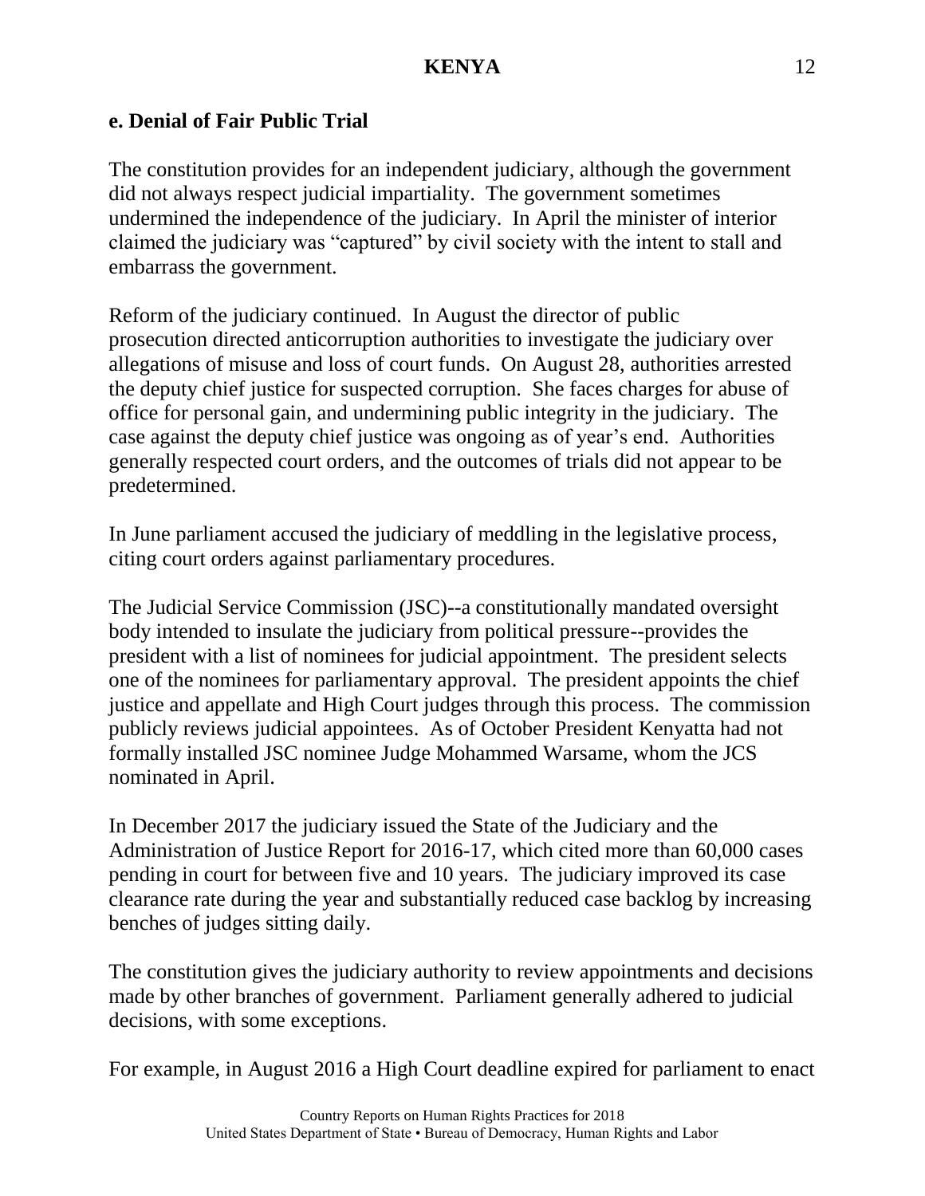### e. Denial of Fair Public Trial

The constitution provides for an independent judiciary, although the government did not always respect judicial impartiality. The government sometimes undermined the independence of the judiciary. In April the minister of interior claimed the judiciary was "captured" by civil society with the intent to stall and embarrass the government.

Reform of the judiciary continued. In August the director of public prosecution directed anticorruption authorities to investigate the judiciary over allegations of misuse and loss of court funds. On August 28, authorities arrested the deputy chief justice for suspected corruption. She faces charges for abuse of office for personal gain, and undermining public integrity in the judiciary. The case against the deputy chief justice was ongoing as of year's end. Authorities generally respected court orders, and the outcomes of trials did not appear to be predetermined.

In June parliament accused the judiciary of meddling in the legislative process, citing court orders against parliamentary procedures.

The Judicial Service Commission (JSC)--a constitutionally mandated oversight body intended to insulate the judiciary from political pressure--provides the president with a list of nominees for judicial appointment. The president selects one of the nominees for parliamentary approval. The president appoints the chief justice and appellate and High Court judges through this process. The commission publicly reviews judicial appointees. As of October President Kenyatta had not formally installed JSC nominee Judge Mohammed Warsame, whom the JCS nominated in April.

In December 2017 the judiciary issued the State of the Judiciary and the Administration of Justice Report for 2016-17, which cited more than 60,000 cases pending in court for between five and 10 years. The judiciary improved its case clearance rate during the year and substantially reduced case backlog by increasing benches of judges sitting daily.

The constitution gives the judiciary authority to review appointments and decisions made by other branches of government. Parliament generally adhered to judicial decisions, with some exceptions.

For example, in August 2016 a High Court deadline expired for parliament to enact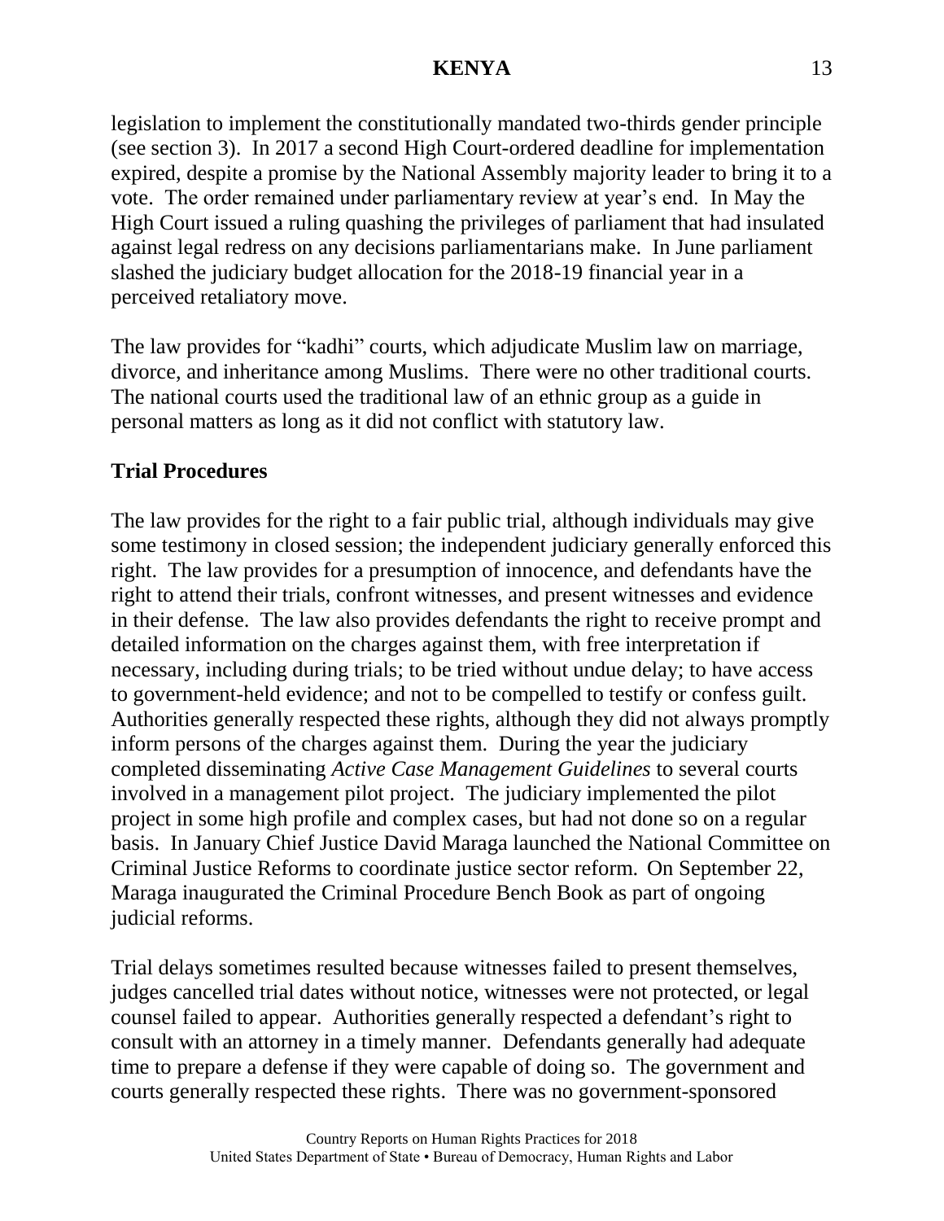legislation to implement the constitutionally mandated two-thirds gender principle (see section 3). In 2017 a second High Court-ordered deadline for implementation expired, despite a promise by the National Assembly majority leader to bring it to a vote. The order remained under parliamentary review at year's end. In May the High Court issued a ruling quashing the privileges of parliament that had insulated against legal redress on any decisions parliamentarians make. In June parliament slashed the judiciary budget allocation for the 2018-19 financial year in a perceived retaliatory move.

The law provides for "kadhi" courts, which adjudicate Muslim law on marriage, divorce, and inheritance among Muslims. There were no other traditional courts. The national courts used the traditional law of an ethnic group as a guide in personal matters as long as it did not conflict with statutory law.

**Trial Procedures**

The law provides for the right to a fair public trial, although individuals may give some testimony in closed session; the independent judiciary generally enforced this right. The law provides for a presumption of innocence, and defendants have the right to attend their trials, confront witnesses, and present witnesses and evidence in their defense. The law also provides defendants the right to receive prompt and detailed information on the charges against them, with free interpretation if necessary, including during trials; to be tried without undue delay; to have access to government-held evidence; and not to be compelled to testify or confess guilt. Authorities generally respected these rights, although they did not always promptly inform persons of the charges against them. During the year the judiciary completed disseminating *Active Case Management Guidelines* to several courts involved in a management pilot project. The judiciary implemented the pilot project in some high profile and complex cases, but had not done so on a regular basis. In January Chief Justice David Maraga launched the National Committee on Criminal Justice Reforms to coordinate justice sector reform. On September 22, Maraga inaugurated the Criminal Procedure Bench Book as part of ongoing judicial reforms.

Trial delays sometimes resulted because witnesses failed to present themselves, judges cancelled trial dates without notice, witnesses were not protected, or legal counsel failed to appear. Authorities generally respected a defendant's right to consult with an attorney in a timely manner. Defendants generally had adequate time to prepare a defense if they were capable of doing so. The government and courts generally respected these rights. There was no government-sponsored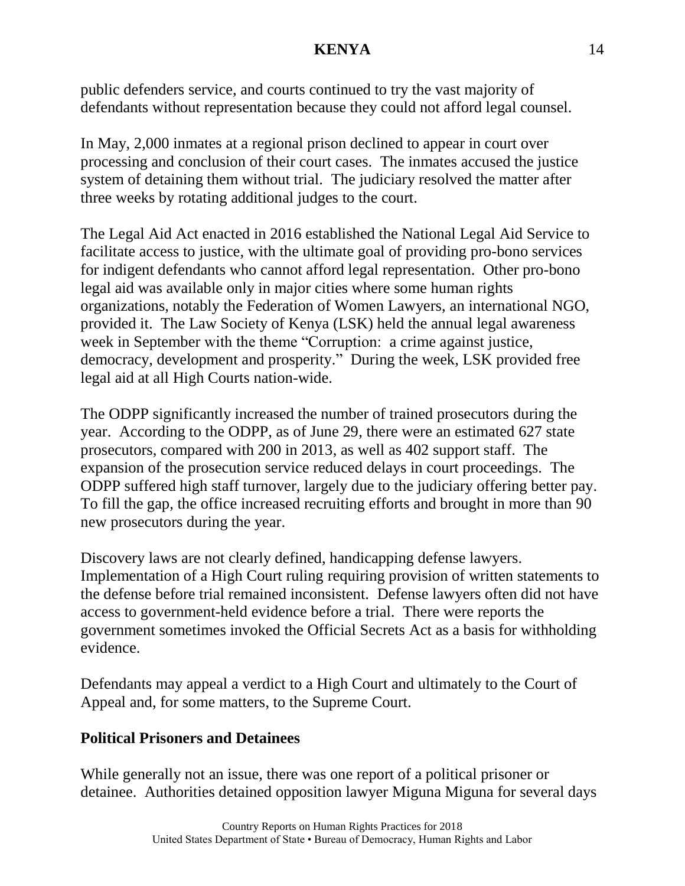public defenders service, and courts continued to try the vast majority of defendants without representation because they could not afford legal counsel.

In May, 2,000 inmates at a regional prison declined to appear in court over processing and conclusion of their court cases. The inmates accused the justice system of detaining them without trial. The judiciary resolved the matter after three weeks by rotating additional judges to the court.

The Legal Aid Act enacted in 2016 established the National Legal Aid Service to facilitate access to justice, with the ultimate goal of providing pro-bono services for indigent defendants who cannot afford legal representation. Other pro-bono legal aid was available only in major cities where some human rights organizations, notably the Federation of Women Lawyers, an international NGO, provided it. The Law Society of Kenya (LSK) held the annual legal awareness week in September with the theme "Corruption: a crime against justice, democracy, development and prosperity." During the week, LSK provided free legal aid at all High Courts nation-wide.

The ODPP significantly increased the number of trained prosecutors during the year. According to the ODPP, as of June 29, there were an estimated 627 state prosecutors, compared with 200 in 2013, as well as 402 support staff. The expansion of the prosecution service reduced delays in court proceedings. The ODPP suffered high staff turnover, largely due to the judiciary offering better pay. To fill the gap, the office increased recruiting efforts and brought in more than 90 new prosecutors during the year.

Discovery laws are not clearly defined, handicapping defense lawyers. Implementation of a High Court ruling requiring provision of written statements to the defense before trial remained inconsistent. Defense lawyers often did not have access to government-held evidence before a trial. There were reports the government sometimes invoked the Official Secrets Act as a basis for withholding evidence.

Defendants may appeal a verdict to a High Court and ultimately to the Court of Appeal and, for some matters, to the Supreme Court.

**Political Prisoners and Detainees**

While generally not an issue, there was one report of a political prisoner or detainee. Authorities detained opposition lawyer Miguna Miguna for several days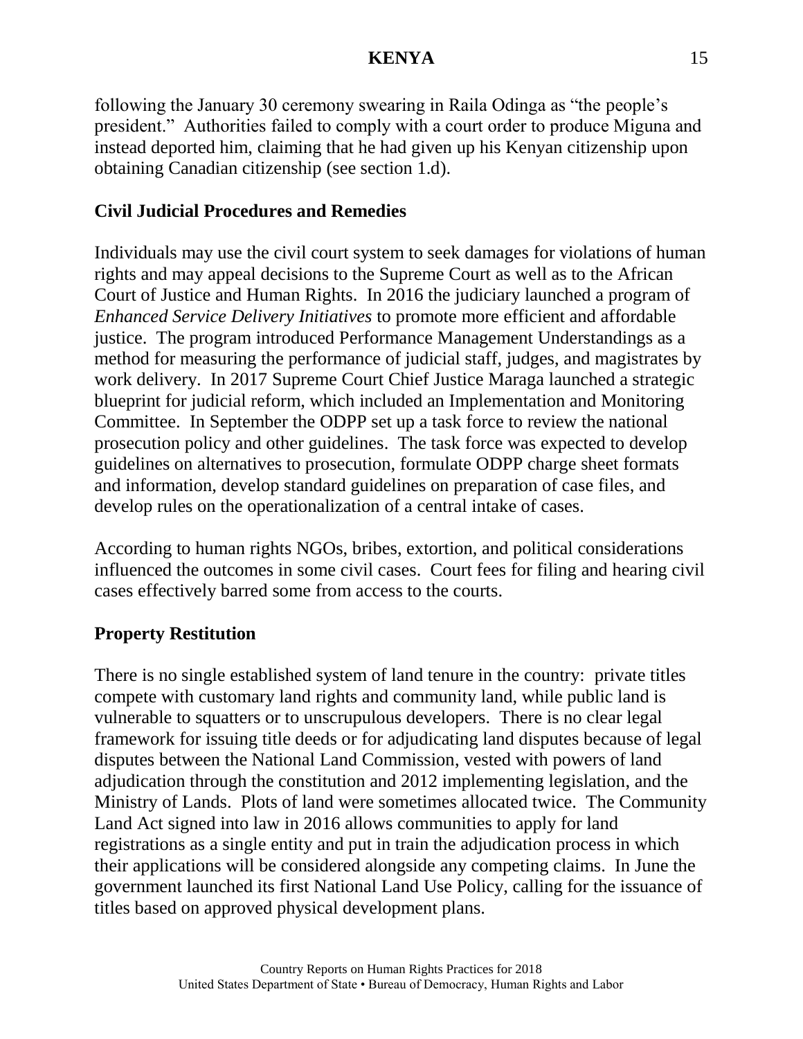following the January 30 ceremony swearing in Raila Odinga as "the people's president." Authorities failed to comply with a court order to produce Miguna and instead deported him, claiming that he had given up his Kenyan citizenship upon obtaining Canadian citizenship (see section 1.d).

**Civil Judicial Procedures and Remedies**

Individuals may use the civil court system to seek damages for violations of human rights and may appeal decisions to the Supreme Court as well as to the African Court of Justice and Human Rights. In 2016 the judiciary launched a program of *Enhanced Service Delivery Initiatives* to promote more efficient and affordable justice. The program introduced Performance Management Understandings as a method for measuring the performance of judicial staff, judges, and magistrates by work delivery. In 2017 Supreme Court Chief Justice Maraga launched a strategic blueprint for judicial reform, which included an Implementation and Monitoring Committee. In September the ODPP set up a task force to review the national prosecution policy and other guidelines. The task force was expected to develop guidelines on alternatives to prosecution, formulate ODPP charge sheet formats and information, develop standard guidelines on preparation of case files, and develop rules on the operationalization of a central intake of cases.

According to human rights NGOs, bribes, extortion, and political considerations influenced the outcomes in some civil cases. Court fees for filing and hearing civil cases effectively barred some from access to the courts.

**Property Restitution**

There is no single established system of land tenure in the country: private titles compete with customary land rights and community land, while public land is vulnerable to squatters or to unscrupulous developers. There is no clear legal framework for issuing title deeds or for adjudicating land disputes because of legal disputes between the National Land Commission, vested with powers of land adjudication through the constitution and 2012 implementing legislation, and the Ministry of Lands. Plots of land were sometimes allocated twice. The Community Land Act signed into law in 2016 allows communities to apply for land registrations as a single entity and put in train the adjudication process in which their applications will be considered alongside any competing claims. In June the government launched its first National Land Use Policy, calling for the issuance of titles based on approved physical development plans.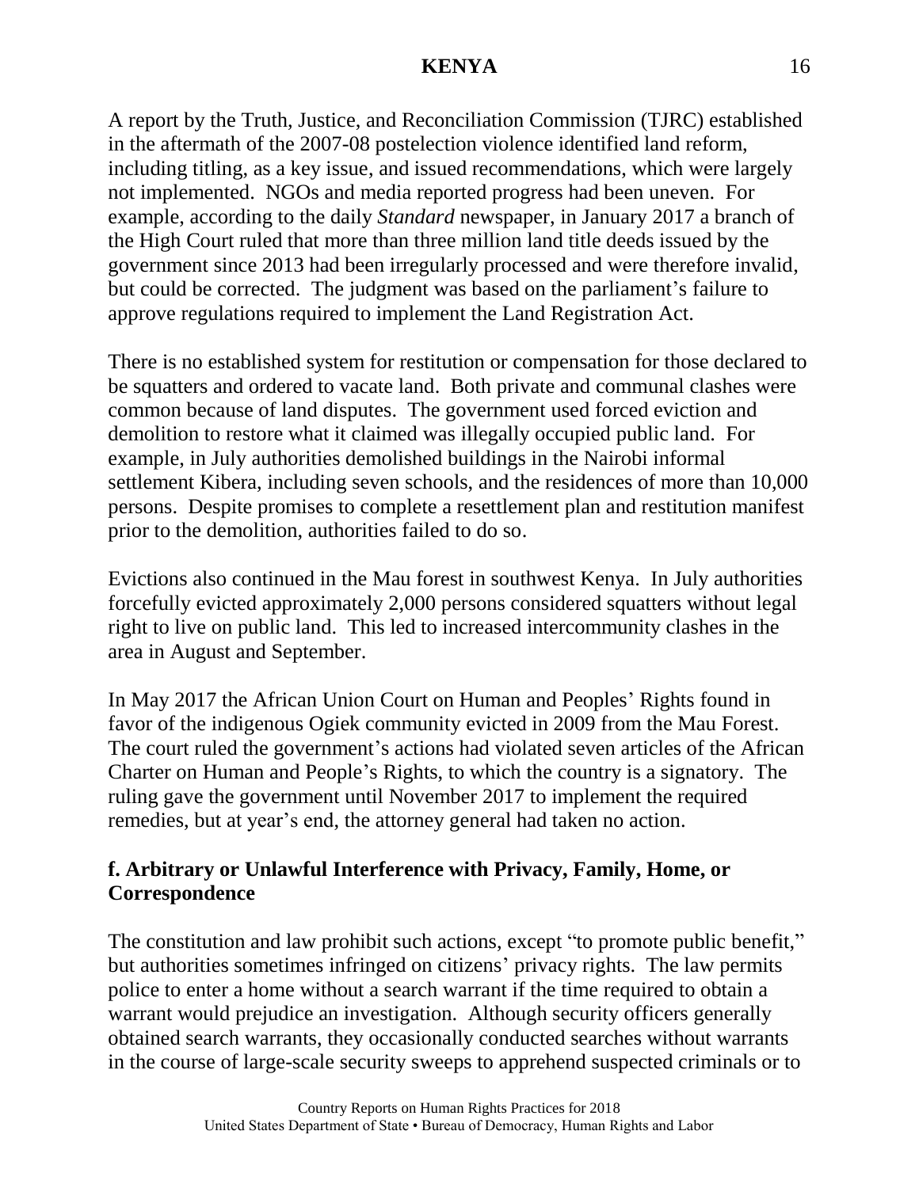A report by the Truth, Justice, and Reconciliation Commission (TJRC) established in the aftermath of the 2007-08 postelection violence identified land reform, including titling, as a key issue, and issued recommendations, which were largely not implemented. NGOs and media reported progress had been uneven. For example, according to the daily *Standard* newspaper, in January 2017 a branch of the High Court ruled that more than three million land title deeds issued by the government since 2013 had been irregularly processed and were therefore invalid, but could be corrected. The judgment was based on the parliament's failure to approve regulations required to implement the Land Registration Act.

There is no established system for restitution or compensation for those declared to be squatters and ordered to vacate land. Both private and communal clashes were common because of land disputes. The government used forced eviction and demolition to restore what it claimed was illegally occupied public land. For example, in July authorities demolished buildings in the Nairobi informal settlement Kibera, including seven schools, and the residences of more than 10,000 persons. Despite promises to complete a resettlement plan and restitution manifest prior to the demolition, authorities failed to do so.

Evictions also continued in the Mau forest in southwest Kenya. In July authorities forcefully evicted approximately 2,000 persons considered squatters without legal right to live on public land. This led to increased intercommunity clashes in the area in August and September.

In May 2017 the African Union Court on Human and Peoples' Rights found in favor of the indigenous Ogiek community evicted in 2009 from the Mau Forest. The court ruled the government's actions had violated seven articles of the African Charter on Human and People's Rights, to which the country is a signatory. The ruling gave the government until November 2017 to implement the required remedies, but at year's end, the attorney general had taken no action.

### f. Arbitrary or Unlawful Interference with Privacy, Family, Home, or Correspondence

The constitution and law prohibit such actions, except "to promote public benefit," but authorities sometimes infringed on citizens' privacy rights. The law permits police to enter a home without a search warrant if the time required to obtain a warrant would prejudice an investigation. Although security officers generally obtained search warrants, they occasionally conducted searches without warrants in the course of large-scale security sweeps to apprehend suspected criminals or to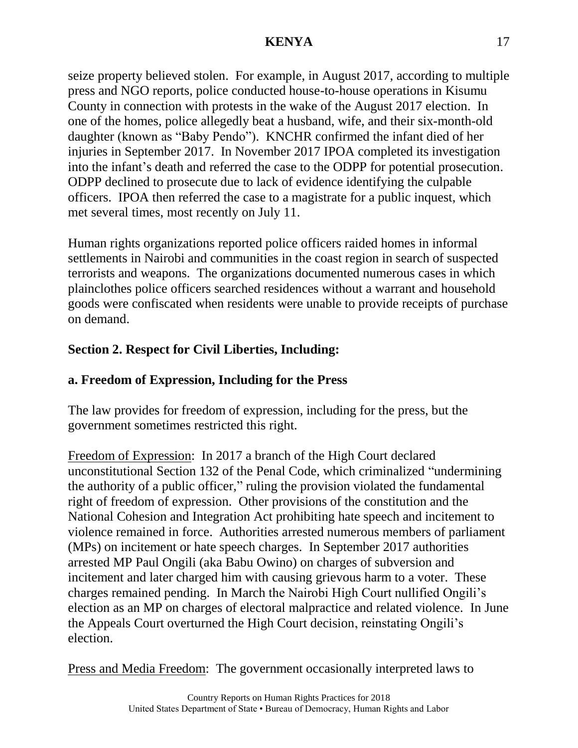seize property believed stolen. For example, in August 2017, according to multiple press and NGO reports, police conducted house-to-house operations in Kisumu County in connection with protests in the wake of the August 2017 election. In one of the homes, police allegedly beat a husband, wife, and their six-month-old daughter (known as "Baby Pendo"). KNCHR confirmed the infant died of her injuries in September 2017. In November 2017 IPOA completed its investigation into the infant's death and referred the case to the ODPP for potential prosecution. ODPP declined to prosecute due to lack of evidence identifying the culpable officers. IPOA then referred the case to a magistrate for a public inquest, which met several times, most recently on July 11.

Human rights organizations reported police officers raided homes in informal settlements in Nairobi and communities in the coast region in search of suspected terrorists and weapons. The organizations documented numerous cases in which plainclothes police officers searched residences without a warrant and household goods were confiscated when residents were unable to provide receipts of purchase on demand.

## Section 2. Respect for Civil Liberties, Including:

### a. Freedom of Expression, Including for the Press

The law provides for freedom of expression, including for the press, but the government sometimes restricted this right.

Freedom of Expression: In 2017 a branch of the High Court declared unconstitutional Section 132 of the Penal Code, which criminalized "undermining the authority of a public officer," ruling the provision violated the fundamental right of freedom of expression. Other provisions of the constitution and the National Cohesion and Integration Act prohibiting hate speech and incitement to violence remained in force. Authorities arrested numerous members of parliament (MPs) on incitement or hate speech charges. In September 2017 authorities arrested MP Paul Ongili (aka Babu Owino) on charges of subversion and incitement and later charged him with causing grievous harm to a voter. These charges remained pending. In March the Nairobi High Court nullified Ongili's election as an MP on charges of electoral malpractice and related violence. In June the Appeals Court overturned the High Court decision, reinstating Ongili's election.

Press and Media Freedom: The government occasionally interpreted laws to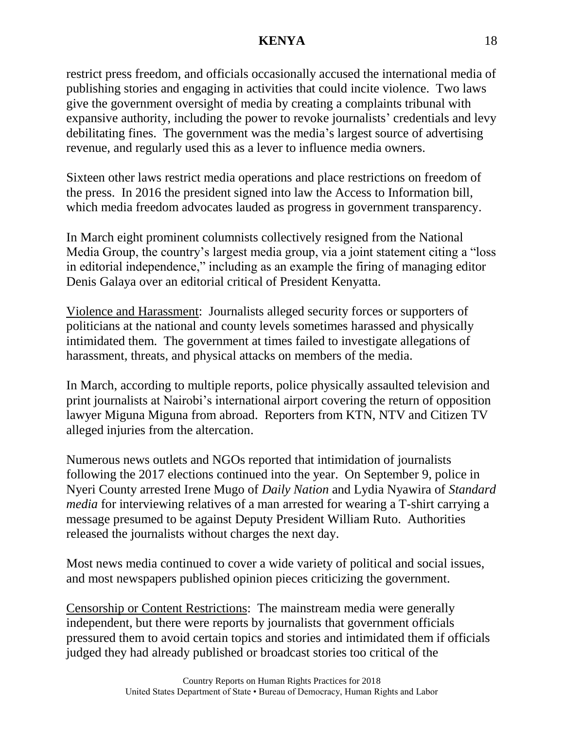restrict press freedom, and officials occasionally accused the international media of publishing stories and engaging in activities that could incite violence. Two laws give the government oversight of media by creating a complaints tribunal with expansive authority, including the power to revoke journalists' credentials and levy debilitating fines. The government was the media's largest source of advertising revenue, and regularly used this as a lever to influence media owners.

Sixteen other laws restrict media operations and place restrictions on freedom of the press. In 2016 the president signed into law the Access to Information bill, which media freedom advocates lauded as progress in government transparency.

In March eight prominent columnists collectively resigned from the National Media Group, the country's largest media group, via a joint statement citing a "loss in editorial independence," including as an example the firing of managing editor Denis Galaya over an editorial critical of President Kenyatta.

Violence and Harassment: Journalists alleged security forces or supporters of politicians at the national and county levels sometimes harassed and physically intimidated them. The government at times failed to investigate allegations of harassment, threats, and physical attacks on members of the media.

In March, according to multiple reports, police physically assaulted television and print journalists at Nairobi's international airport covering the return of opposition lawyer Miguna Miguna from abroad. Reporters from KTN, NTV and Citizen TV alleged injuries from the altercation.

Numerous news outlets and NGOs reported that intimidation of journalists following the 2017 elections continued into the year. On September 9, police in Nyeri County arrested Irene Mugo of *Daily Nation* and Lydia Nyawira of *Standard media* for interviewing relatives of a man arrested for wearing a T-shirt carrying a message presumed to be against Deputy President William Ruto. Authorities released the journalists without charges the next day.

Most news media continued to cover a wide variety of political and social issues, and most newspapers published opinion pieces criticizing the government.

Censorship or Content Restrictions: The mainstream media were generally independent, but there were reports by journalists that government officials pressured them to avoid certain topics and stories and intimidated them if officials judged they had already published or broadcast stories too critical of the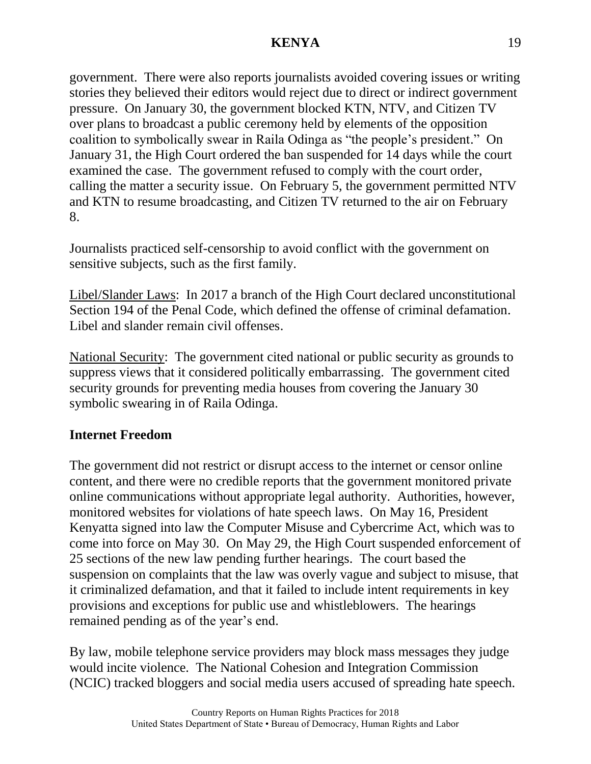government. There were also reports journalists avoided covering issues or writing stories they believed their editors would reject due to direct or indirect government pressure. On January 30, the government blocked KTN, NTV, and Citizen TV over plans to broadcast a public ceremony held by elements of the opposition coalition to symbolically swear in Raila Odinga as "the people's president." On January 31, the High Court ordered the ban suspended for 14 days while the court examined the case. The government refused to comply with the court order, calling the matter a security issue. On February 5, the government permitted NTV and KTN to resume broadcasting, and Citizen TV returned to the air on February 8.

Journalists practiced self-censorship to avoid conflict with the government on sensitive subjects, such as the first family.

Libel/Slander Laws: In 2017 a branch of the High Court declared unconstitutional Section 194 of the Penal Code, which defined the offense of criminal defamation. Libel and slander remain civil offenses.

National Security: The government cited national or public security as grounds to suppress views that it considered politically embarrassing. The government cited security grounds for preventing media houses from covering the January 30 symbolic swearing in of Raila Odinga.

**Internet Freedom**

The government did not restrict or disrupt access to the internet or censor online content, and there were no credible reports that the government monitored private online communications without appropriate legal authority. Authorities, however, monitored websites for violations of hate speech laws. On May 16, President Kenyatta signed into law the Computer Misuse and Cybercrime Act, which was to come into force on May 30. On May 29, the High Court suspended enforcement of 25 sections of the new law pending further hearings. The court based the suspension on complaints that the law was overly vague and subject to misuse, that it criminalized defamation, and that it failed to include intent requirements in key provisions and exceptions for public use and whistleblowers. The hearings remained pending as of the year's end.

By law, mobile telephone service providers may block mass messages they judge would incite violence. The National Cohesion and Integration Commission (NCIC) tracked bloggers and social media users accused of spreading hate speech.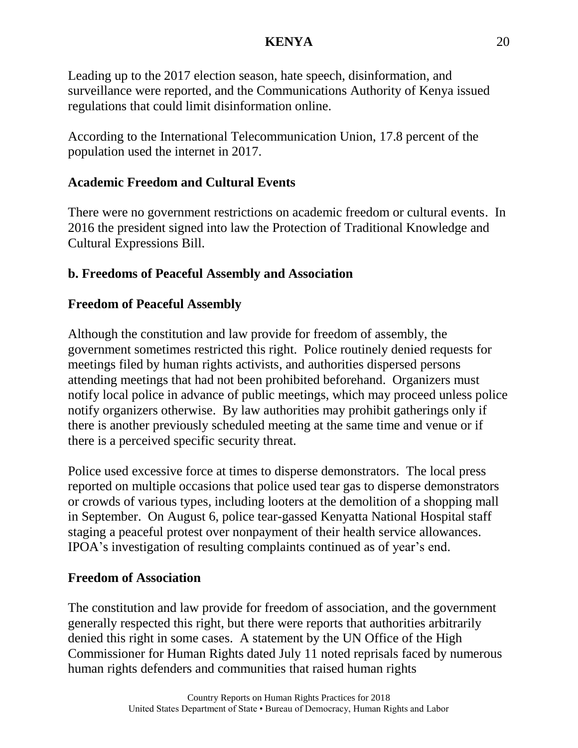Leading up to the 2017 election season, hate speech, disinformation, and surveillance were reported, and the Communications Authority of Kenya issued regulations that could limit disinformation online.

According to the International Telecommunication Union, 17.8 percent of the population used the internet in 2017.

### Academic Freedom and Cultural Events

There were no government restrictions on academic freedom or cultural events. In 2016 the president signed into law the Protection of Traditional Knowledge and Cultural Expressions Bill.

## b. Freedoms of Peaceful Assembly and Association

### Freedom of Peaceful Assembly

Although the constitution and law provide for freedom of assembly, the government sometimes restricted this right. Police routinely denied requests for meetings filed by human rights activists, and authorities dispersed persons attending meetings that had not been prohibited beforehand. Organizers must notify local police in advance of public meetings, which may proceed unless police notify organizers otherwise. By law authorities may prohibit gatherings only if there is another previously scheduled meeting at the same time and venue or if there is a perceived specific security threat.

Police used excessive force at times to disperse demonstrators. The local press reported on multiple occasions that police used tear gas to disperse demonstrators or crowds of various types, including looters at the demolition of a shopping mall in September. On August 6, police tear-gassed Kenyatta National Hospital staff staging a peaceful protest over nonpayment of their health service allowances. IPOA's investigation of resulting complaints continued as of year's end.

### Freedom of Association

The constitution and law provide for freedom of association, and the government generally respected this right, but there were reports that authorities arbitrarily denied this right in some cases. A statement by the UN Office of the High Commissioner for Human Rights dated July 11 noted reprisals faced by numerous human rights defenders and communities that raised human rights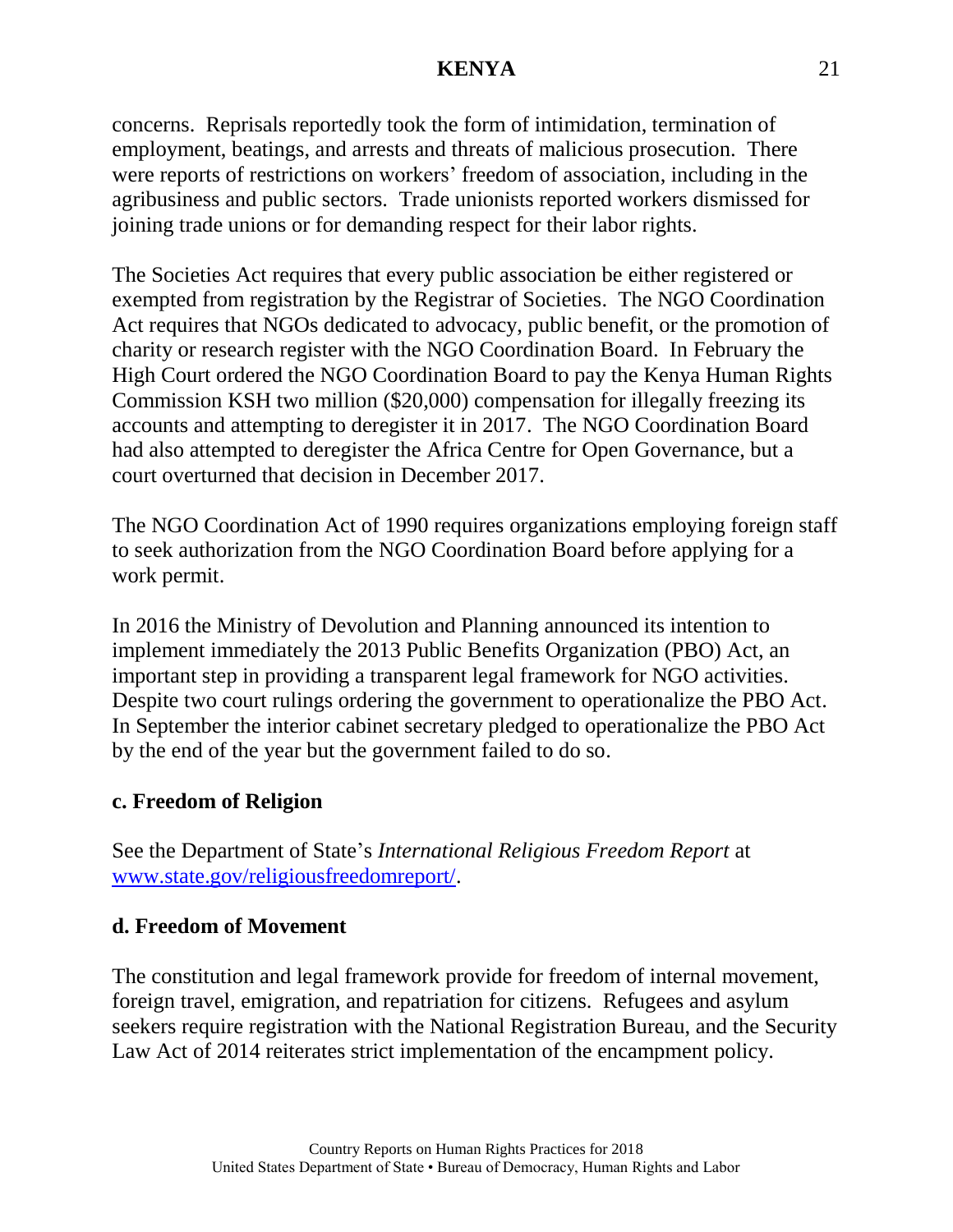concerns. Reprisals reportedly took the form of intimidation, termination of employment, beatings, and arrests and threats of malicious prosecution. There were reports of restrictions on workers' freedom of association, including in the agribusiness and public sectors. Trade unionists reported workers dismissed for joining trade unions or for demanding respect for their labor rights.

The Societies Act requires that every public association be either registered or exempted from registration by the Registrar of Societies. The NGO Coordination Act requires that NGOs dedicated to advocacy, public benefit, or the promotion of charity or research register with the NGO Coordination Board. In February the High Court ordered the NGO Coordination Board to pay the Kenya Human Rights Commission KSH two million ($20,000) compensation for illegally freezing its accounts and attempting to deregister it in 2017. The NGO Coordination Board had also attempted to deregister the Africa Centre for Open Governance, but a court overturned that decision in December 2017.

The NGO Coordination Act of 1990 requires organizations employing foreign staff to seek authorization from the NGO Coordination Board before applying for a work permit.

In 2016 the Ministry of Devolution and Planning announced its intention to implement immediately the 2013 Public Benefits Organization (PBO) Act, an important step in providing a transparent legal framework for NGO activities. Despite two court rulings ordering the government to operationalize the PBO Act. In September the interior cabinet secretary pledged to operationalize the PBO Act by the end of the year but the government failed to do so.

### c. Freedom of Religion

See the Department of State's *International Religious Freedom Report* at [www.state.gov/religiousfreedomreport/](www.state.gov/religiousfreedomreport/).

### d. Freedom of Movement

The constitution and legal framework provide for freedom of internal movement, foreign travel, emigration, and repatriation for citizens. Refugees and asylum seekers require registration with the National Registration Bureau, and the Security Law Act of 2014 reiterates strict implementation of the encampment policy.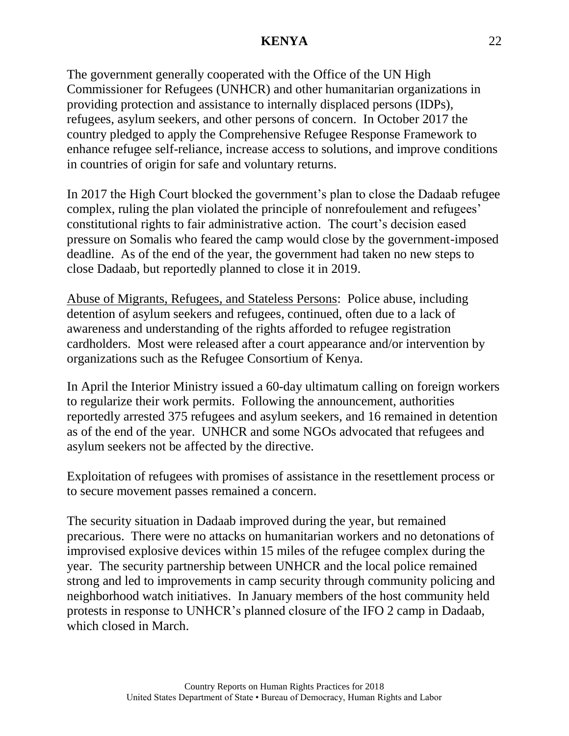The government generally cooperated with the Office of the UN High Commissioner for Refugees (UNHCR) and other humanitarian organizations in providing protection and assistance to internally displaced persons (IDPs), refugees, asylum seekers, and other persons of concern. In October 2017 the country pledged to apply the Comprehensive Refugee Response Framework to enhance refugee self-reliance, increase access to solutions, and improve conditions in countries of origin for safe and voluntary returns.

In 2017 the High Court blocked the government's plan to close the Dadaab refugee complex, ruling the plan violated the principle of nonrefoulement and refugees' constitutional rights to fair administrative action. The court's decision eased pressure on Somalis who feared the camp would close by the government-imposed deadline. As of the end of the year, the government had taken no new steps to close Dadaab, but reportedly planned to close it in 2019.

<u>Abuse of Migrants, Refugees, and Stateless Persons</u>: Police abuse, including detention of asylum seekers and refugees, continued, often due to a lack of awareness and understanding of the rights afforded to refugee registration cardholders. Most were released after a court appearance and/or intervention by organizations such as the Refugee Consortium of Kenya.

In April the Interior Ministry issued a 60-day ultimatum calling on foreign workers to regularize their work permits. Following the announcement, authorities reportedly arrested 375 refugees and asylum seekers, and 16 remained in detention as of the end of the year. UNHCR and some NGOs advocated that refugees and asylum seekers not be affected by the directive.

Exploitation of refugees with promises of assistance in the resettlement process or to secure movement passes remained a concern.

The security situation in Dadaab improved during the year, but remained precarious. There were no attacks on humanitarian workers and no detonations of improvised explosive devices within 15 miles of the refugee complex during the year. The security partnership between UNHCR and the local police remained strong and led to improvements in camp security through community policing and neighborhood watch initiatives. In January members of the host community held protests in response to UNHCR's planned closure of the IFO 2 camp in Dadaab, which closed in March.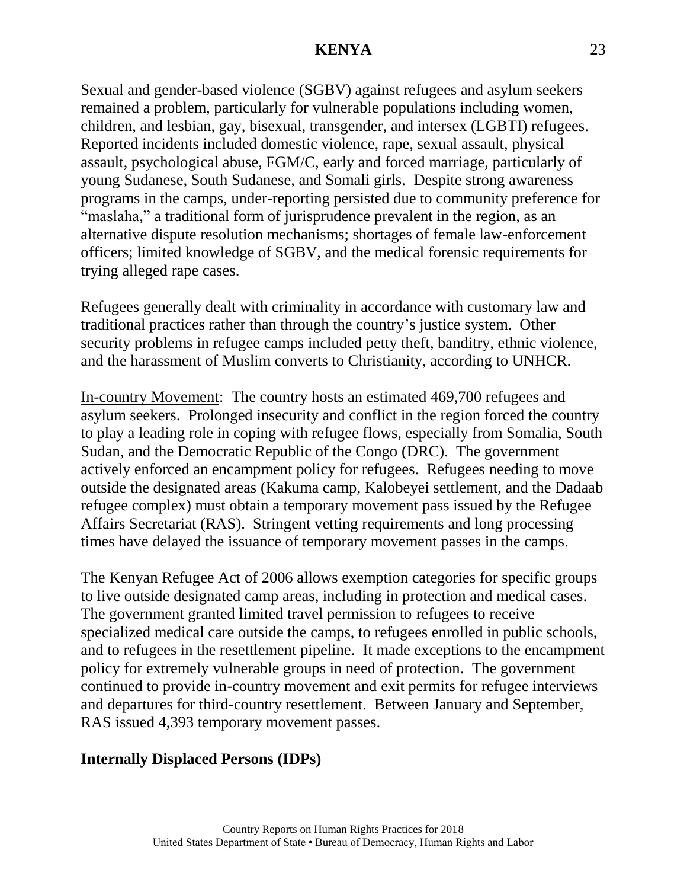Sexual and gender-based violence (SGBV) against refugees and asylum seekers remained a problem, particularly for vulnerable populations including women, children, and lesbian, gay, bisexual, transgender, and intersex (LGBTI) refugees. Reported incidents included domestic violence, rape, sexual assault, physical assault, psychological abuse, FGM/C, early and forced marriage, particularly of young Sudanese, South Sudanese, and Somali girls. Despite strong awareness programs in the camps, under-reporting persisted due to community preference for "maslaha," a traditional form of jurisprudence prevalent in the region, as an alternative dispute resolution mechanisms; shortages of female law-enforcement officers; limited knowledge of SGBV, and the medical forensic requirements for trying alleged rape cases.

Refugees generally dealt with criminality in accordance with customary law and traditional practices rather than through the country's justice system. Other security problems in refugee camps included petty theft, banditry, ethnic violence, and the harassment of Muslim converts to Christianity, according to UNHCR.

In-country Movement: The country hosts an estimated 469,700 refugees and asylum seekers. Prolonged insecurity and conflict in the region forced the country to play a leading role in coping with refugee flows, especially from Somalia, South Sudan, and the Democratic Republic of the Congo (DRC). The government actively enforced an encampment policy for refugees. Refugees needing to move outside the designated areas (Kakuma camp, Kalobeyei settlement, and the Dadaab refugee complex) must obtain a temporary movement pass issued by the Refugee Affairs Secretariat (RAS). Stringent vetting requirements and long processing times have delayed the issuance of temporary movement passes in the camps.

The Kenyan Refugee Act of 2006 allows exemption categories for specific groups to live outside designated camp areas, including in protection and medical cases. The government granted limited travel permission to refugees to receive specialized medical care outside the camps, to refugees enrolled in public schools, and to refugees in the resettlement pipeline. It made exceptions to the encampment policy for extremely vulnerable groups in need of protection. The government continued to provide in-country movement and exit permits for refugee interviews and departures for third-country resettlement. Between January and September, RAS issued 4,393 temporary movement passes.

## Internally Displaced Persons (IDPs)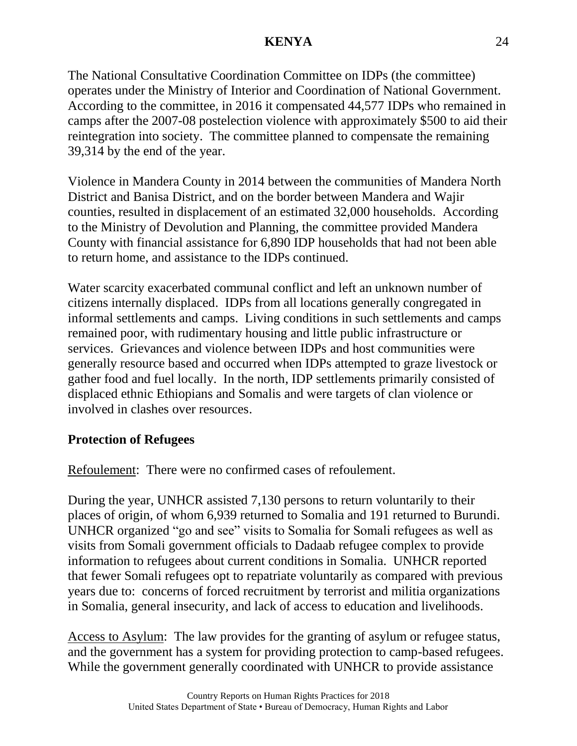The National Consultative Coordination Committee on IDPs (the committee) operates under the Ministry of Interior and Coordination of National Government. According to the committee, in 2016 it compensated 44,577 IDPs who remained in camps after the 2007-08 postelection violence with approximately $500 to aid their reintegration into society. The committee planned to compensate the remaining 39,314 by the end of the year.

Violence in Mandera County in 2014 between the communities of Mandera North District and Banisa District, and on the border between Mandera and Wajir counties, resulted in displacement of an estimated 32,000 households. According to the Ministry of Devolution and Planning, the committee provided Mandera County with financial assistance for 6,890 IDP households that had not been able to return home, and assistance to the IDPs continued.

Water scarcity exacerbated communal conflict and left an unknown number of citizens internally displaced. IDPs from all locations generally congregated in informal settlements and camps. Living conditions in such settlements and camps remained poor, with rudimentary housing and little public infrastructure or services. Grievances and violence between IDPs and host communities were generally resource based and occurred when IDPs attempted to graze livestock or gather food and fuel locally. In the north, IDP settlements primarily consisted of displaced ethnic Ethiopians and Somalis and were targets of clan violence or involved in clashes over resources.

## Protection of Refugees

Refoulement: There were no confirmed cases of refoulement.

During the year, UNHCR assisted 7,130 persons to return voluntarily to their places of origin, of whom 6,939 returned to Somalia and 191 returned to Burundi. UNHCR organized "go and see" visits to Somalia for Somali refugees as well as visits from Somali government officials to Dadaab refugee complex to provide information to refugees about current conditions in Somalia. UNHCR reported that fewer Somali refugees opt to repatriate voluntarily as compared with previous years due to: concerns of forced recruitment by terrorist and militia organizations in Somalia, general insecurity, and lack of access to education and livelihoods.

Access to Asylum: The law provides for the granting of asylum or refugee status, and the government has a system for providing protection to camp-based refugees. While the government generally coordinated with UNHCR to provide assistance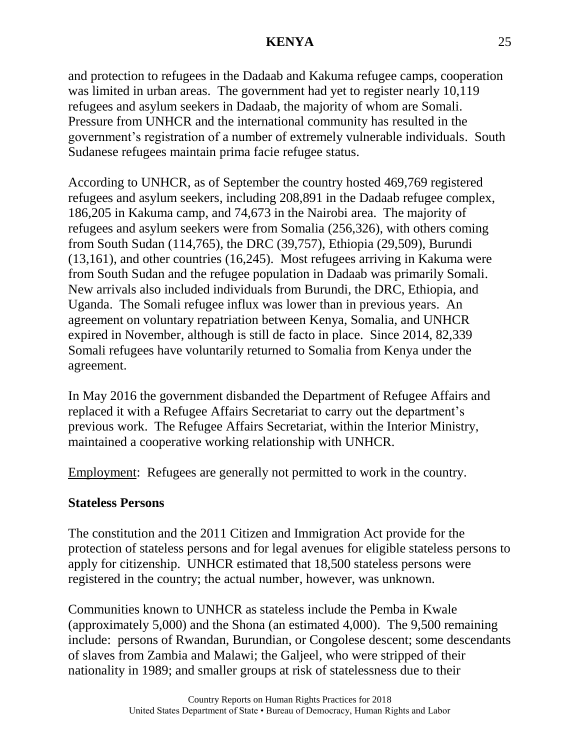and protection to refugees in the Dadaab and Kakuma refugee camps, cooperation was limited in urban areas. The government had yet to register nearly 10,119 refugees and asylum seekers in Dadaab, the majority of whom are Somali. Pressure from UNHCR and the international community has resulted in the government's registration of a number of extremely vulnerable individuals. South Sudanese refugees maintain prima facie refugee status.

According to UNHCR, as of September the country hosted 469,769 registered refugees and asylum seekers, including 208,891 in the Dadaab refugee complex, 186,205 in Kakuma camp, and 74,673 in the Nairobi area. The majority of refugees and asylum seekers were from Somalia (256,326), with others coming from South Sudan (114,765), the DRC (39,757), Ethiopia (29,509), Burundi (13,161), and other countries (16,245). Most refugees arriving in Kakuma were from South Sudan and the refugee population in Dadaab was primarily Somali. New arrivals also included individuals from Burundi, the DRC, Ethiopia, and Uganda. The Somali refugee influx was lower than in previous years. An agreement on voluntary repatriation between Kenya, Somalia, and UNHCR expired in November, although is still de facto in place. Since 2014, 82,339 Somali refugees have voluntarily returned to Somalia from Kenya under the agreement.

In May 2016 the government disbanded the Department of Refugee Affairs and replaced it with a Refugee Affairs Secretariat to carry out the department's previous work. The Refugee Affairs Secretariat, within the Interior Ministry, maintained a cooperative working relationship with UNHCR.

Employment: Refugees are generally not permitted to work in the country.

**Stateless Persons**

The constitution and the 2011 Citizen and Immigration Act provide for the protection of stateless persons and for legal avenues for eligible stateless persons to apply for citizenship. UNHCR estimated that 18,500 stateless persons were registered in the country; the actual number, however, was unknown.

Communities known to UNHCR as stateless include the Pemba in Kwale (approximately 5,000) and the Shona (an estimated 4,000). The 9,500 remaining include: persons of Rwandan, Burundian, or Congolese descent; some descendants of slaves from Zambia and Malawi; the Galjeel, who were stripped of their nationality in 1989; and smaller groups at risk of statelessness due to their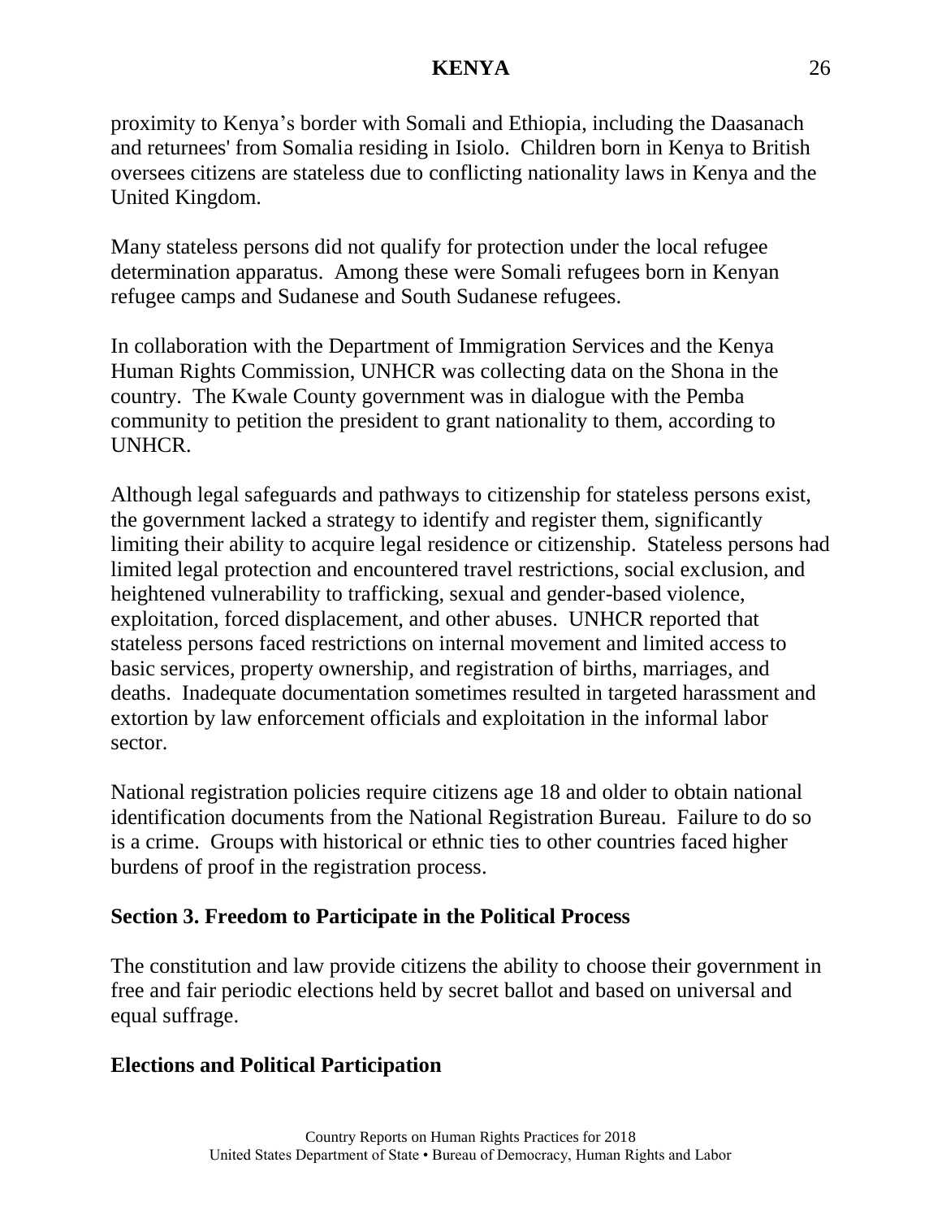proximity to Kenya's border with Somali and Ethiopia, including the Daasanach and returnees' from Somalia residing in Isiolo. Children born in Kenya to British oversees citizens are stateless due to conflicting nationality laws in Kenya and the United Kingdom.

Many stateless persons did not qualify for protection under the local refugee determination apparatus. Among these were Somali refugees born in Kenyan refugee camps and Sudanese and South Sudanese refugees.

In collaboration with the Department of Immigration Services and the Kenya Human Rights Commission, UNHCR was collecting data on the Shona in the country. The Kwale County government was in dialogue with the Pemba community to petition the president to grant nationality to them, according to UNHCR.

Although legal safeguards and pathways to citizenship for stateless persons exist, the government lacked a strategy to identify and register them, significantly limiting their ability to acquire legal residence or citizenship. Stateless persons had limited legal protection and encountered travel restrictions, social exclusion, and heightened vulnerability to trafficking, sexual and gender-based violence, exploitation, forced displacement, and other abuses. UNHCR reported that stateless persons faced restrictions on internal movement and limited access to basic services, property ownership, and registration of births, marriages, and deaths. Inadequate documentation sometimes resulted in targeted harassment and extortion by law enforcement officials and exploitation in the informal labor sector.

National registration policies require citizens age 18 and older to obtain national identification documents from the National Registration Bureau. Failure to do so is a crime. Groups with historical or ethnic ties to other countries faced higher burdens of proof in the registration process.

## Section 3. Freedom to Participate in the Political Process

The constitution and law provide citizens the ability to choose their government in free and fair periodic elections held by secret ballot and based on universal and equal suffrage.

### Elections and Political Participation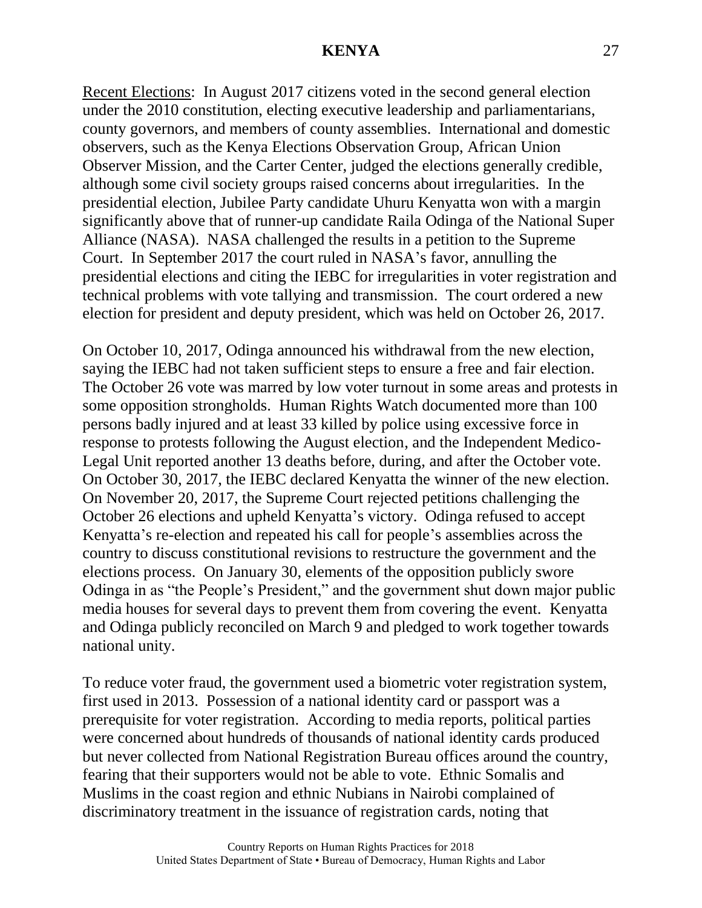Recent Elections: In August 2017 citizens voted in the second general election under the 2010 constitution, electing executive leadership and parliamentarians, county governors, and members of county assemblies. International and domestic observers, such as the Kenya Elections Observation Group, African Union Observer Mission, and the Carter Center, judged the elections generally credible, although some civil society groups raised concerns about irregularities. In the presidential election, Jubilee Party candidate Uhuru Kenyatta won with a margin significantly above that of runner-up candidate Raila Odinga of the National Super Alliance (NASA). NASA challenged the results in a petition to the Supreme Court. In September 2017 the court ruled in NASA's favor, annulling the presidential elections and citing the IEBC for irregularities in voter registration and technical problems with vote tallying and transmission. The court ordered a new election for president and deputy president, which was held on October 26, 2017.

On October 10, 2017, Odinga announced his withdrawal from the new election, saying the IEBC had not taken sufficient steps to ensure a free and fair election. The October 26 vote was marred by low voter turnout in some areas and protests in some opposition strongholds. Human Rights Watch documented more than 100 persons badly injured and at least 33 killed by police using excessive force in response to protests following the August election, and the Independent Medico-Legal Unit reported another 13 deaths before, during, and after the October vote. On October 30, 2017, the IEBC declared Kenyatta the winner of the new election. On November 20, 2017, the Supreme Court rejected petitions challenging the October 26 elections and upheld Kenyatta's victory. Odinga refused to accept Kenyatta's re-election and repeated his call for people's assemblies across the country to discuss constitutional revisions to restructure the government and the elections process. On January 30, elements of the opposition publicly swore Odinga in as "the People's President," and the government shut down major public media houses for several days to prevent them from covering the event. Kenyatta and Odinga publicly reconciled on March 9 and pledged to work together towards national unity.

To reduce voter fraud, the government used a biometric voter registration system, first used in 2013. Possession of a national identity card or passport was a prerequisite for voter registration. According to media reports, political parties were concerned about hundreds of thousands of national identity cards produced but never collected from National Registration Bureau offices around the country, fearing that their supporters would not be able to vote. Ethnic Somalis and Muslims in the coast region and ethnic Nubians in Nairobi complained of discriminatory treatment in the issuance of registration cards, noting that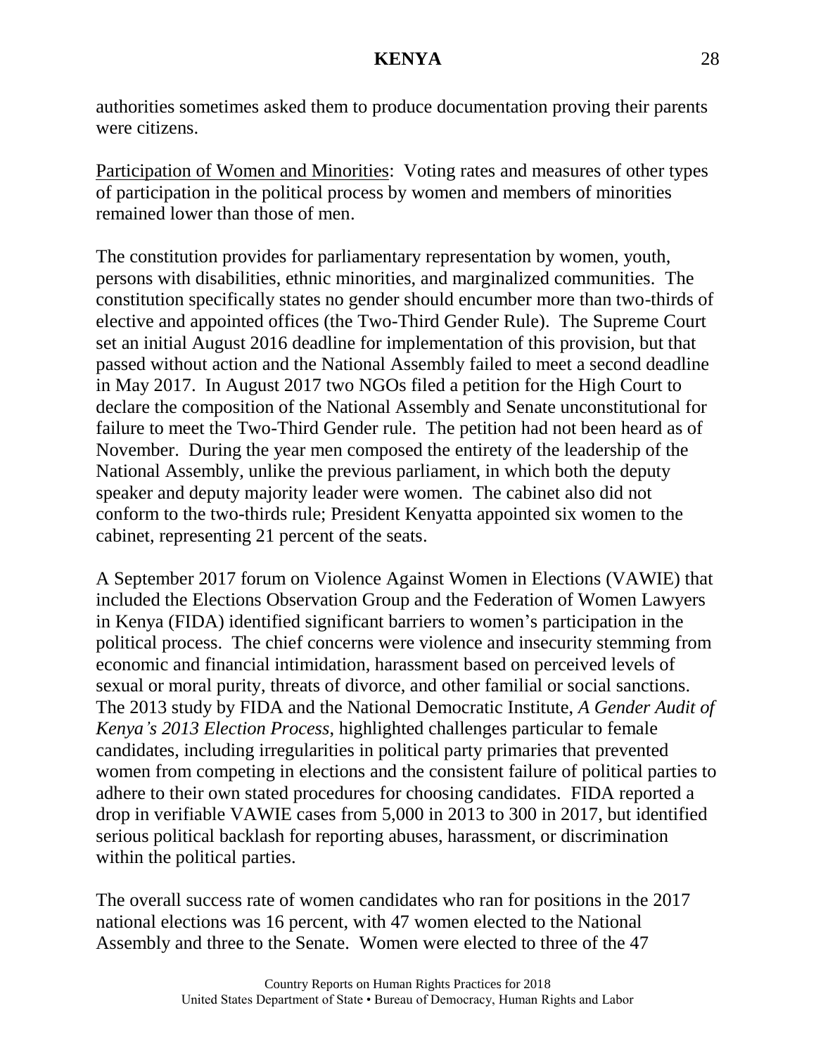authorities sometimes asked them to produce documentation proving their parents were citizens.

Participation of Women and Minorities: Voting rates and measures of other types of participation in the political process by women and members of minorities remained lower than those of men.

The constitution provides for parliamentary representation by women, youth, persons with disabilities, ethnic minorities, and marginalized communities. The constitution specifically states no gender should encumber more than two-thirds of elective and appointed offices (the Two-Third Gender Rule). The Supreme Court set an initial August 2016 deadline for implementation of this provision, but that passed without action and the National Assembly failed to meet a second deadline in May 2017. In August 2017 two NGOs filed a petition for the High Court to declare the composition of the National Assembly and Senate unconstitutional for failure to meet the Two-Third Gender rule. The petition had not been heard as of November. During the year men composed the entirety of the leadership of the National Assembly, unlike the previous parliament, in which both the deputy speaker and deputy majority leader were women. The cabinet also did not conform to the two-thirds rule; President Kenyatta appointed six women to the cabinet, representing 21 percent of the seats.

A September 2017 forum on Violence Against Women in Elections (VAWIE) that included the Elections Observation Group and the Federation of Women Lawyers in Kenya (FIDA) identified significant barriers to women's participation in the political process. The chief concerns were violence and insecurity stemming from economic and financial intimidation, harassment based on perceived levels of sexual or moral purity, threats of divorce, and other familial or social sanctions. The 2013 study by FIDA and the National Democratic Institute, *A Gender Audit of Kenya's 2013 Election Process*, highlighted challenges particular to female candidates, including irregularities in political party primaries that prevented women from competing in elections and the consistent failure of political parties to adhere to their own stated procedures for choosing candidates. FIDA reported a drop in verifiable VAWIE cases from 5,000 in 2013 to 300 in 2017, but identified serious political backlash for reporting abuses, harassment, or discrimination within the political parties.

The overall success rate of women candidates who ran for positions in the 2017 national elections was 16 percent, with 47 women elected to the National Assembly and three to the Senate. Women were elected to three of the 47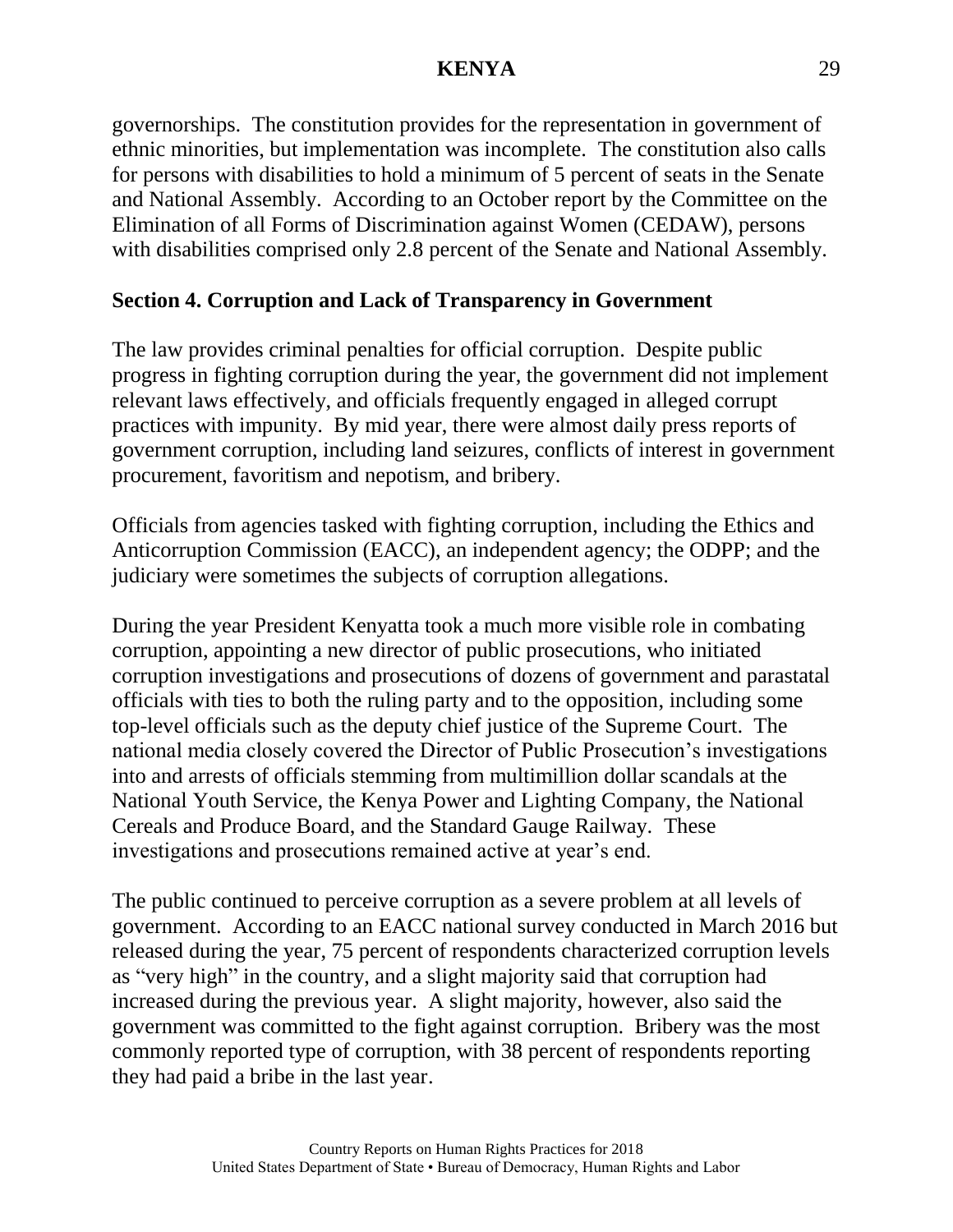governorships. The constitution provides for the representation in government of ethnic minorities, but implementation was incomplete. The constitution also calls for persons with disabilities to hold a minimum of 5 percent of seats in the Senate and National Assembly. According to an October report by the Committee on the Elimination of all Forms of Discrimination against Women (CEDAW), persons with disabilities comprised only 2.8 percent of the Senate and National Assembly.

## Section 4. Corruption and Lack of Transparency in Government

The law provides criminal penalties for official corruption. Despite public progress in fighting corruption during the year, the government did not implement relevant laws effectively, and officials frequently engaged in alleged corrupt practices with impunity. By mid year, there were almost daily press reports of government corruption, including land seizures, conflicts of interest in government procurement, favoritism and nepotism, and bribery.

Officials from agencies tasked with fighting corruption, including the Ethics and Anticorruption Commission (EACC), an independent agency; the ODPP; and the judiciary were sometimes the subjects of corruption allegations.

During the year President Kenyatta took a much more visible role in combating corruption, appointing a new director of public prosecutions, who initiated corruption investigations and prosecutions of dozens of government and parastatal officials with ties to both the ruling party and to the opposition, including some top-level officials such as the deputy chief justice of the Supreme Court. The national media closely covered the Director of Public Prosecution's investigations into and arrests of officials stemming from multimillion dollar scandals at the National Youth Service, the Kenya Power and Lighting Company, the National Cereals and Produce Board, and the Standard Gauge Railway. These investigations and prosecutions remained active at year's end.

The public continued to perceive corruption as a severe problem at all levels of government. According to an EACC national survey conducted in March 2016 but released during the year, 75 percent of respondents characterized corruption levels as "very high" in the country, and a slight majority said that corruption had increased during the previous year. A slight majority, however, also said the government was committed to the fight against corruption. Bribery was the most commonly reported type of corruption, with 38 percent of respondents reporting they had paid a bribe in the last year.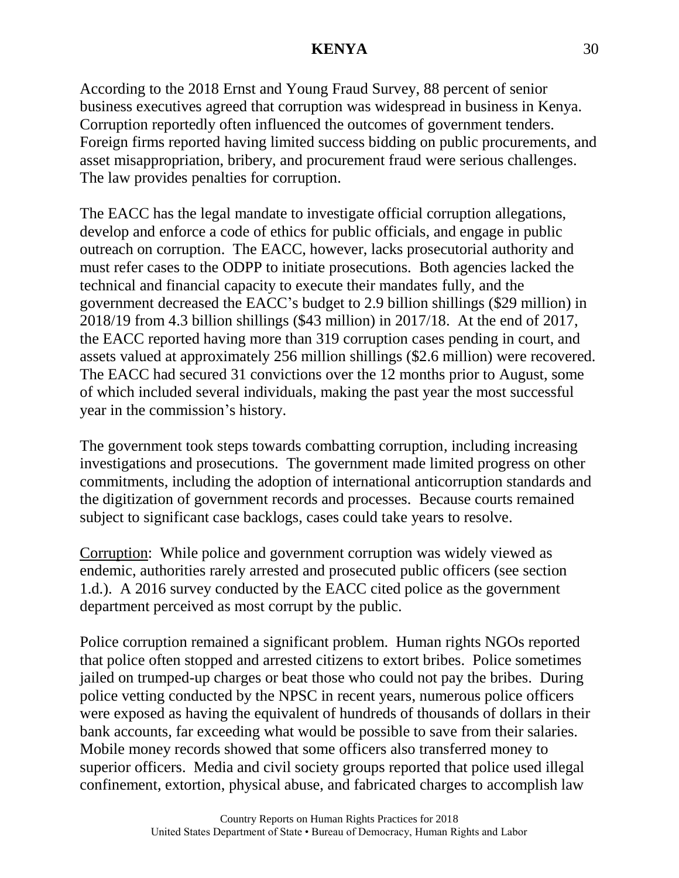According to the 2018 Ernst and Young Fraud Survey, 88 percent of senior business executives agreed that corruption was widespread in business in Kenya. Corruption reportedly often influenced the outcomes of government tenders. Foreign firms reported having limited success bidding on public procurements, and asset misappropriation, bribery, and procurement fraud were serious challenges. The law provides penalties for corruption.

The EACC has the legal mandate to investigate official corruption allegations, develop and enforce a code of ethics for public officials, and engage in public outreach on corruption. The EACC, however, lacks prosecutorial authority and must refer cases to the ODPP to initiate prosecutions. Both agencies lacked the technical and financial capacity to execute their mandates fully, and the government decreased the EACC's budget to 2.9 billion shillings ($29 million) in 2018/19 from 4.3 billion shillings ($43 million) in 2017/18. At the end of 2017, the EACC reported having more than 319 corruption cases pending in court, and assets valued at approximately 256 million shillings ($2.6 million) were recovered. The EACC had secured 31 convictions over the 12 months prior to August, some of which included several individuals, making the past year the most successful year in the commission's history.

The government took steps towards combatting corruption, including increasing investigations and prosecutions. The government made limited progress on other commitments, including the adoption of international anticorruption standards and the digitization of government records and processes. Because courts remained subject to significant case backlogs, cases could take years to resolve.

<u>Corruption</u>: While police and government corruption was widely viewed as endemic, authorities rarely arrested and prosecuted public officers (see section 1.d.). A 2016 survey conducted by the EACC cited police as the government department perceived as most corrupt by the public.

Police corruption remained a significant problem. Human rights NGOs reported that police often stopped and arrested citizens to extort bribes. Police sometimes jailed on trumped-up charges or beat those who could not pay the bribes. During police vetting conducted by the NPSC in recent years, numerous police officers were exposed as having the equivalent of hundreds of thousands of dollars in their bank accounts, far exceeding what would be possible to save from their salaries. Mobile money records showed that some officers also transferred money to superior officers. Media and civil society groups reported that police used illegal confinement, extortion, physical abuse, and fabricated charges to accomplish law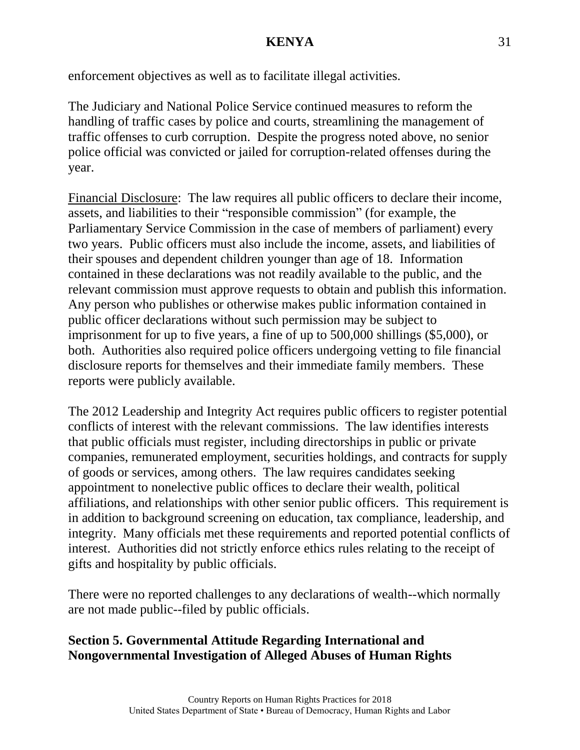enforcement objectives as well as to facilitate illegal activities.

The Judiciary and National Police Service continued measures to reform the handling of traffic cases by police and courts, streamlining the management of traffic offenses to curb corruption. Despite the progress noted above, no senior police official was convicted or jailed for corruption-related offenses during the year.

Financial Disclosure: The law requires all public officers to declare their income, assets, and liabilities to their "responsible commission" (for example, the Parliamentary Service Commission in the case of members of parliament) every two years. Public officers must also include the income, assets, and liabilities of their spouses and dependent children younger than age of 18. Information contained in these declarations was not readily available to the public, and the relevant commission must approve requests to obtain and publish this information. Any person who publishes or otherwise makes public information contained in public officer declarations without such permission may be subject to imprisonment for up to five years, a fine of up to 500,000 shillings ($5,000), or both. Authorities also required police officers undergoing vetting to file financial disclosure reports for themselves and their immediate family members. These reports were publicly available.

The 2012 Leadership and Integrity Act requires public officers to register potential conflicts of interest with the relevant commissions. The law identifies interests that public officials must register, including directorships in public or private companies, remunerated employment, securities holdings, and contracts for supply of goods or services, among others. The law requires candidates seeking appointment to nonelective public offices to declare their wealth, political affiliations, and relationships with other senior public officers. This requirement is in addition to background screening on education, tax compliance, leadership, and integrity. Many officials met these requirements and reported potential conflicts of interest. Authorities did not strictly enforce ethics rules relating to the receipt of gifts and hospitality by public officials.

There were no reported challenges to any declarations of wealth--which normally are not made public--filed by public officials.

## Section 5. Governmental Attitude Regarding International and Nongovernmental Investigation of Alleged Abuses of Human Rights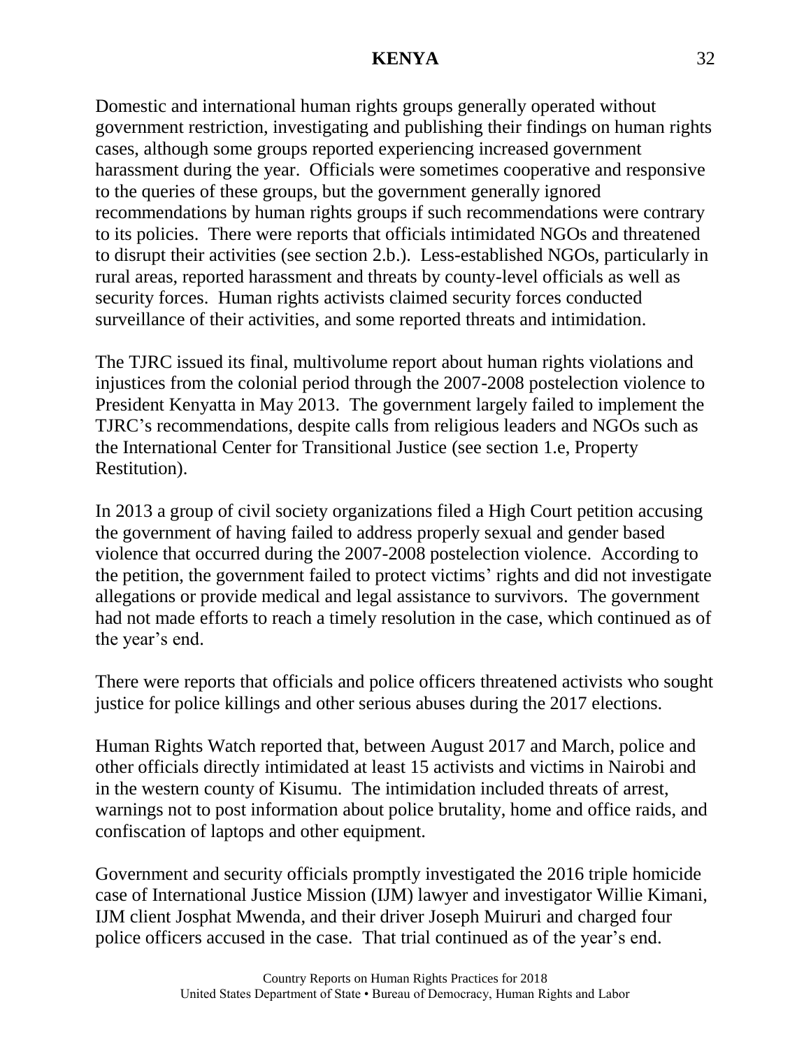Domestic and international human rights groups generally operated without government restriction, investigating and publishing their findings on human rights cases, although some groups reported experiencing increased government harassment during the year. Officials were sometimes cooperative and responsive to the queries of these groups, but the government generally ignored recommendations by human rights groups if such recommendations were contrary to its policies. There were reports that officials intimidated NGOs and threatened to disrupt their activities (see section 2.b.). Less-established NGOs, particularly in rural areas, reported harassment and threats by county-level officials as well as security forces. Human rights activists claimed security forces conducted surveillance of their activities, and some reported threats and intimidation.

The TJRC issued its final, multivolume report about human rights violations and injustices from the colonial period through the 2007-2008 postelection violence to President Kenyatta in May 2013. The government largely failed to implement the TJRC's recommendations, despite calls from religious leaders and NGOs such as the International Center for Transitional Justice (see section 1.e, Property Restitution).

In 2013 a group of civil society organizations filed a High Court petition accusing the government of having failed to address properly sexual and gender based violence that occurred during the 2007-2008 postelection violence. According to the petition, the government failed to protect victims' rights and did not investigate allegations or provide medical and legal assistance to survivors. The government had not made efforts to reach a timely resolution in the case, which continued as of the year's end.

There were reports that officials and police officers threatened activists who sought justice for police killings and other serious abuses during the 2017 elections.

Human Rights Watch reported that, between August 2017 and March, police and other officials directly intimidated at least 15 activists and victims in Nairobi and in the western county of Kisumu. The intimidation included threats of arrest, warnings not to post information about police brutality, home and office raids, and confiscation of laptops and other equipment.

Government and security officials promptly investigated the 2016 triple homicide case of International Justice Mission (IJM) lawyer and investigator Willie Kimani, IJM client Josphat Mwenda, and their driver Joseph Muiruri and charged four police officers accused in the case. That trial continued as of the year's end.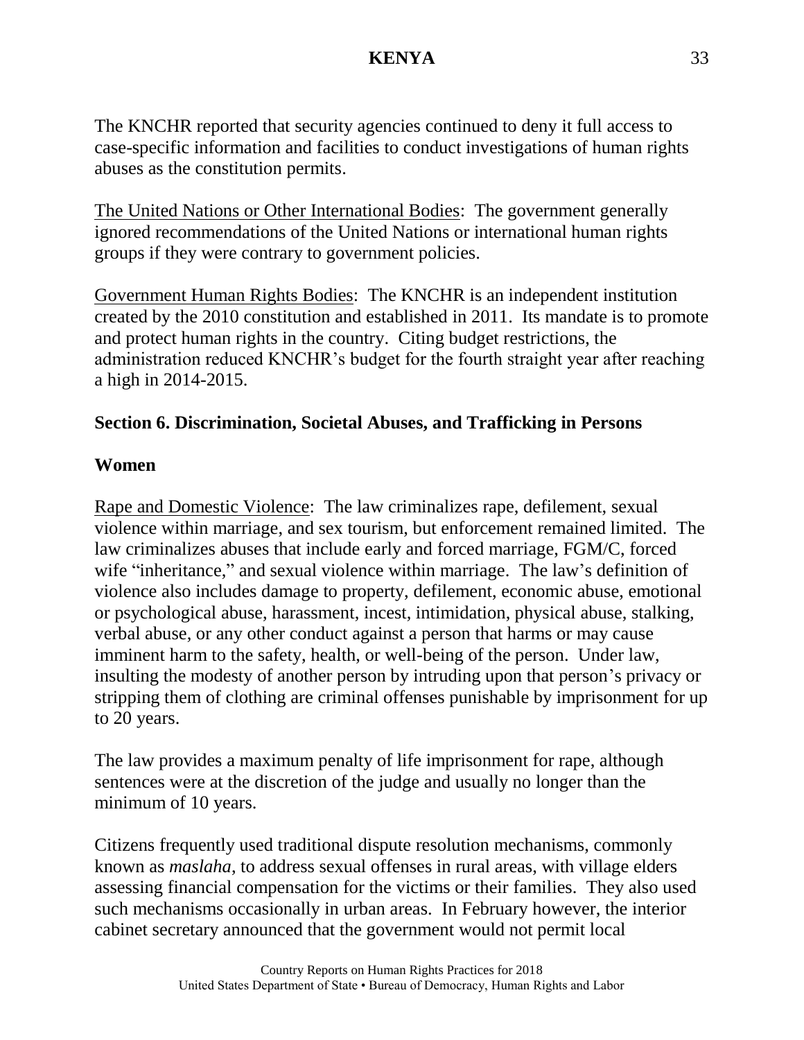The KNCHR reported that security agencies continued to deny it full access to case-specific information and facilities to conduct investigations of human rights abuses as the constitution permits.

The United Nations or Other International Bodies: The government generally ignored recommendations of the United Nations or international human rights groups if they were contrary to government policies.

Government Human Rights Bodies: The KNCHR is an independent institution created by the 2010 constitution and established in 2011. Its mandate is to promote and protect human rights in the country. Citing budget restrictions, the administration reduced KNCHR's budget for the fourth straight year after reaching a high in 2014-2015.

## Section 6. Discrimination, Societal Abuses, and Trafficking in Persons

### Women

Rape and Domestic Violence: The law criminalizes rape, defilement, sexual violence within marriage, and sex tourism, but enforcement remained limited. The law criminalizes abuses that include early and forced marriage, FGM/C, forced wife "inheritance," and sexual violence within marriage. The law's definition of violence also includes damage to property, defilement, economic abuse, emotional or psychological abuse, harassment, incest, intimidation, physical abuse, stalking, verbal abuse, or any other conduct against a person that harms or may cause imminent harm to the safety, health, or well-being of the person. Under law, insulting the modesty of another person by intruding upon that person's privacy or stripping them of clothing are criminal offenses punishable by imprisonment for up to 20 years.

The law provides a maximum penalty of life imprisonment for rape, although sentences were at the discretion of the judge and usually no longer than the minimum of 10 years.

Citizens frequently used traditional dispute resolution mechanisms, commonly known as *maslaha*, to address sexual offenses in rural areas, with village elders assessing financial compensation for the victims or their families. They also used such mechanisms occasionally in urban areas. In February however, the interior cabinet secretary announced that the government would not permit local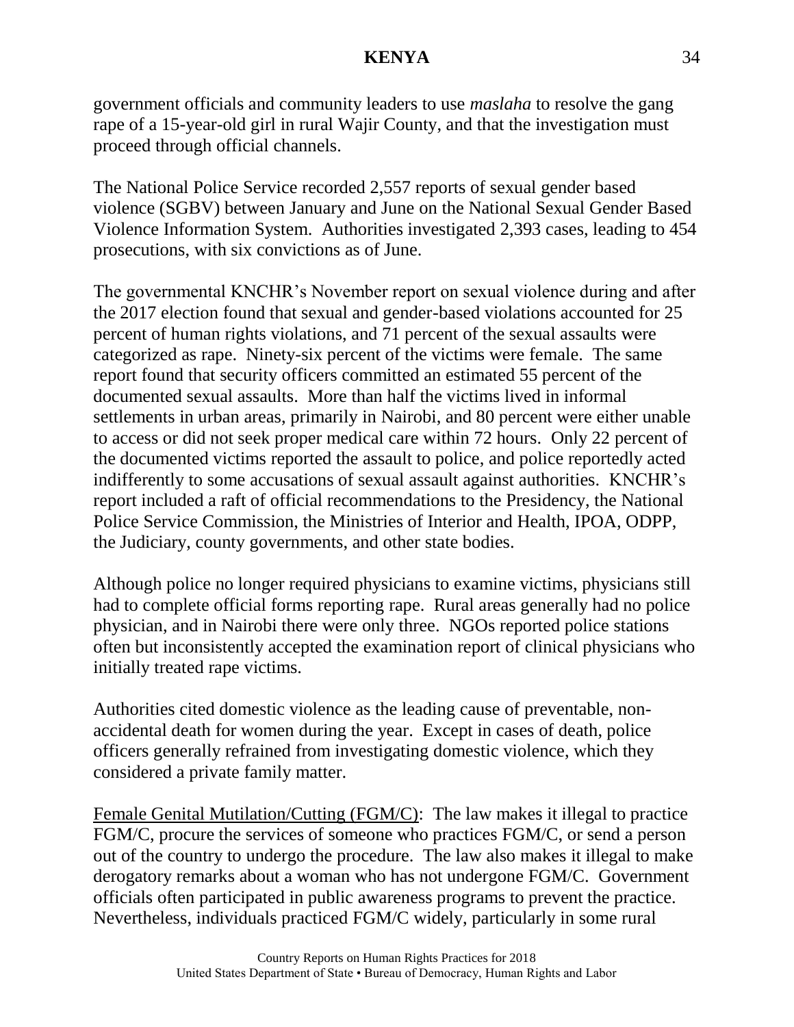government officials and community leaders to use *maslaha* to resolve the gang rape of a 15-year-old girl in rural Wajir County, and that the investigation must proceed through official channels.

The National Police Service recorded 2,557 reports of sexual gender based violence (SGBV) between January and June on the National Sexual Gender Based Violence Information System. Authorities investigated 2,393 cases, leading to 454 prosecutions, with six convictions as of June.

The governmental KNCHR's November report on sexual violence during and after the 2017 election found that sexual and gender-based violations accounted for 25 percent of human rights violations, and 71 percent of the sexual assaults were categorized as rape. Ninety-six percent of the victims were female. The same report found that security officers committed an estimated 55 percent of the documented sexual assaults. More than half the victims lived in informal settlements in urban areas, primarily in Nairobi, and 80 percent were either unable to access or did not seek proper medical care within 72 hours. Only 22 percent of the documented victims reported the assault to police, and police reportedly acted indifferently to some accusations of sexual assault against authorities. KNCHR's report included a raft of official recommendations to the Presidency, the National Police Service Commission, the Ministries of Interior and Health, IPOA, ODPP, the Judiciary, county governments, and other state bodies.

Although police no longer required physicians to examine victims, physicians still had to complete official forms reporting rape. Rural areas generally had no police physician, and in Nairobi there were only three. NGOs reported police stations often but inconsistently accepted the examination report of clinical physicians who initially treated rape victims.

Authorities cited domestic violence as the leading cause of preventable, non-accidental death for women during the year. Except in cases of death, police officers generally refrained from investigating domestic violence, which they considered a private family matter.

Female Genital Mutilation/Cutting (FGM/C): The law makes it illegal to practice FGM/C, procure the services of someone who practices FGM/C, or send a person out of the country to undergo the procedure. The law also makes it illegal to make derogatory remarks about a woman who has not undergone FGM/C. Government officials often participated in public awareness programs to prevent the practice. Nevertheless, individuals practiced FGM/C widely, particularly in some rural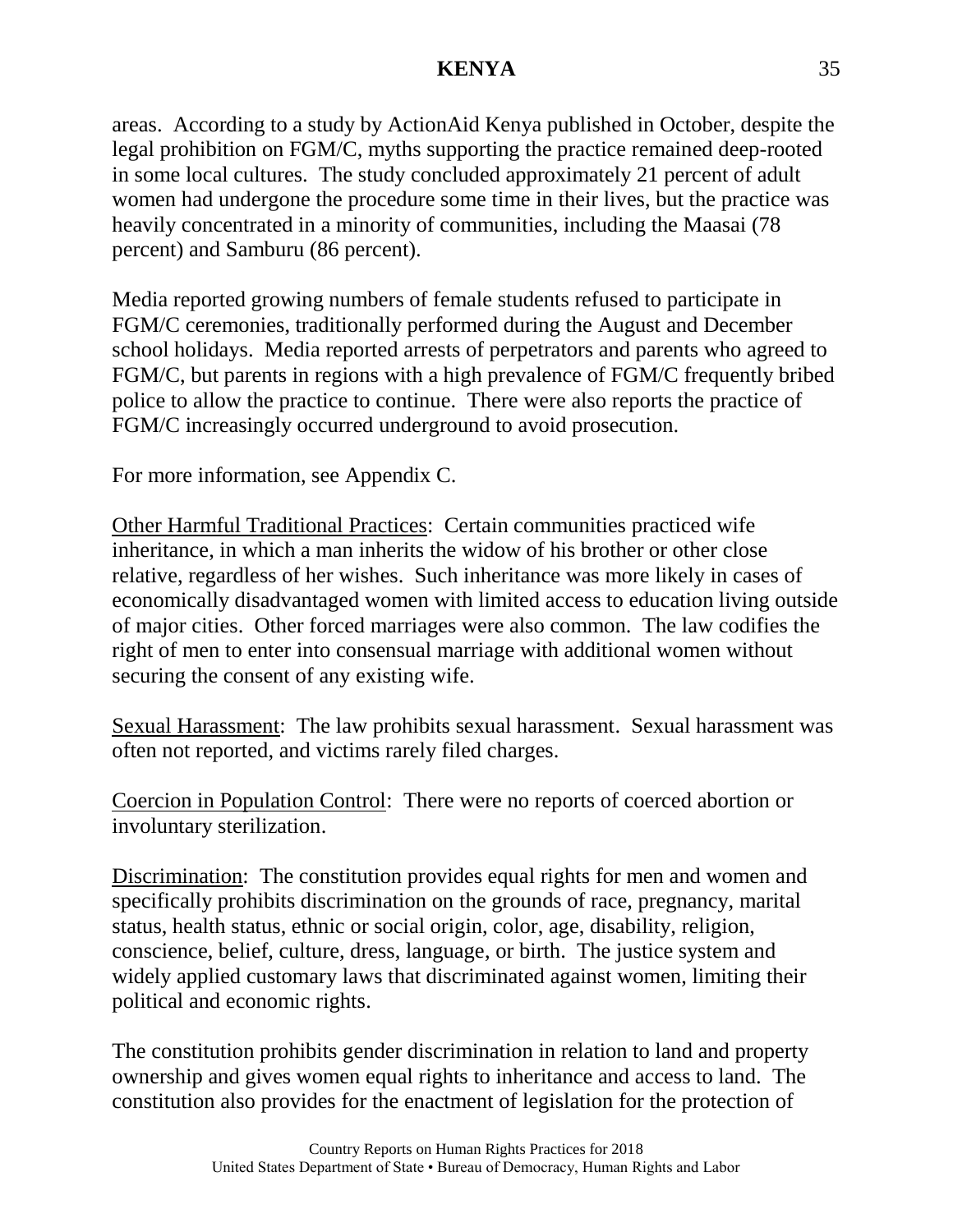areas. According to a study by ActionAid Kenya published in October, despite the legal prohibition on FGM/C, myths supporting the practice remained deep-rooted in some local cultures. The study concluded approximately 21 percent of adult women had undergone the procedure some time in their lives, but the practice was heavily concentrated in a minority of communities, including the Maasai (78 percent) and Samburu (86 percent).

Media reported growing numbers of female students refused to participate in FGM/C ceremonies, traditionally performed during the August and December school holidays. Media reported arrests of perpetrators and parents who agreed to FGM/C, but parents in regions with a high prevalence of FGM/C frequently bribed police to allow the practice to continue. There were also reports the practice of FGM/C increasingly occurred underground to avoid prosecution.

For more information, see Appendix C.

Other Harmful Traditional Practices: Certain communities practiced wife inheritance, in which a man inherits the widow of his brother or other close relative, regardless of her wishes. Such inheritance was more likely in cases of economically disadvantaged women with limited access to education living outside of major cities. Other forced marriages were also common. The law codifies the right of men to enter into consensual marriage with additional women without securing the consent of any existing wife.

Sexual Harassment: The law prohibits sexual harassment. Sexual harassment was often not reported, and victims rarely filed charges.

Coercion in Population Control: There were no reports of coerced abortion or involuntary sterilization.

Discrimination: The constitution provides equal rights for men and women and specifically prohibits discrimination on the grounds of race, pregnancy, marital status, health status, ethnic or social origin, color, age, disability, religion, conscience, belief, culture, dress, language, or birth. The justice system and widely applied customary laws that discriminated against women, limiting their political and economic rights.

The constitution prohibits gender discrimination in relation to land and property ownership and gives women equal rights to inheritance and access to land. The constitution also provides for the enactment of legislation for the protection of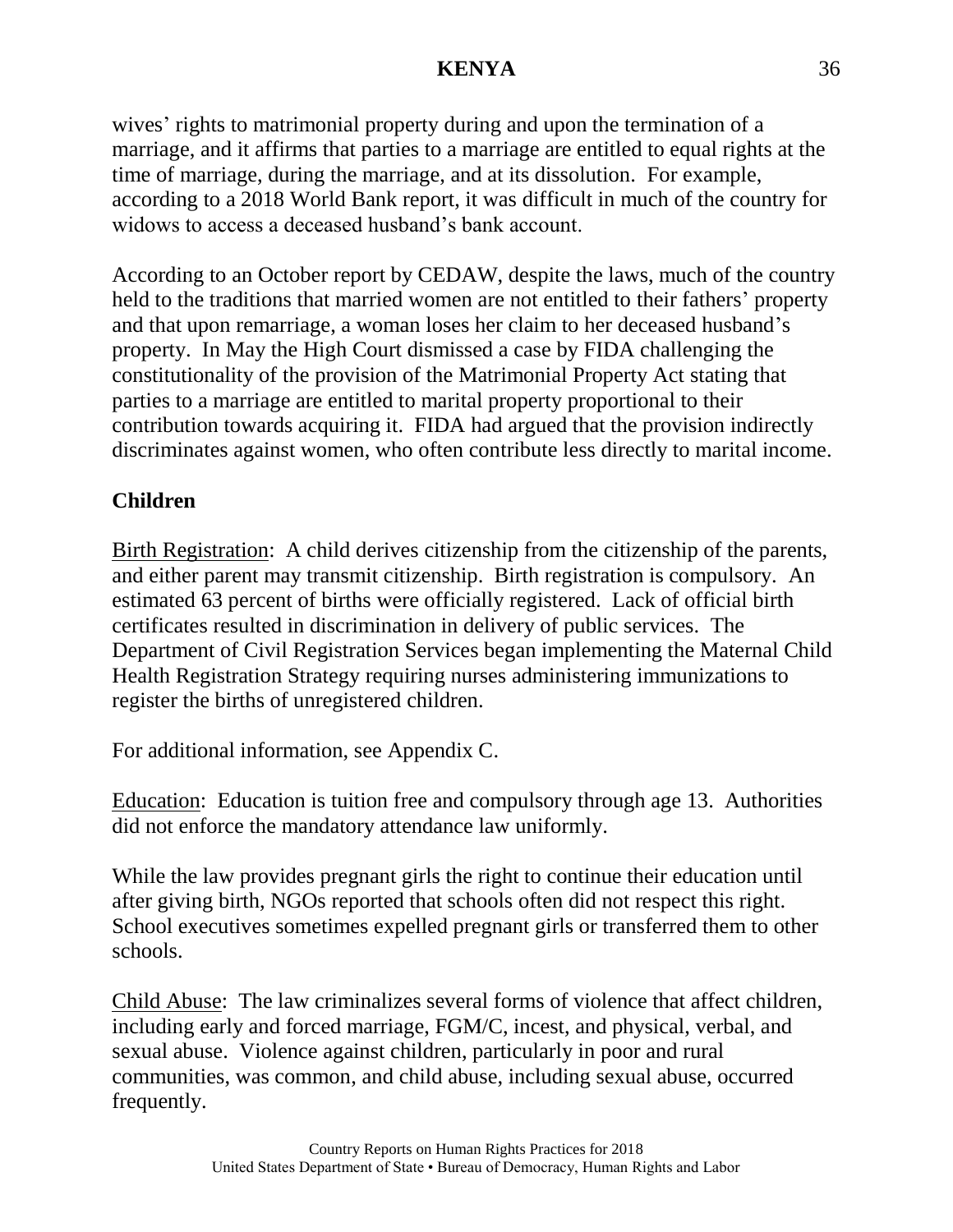wives' rights to matrimonial property during and upon the termination of a marriage, and it affirms that parties to a marriage are entitled to equal rights at the time of marriage, during the marriage, and at its dissolution. For example, according to a 2018 World Bank report, it was difficult in much of the country for widows to access a deceased husband's bank account.

According to an October report by CEDAW, despite the laws, much of the country held to the traditions that married women are not entitled to their fathers' property and that upon remarriage, a woman loses her claim to her deceased husband's property. In May the High Court dismissed a case by FIDA challenging the constitutionality of the provision of the Matrimonial Property Act stating that parties to a marriage are entitled to marital property proportional to their contribution towards acquiring it. FIDA had argued that the provision indirectly discriminates against women, who often contribute less directly to marital income.

## Children

Birth Registration: A child derives citizenship from the citizenship of the parents, and either parent may transmit citizenship. Birth registration is compulsory. An estimated 63 percent of births were officially registered. Lack of official birth certificates resulted in discrimination in delivery of public services. The Department of Civil Registration Services began implementing the Maternal Child Health Registration Strategy requiring nurses administering immunizations to register the births of unregistered children.

For additional information, see Appendix C.

Education: Education is tuition free and compulsory through age 13. Authorities did not enforce the mandatory attendance law uniformly.

While the law provides pregnant girls the right to continue their education until after giving birth, NGOs reported that schools often did not respect this right. School executives sometimes expelled pregnant girls or transferred them to other schools.

Child Abuse: The law criminalizes several forms of violence that affect children, including early and forced marriage, FGM/C, incest, and physical, verbal, and sexual abuse. Violence against children, particularly in poor and rural communities, was common, and child abuse, including sexual abuse, occurred frequently.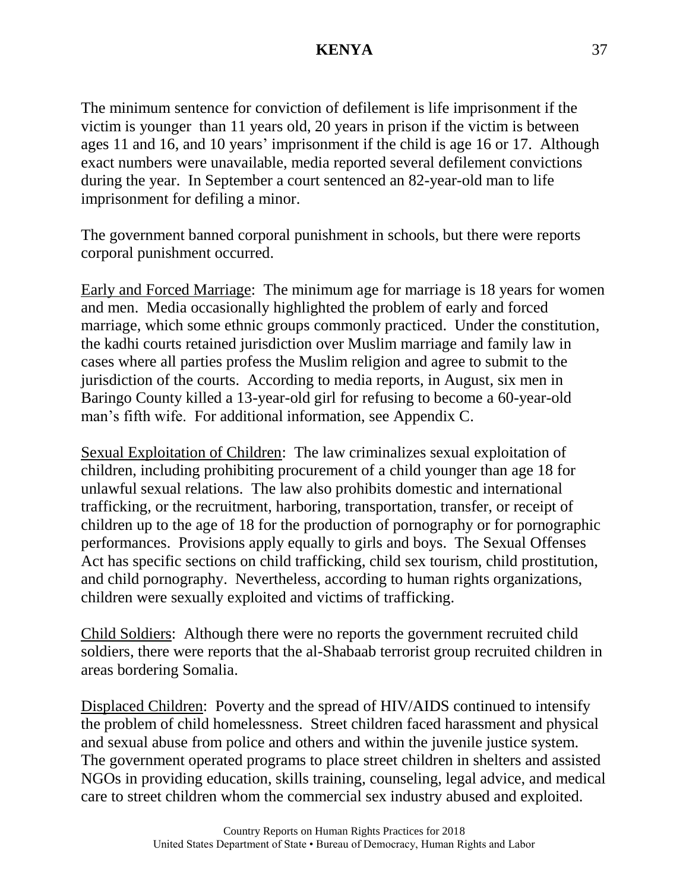The minimum sentence for conviction of defilement is life imprisonment if the victim is younger  than 11 years old, 20 years in prison if the victim is between ages 11 and 16, and 10 years' imprisonment if the child is age 16 or 17.  Although exact numbers were unavailable, media reported several defilement convictions during the year.  In September a court sentenced an 82-year-old man to life imprisonment for defiling a minor.

The government banned corporal punishment in schools, but there were reports corporal punishment occurred.

Early and Forced Marriage:  The minimum age for marriage is 18 years for women and men.  Media occasionally highlighted the problem of early and forced marriage, which some ethnic groups commonly practiced.  Under the constitution, the kadhi courts retained jurisdiction over Muslim marriage and family law in cases where all parties profess the Muslim religion and agree to submit to the jurisdiction of the courts.  According to media reports, in August, six men in Baringo County killed a 13-year-old girl for refusing to become a 60-year-old man's fifth wife.  For additional information, see Appendix C.

Sexual Exploitation of Children:  The law criminalizes sexual exploitation of children, including prohibiting procurement of a child younger than age 18 for unlawful sexual relations.  The law also prohibits domestic and international trafficking, or the recruitment, harboring, transportation, transfer, or receipt of children up to the age of 18 for the production of pornography or for pornographic performances.  Provisions apply equally to girls and boys.  The Sexual Offenses Act has specific sections on child trafficking, child sex tourism, child prostitution, and child pornography.  Nevertheless, according to human rights organizations, children were sexually exploited and victims of trafficking.

Child Soldiers:  Although there were no reports the government recruited child soldiers, there were reports that the al-Shabaab terrorist group recruited children in areas bordering Somalia.

Displaced Children:  Poverty and the spread of HIV/AIDS continued to intensify the problem of child homelessness.  Street children faced harassment and physical and sexual abuse from police and others and within the juvenile justice system. The government operated programs to place street children in shelters and assisted NGOs in providing education, skills training, counseling, legal advice, and medical care to street children whom the commercial sex industry abused and exploited.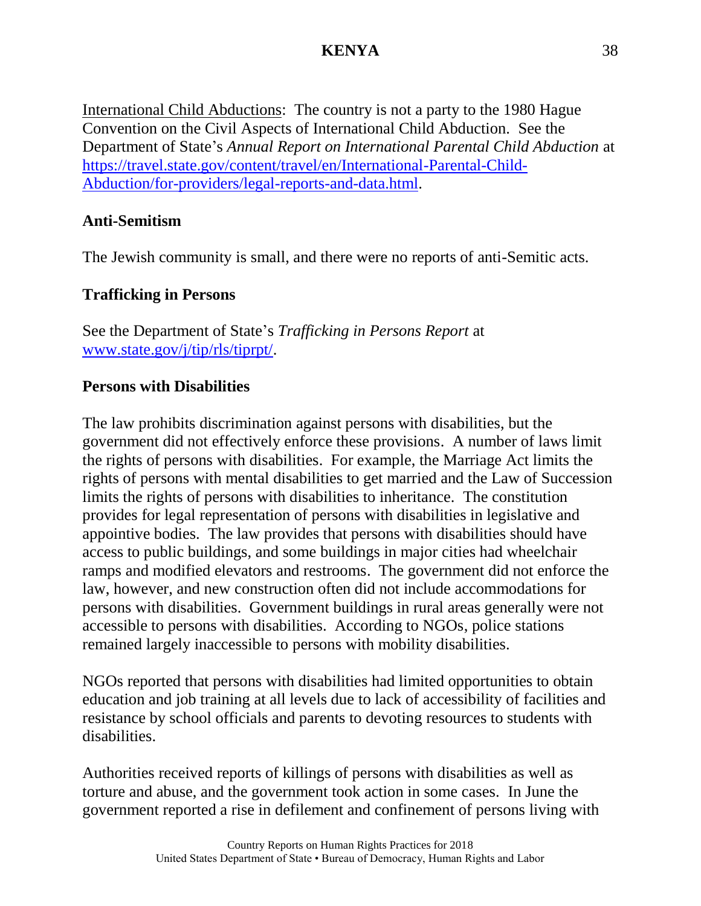International Child Abductions: The country is not a party to the 1980 Hague Convention on the Civil Aspects of International Child Abduction. See the Department of State's *Annual Report on International Parental Child Abduction* at [https://travel.state.gov/content/travel/en/International-Parental-Child-Abduction/for-providers/legal-reports-and-data.html](https://travel.state.gov/content/travel/en/International-Parental-Child-Abduction/for-providers/legal-reports-and-data.html).

**Anti-Semitism**

The Jewish community is small, and there were no reports of anti-Semitic acts.

**Trafficking in Persons**

See the Department of State's *Trafficking in Persons Report* at [www.state.gov/j/tip/rls/tiprpt/](www.state.gov/j/tip/rls/tiprpt/).

**Persons with Disabilities**

The law prohibits discrimination against persons with disabilities, but the government did not effectively enforce these provisions. A number of laws limit the rights of persons with disabilities. For example, the Marriage Act limits the rights of persons with mental disabilities to get married and the Law of Succession limits the rights of persons with disabilities to inheritance. The constitution provides for legal representation of persons with disabilities in legislative and appointive bodies. The law provides that persons with disabilities should have access to public buildings, and some buildings in major cities had wheelchair ramps and modified elevators and restrooms. The government did not enforce the law, however, and new construction often did not include accommodations for persons with disabilities. Government buildings in rural areas generally were not accessible to persons with disabilities. According to NGOs, police stations remained largely inaccessible to persons with mobility disabilities.

NGOs reported that persons with disabilities had limited opportunities to obtain education and job training at all levels due to lack of accessibility of facilities and resistance by school officials and parents to devoting resources to students with disabilities.

Authorities received reports of killings of persons with disabilities as well as torture and abuse, and the government took action in some cases. In June the government reported a rise in defilement and confinement of persons living with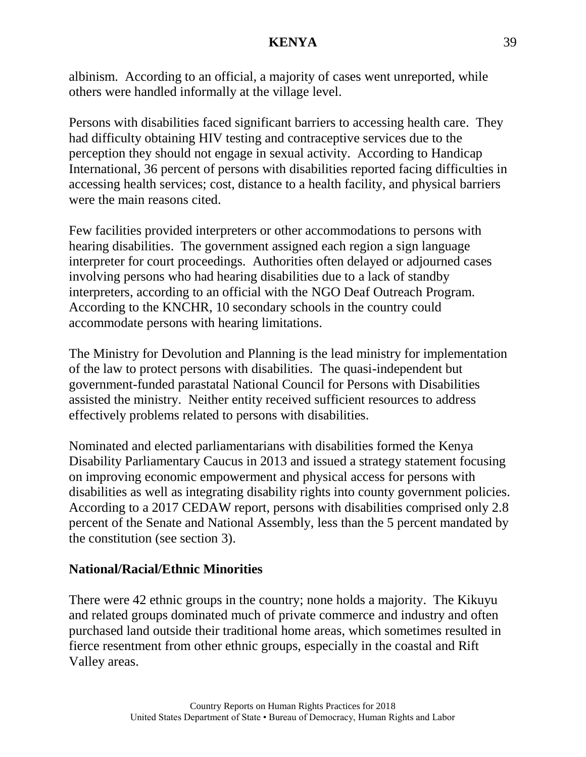albinism. According to an official, a majority of cases went unreported, while others were handled informally at the village level.

Persons with disabilities faced significant barriers to accessing health care. They had difficulty obtaining HIV testing and contraceptive services due to the perception they should not engage in sexual activity. According to Handicap International, 36 percent of persons with disabilities reported facing difficulties in accessing health services; cost, distance to a health facility, and physical barriers were the main reasons cited.

Few facilities provided interpreters or other accommodations to persons with hearing disabilities. The government assigned each region a sign language interpreter for court proceedings. Authorities often delayed or adjourned cases involving persons who had hearing disabilities due to a lack of standby interpreters, according to an official with the NGO Deaf Outreach Program. According to the KNCHR, 10 secondary schools in the country could accommodate persons with hearing limitations.

The Ministry for Devolution and Planning is the lead ministry for implementation of the law to protect persons with disabilities. The quasi-independent but government-funded parastatal National Council for Persons with Disabilities assisted the ministry. Neither entity received sufficient resources to address effectively problems related to persons with disabilities.

Nominated and elected parliamentarians with disabilities formed the Kenya Disability Parliamentary Caucus in 2013 and issued a strategy statement focusing on improving economic empowerment and physical access for persons with disabilities as well as integrating disability rights into county government policies. According to a 2017 CEDAW report, persons with disabilities comprised only 2.8 percent of the Senate and National Assembly, less than the 5 percent mandated by the constitution (see section 3).

**National/Racial/Ethnic Minorities**

There were 42 ethnic groups in the country; none holds a majority. The Kikuyu and related groups dominated much of private commerce and industry and often purchased land outside their traditional home areas, which sometimes resulted in fierce resentment from other ethnic groups, especially in the coastal and Rift Valley areas.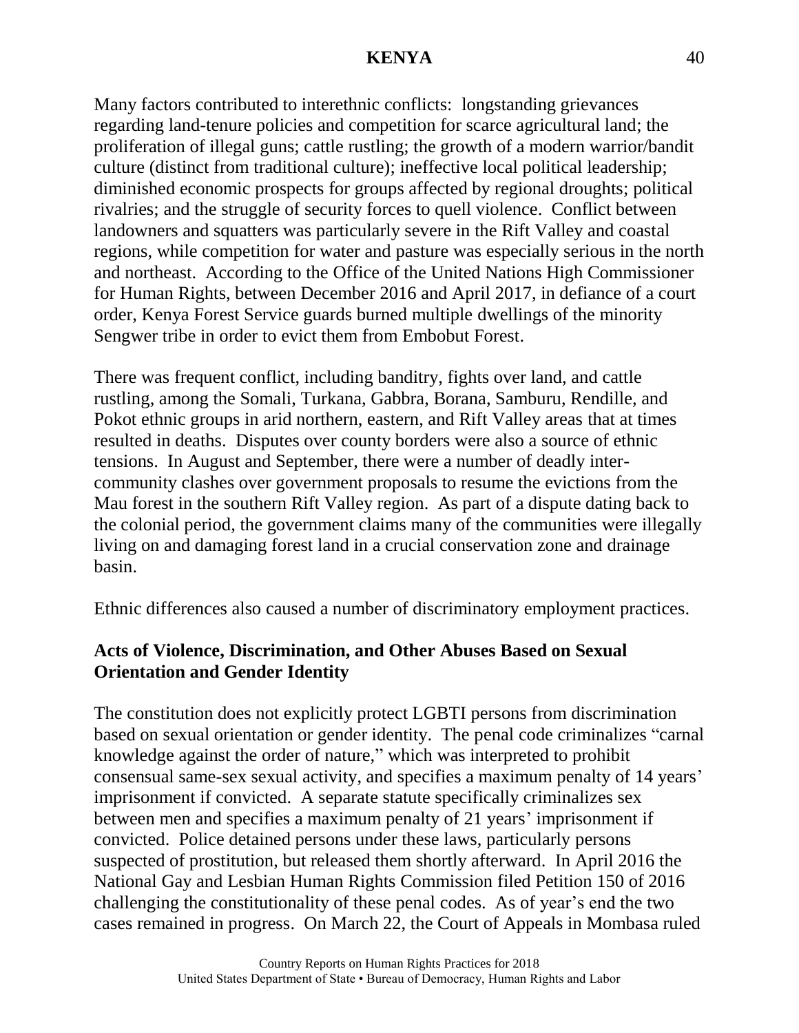Many factors contributed to interethnic conflicts: longstanding grievances regarding land-tenure policies and competition for scarce agricultural land; the proliferation of illegal guns; cattle rustling; the growth of a modern warrior/bandit culture (distinct from traditional culture); ineffective local political leadership; diminished economic prospects for groups affected by regional droughts; political rivalries; and the struggle of security forces to quell violence. Conflict between landowners and squatters was particularly severe in the Rift Valley and coastal regions, while competition for water and pasture was especially serious in the north and northeast. According to the Office of the United Nations High Commissioner for Human Rights, between December 2016 and April 2017, in defiance of a court order, Kenya Forest Service guards burned multiple dwellings of the minority Sengwer tribe in order to evict them from Embobut Forest.

There was frequent conflict, including banditry, fights over land, and cattle rustling, among the Somali, Turkana, Gabbra, Borana, Samburu, Rendille, and Pokot ethnic groups in arid northern, eastern, and Rift Valley areas that at times resulted in deaths. Disputes over county borders were also a source of ethnic tensions. In August and September, there were a number of deadly inter-community clashes over government proposals to resume the evictions from the Mau forest in the southern Rift Valley region. As part of a dispute dating back to the colonial period, the government claims many of the communities were illegally living on and damaging forest land in a crucial conservation zone and drainage basin.

Ethnic differences also caused a number of discriminatory employment practices.

**Acts of Violence, Discrimination, and Other Abuses Based on Sexual Orientation and Gender Identity**

The constitution does not explicitly protect LGBTI persons from discrimination based on sexual orientation or gender identity. The penal code criminalizes "carnal knowledge against the order of nature," which was interpreted to prohibit consensual same-sex sexual activity, and specifies a maximum penalty of 14 years' imprisonment if convicted. A separate statute specifically criminalizes sex between men and specifies a maximum penalty of 21 years' imprisonment if convicted. Police detained persons under these laws, particularly persons suspected of prostitution, but released them shortly afterward. In April 2016 the National Gay and Lesbian Human Rights Commission filed Petition 150 of 2016 challenging the constitutionality of these penal codes. As of year's end the two cases remained in progress. On March 22, the Court of Appeals in Mombasa ruled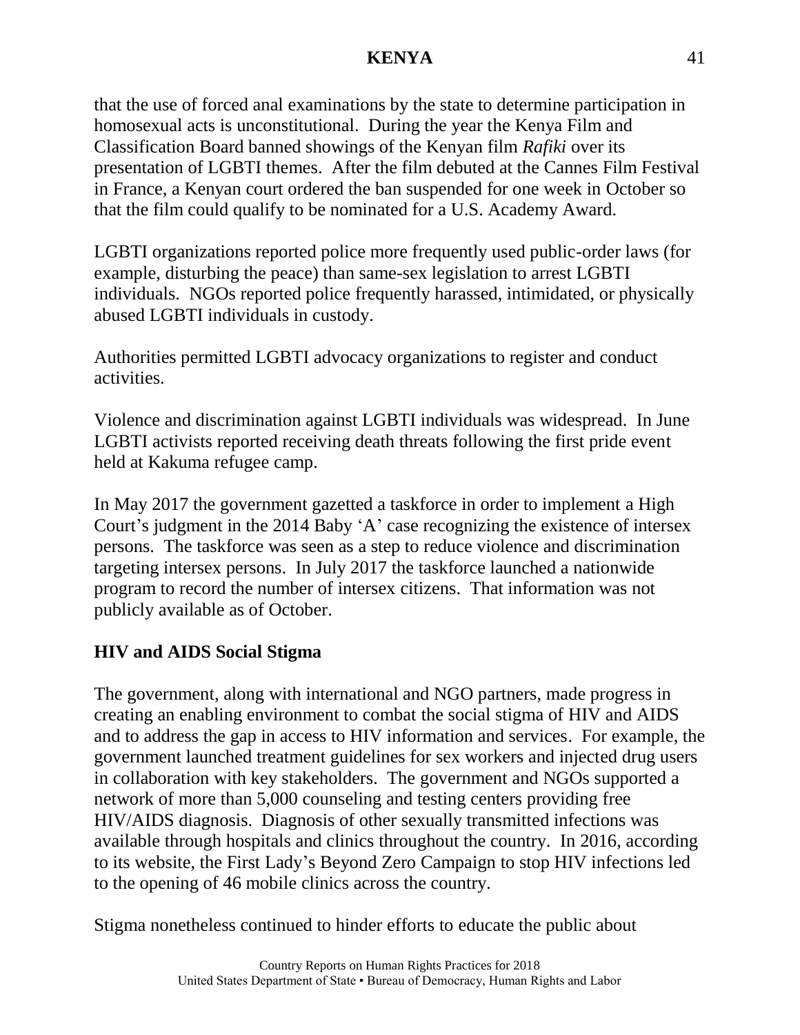that the use of forced anal examinations by the state to determine participation in homosexual acts is unconstitutional. During the year the Kenya Film and Classification Board banned showings of the Kenyan film *Rafiki* over its presentation of LGBTI themes. After the film debuted at the Cannes Film Festival in France, a Kenyan court ordered the ban suspended for one week in October so that the film could qualify to be nominated for a U.S. Academy Award.

LGBTI organizations reported police more frequently used public-order laws (for example, disturbing the peace) than same-sex legislation to arrest LGBTI individuals. NGOs reported police frequently harassed, intimidated, or physically abused LGBTI individuals in custody.

Authorities permitted LGBTI advocacy organizations to register and conduct activities.

Violence and discrimination against LGBTI individuals was widespread. In June LGBTI activists reported receiving death threats following the first pride event held at Kakuma refugee camp.

In May 2017 the government gazetted a taskforce in order to implement a High Court's judgment in the 2014 Baby 'A' case recognizing the existence of intersex persons. The taskforce was seen as a step to reduce violence and discrimination targeting intersex persons. In July 2017 the taskforce launched a nationwide program to record the number of intersex citizens. That information was not publicly available as of October.

**HIV and AIDS Social Stigma**

The government, along with international and NGO partners, made progress in creating an enabling environment to combat the social stigma of HIV and AIDS and to address the gap in access to HIV information and services. For example, the government launched treatment guidelines for sex workers and injected drug users in collaboration with key stakeholders. The government and NGOs supported a network of more than 5,000 counseling and testing centers providing free HIV/AIDS diagnosis. Diagnosis of other sexually transmitted infections was available through hospitals and clinics throughout the country. In 2016, according to its website, the First Lady's Beyond Zero Campaign to stop HIV infections led to the opening of 46 mobile clinics across the country.

Stigma nonetheless continued to hinder efforts to educate the public about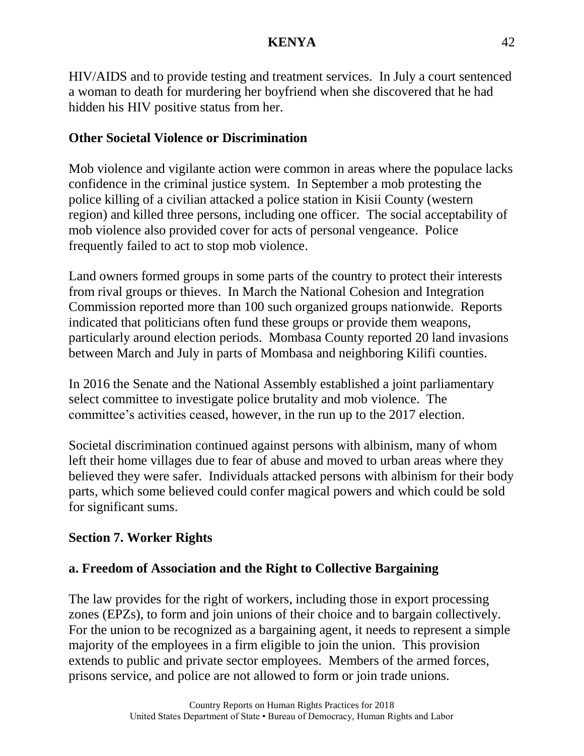HIV/AIDS and to provide testing and treatment services. In July a court sentenced a woman to death for murdering her boyfriend when she discovered that he had hidden his HIV positive status from her.

**Other Societal Violence or Discrimination**

Mob violence and vigilante action were common in areas where the populace lacks confidence in the criminal justice system. In September a mob protesting the police killing of a civilian attacked a police station in Kisii County (western region) and killed three persons, including one officer. The social acceptability of mob violence also provided cover for acts of personal vengeance. Police frequently failed to act to stop mob violence.

Land owners formed groups in some parts of the country to protect their interests from rival groups or thieves. In March the National Cohesion and Integration Commission reported more than 100 such organized groups nationwide. Reports indicated that politicians often fund these groups or provide them weapons, particularly around election periods. Mombasa County reported 20 land invasions between March and July in parts of Mombasa and neighboring Kilifi counties.

In 2016 the Senate and the National Assembly established a joint parliamentary select committee to investigate police brutality and mob violence. The committee's activities ceased, however, in the run up to the 2017 election.

Societal discrimination continued against persons with albinism, many of whom left their home villages due to fear of abuse and moved to urban areas where they believed they were safer. Individuals attacked persons with albinism for their body parts, which some believed could confer magical powers and which could be sold for significant sums.

## Section 7. Worker Rights

### a. Freedom of Association and the Right to Collective Bargaining

The law provides for the right of workers, including those in export processing zones (EPZs), to form and join unions of their choice and to bargain collectively. For the union to be recognized as a bargaining agent, it needs to represent a simple majority of the employees in a firm eligible to join the union. This provision extends to public and private sector employees. Members of the armed forces, prisons service, and police are not allowed to form or join trade unions.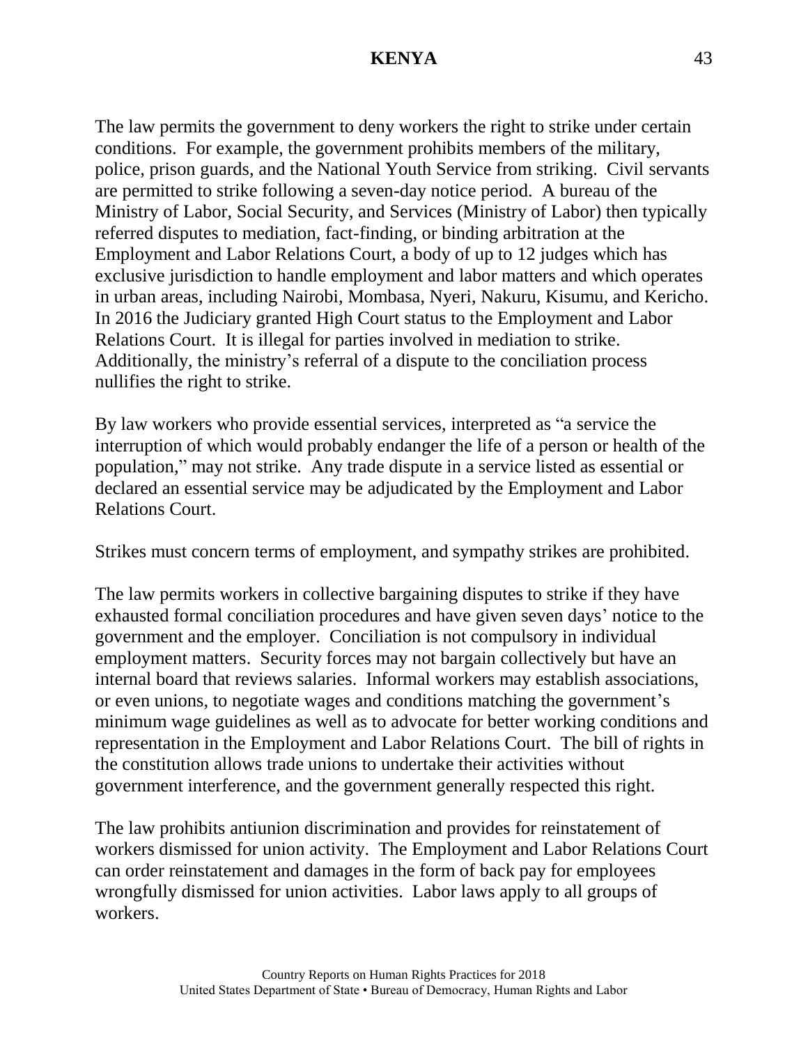The law permits the government to deny workers the right to strike under certain conditions. For example, the government prohibits members of the military, police, prison guards, and the National Youth Service from striking. Civil servants are permitted to strike following a seven-day notice period. A bureau of the Ministry of Labor, Social Security, and Services (Ministry of Labor) then typically referred disputes to mediation, fact-finding, or binding arbitration at the Employment and Labor Relations Court, a body of up to 12 judges which has exclusive jurisdiction to handle employment and labor matters and which operates in urban areas, including Nairobi, Mombasa, Nyeri, Nakuru, Kisumu, and Kericho. In 2016 the Judiciary granted High Court status to the Employment and Labor Relations Court. It is illegal for parties involved in mediation to strike. Additionally, the ministry's referral of a dispute to the conciliation process nullifies the right to strike.

By law workers who provide essential services, interpreted as "a service the interruption of which would probably endanger the life of a person or health of the population," may not strike. Any trade dispute in a service listed as essential or declared an essential service may be adjudicated by the Employment and Labor Relations Court.

Strikes must concern terms of employment, and sympathy strikes are prohibited.

The law permits workers in collective bargaining disputes to strike if they have exhausted formal conciliation procedures and have given seven days' notice to the government and the employer. Conciliation is not compulsory in individual employment matters. Security forces may not bargain collectively but have an internal board that reviews salaries. Informal workers may establish associations, or even unions, to negotiate wages and conditions matching the government's minimum wage guidelines as well as to advocate for better working conditions and representation in the Employment and Labor Relations Court. The bill of rights in the constitution allows trade unions to undertake their activities without government interference, and the government generally respected this right.

The law prohibits antiunion discrimination and provides for reinstatement of workers dismissed for union activity. The Employment and Labor Relations Court can order reinstatement and damages in the form of back pay for employees wrongfully dismissed for union activities. Labor laws apply to all groups of workers.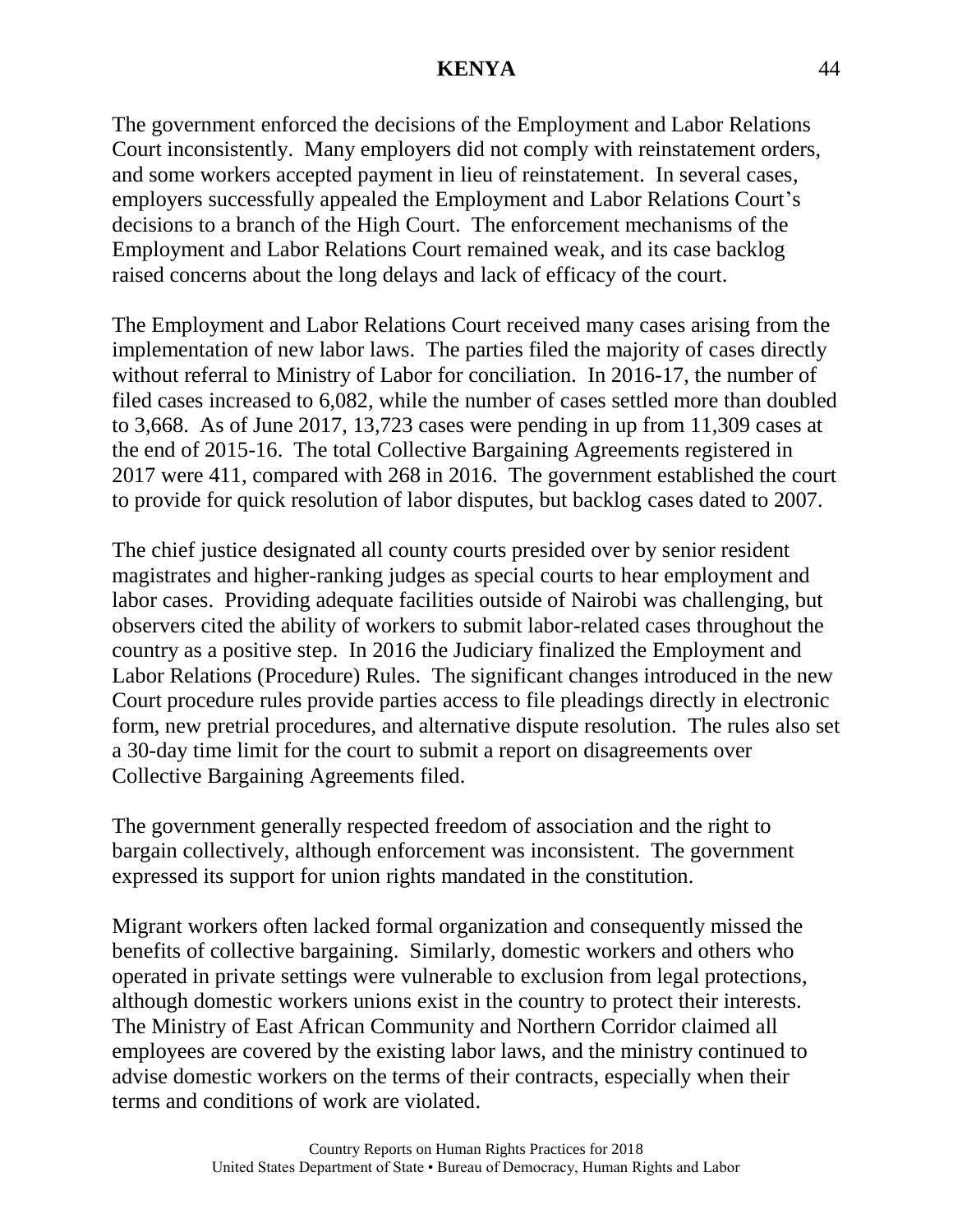The government enforced the decisions of the Employment and Labor Relations Court inconsistently. Many employers did not comply with reinstatement orders, and some workers accepted payment in lieu of reinstatement. In several cases, employers successfully appealed the Employment and Labor Relations Court's decisions to a branch of the High Court. The enforcement mechanisms of the Employment and Labor Relations Court remained weak, and its case backlog raised concerns about the long delays and lack of efficacy of the court.

The Employment and Labor Relations Court received many cases arising from the implementation of new labor laws. The parties filed the majority of cases directly without referral to Ministry of Labor for conciliation. In 2016-17, the number of filed cases increased to 6,082, while the number of cases settled more than doubled to 3,668. As of June 2017, 13,723 cases were pending in up from 11,309 cases at the end of 2015-16. The total Collective Bargaining Agreements registered in 2017 were 411, compared with 268 in 2016. The government established the court to provide for quick resolution of labor disputes, but backlog cases dated to 2007.

The chief justice designated all county courts presided over by senior resident magistrates and higher-ranking judges as special courts to hear employment and labor cases. Providing adequate facilities outside of Nairobi was challenging, but observers cited the ability of workers to submit labor-related cases throughout the country as a positive step. In 2016 the Judiciary finalized the Employment and Labor Relations (Procedure) Rules. The significant changes introduced in the new Court procedure rules provide parties access to file pleadings directly in electronic form, new pretrial procedures, and alternative dispute resolution. The rules also set a 30-day time limit for the court to submit a report on disagreements over Collective Bargaining Agreements filed.

The government generally respected freedom of association and the right to bargain collectively, although enforcement was inconsistent. The government expressed its support for union rights mandated in the constitution.

Migrant workers often lacked formal organization and consequently missed the benefits of collective bargaining. Similarly, domestic workers and others who operated in private settings were vulnerable to exclusion from legal protections, although domestic workers unions exist in the country to protect their interests. The Ministry of East African Community and Northern Corridor claimed all employees are covered by the existing labor laws, and the ministry continued to advise domestic workers on the terms of their contracts, especially when their terms and conditions of work are violated.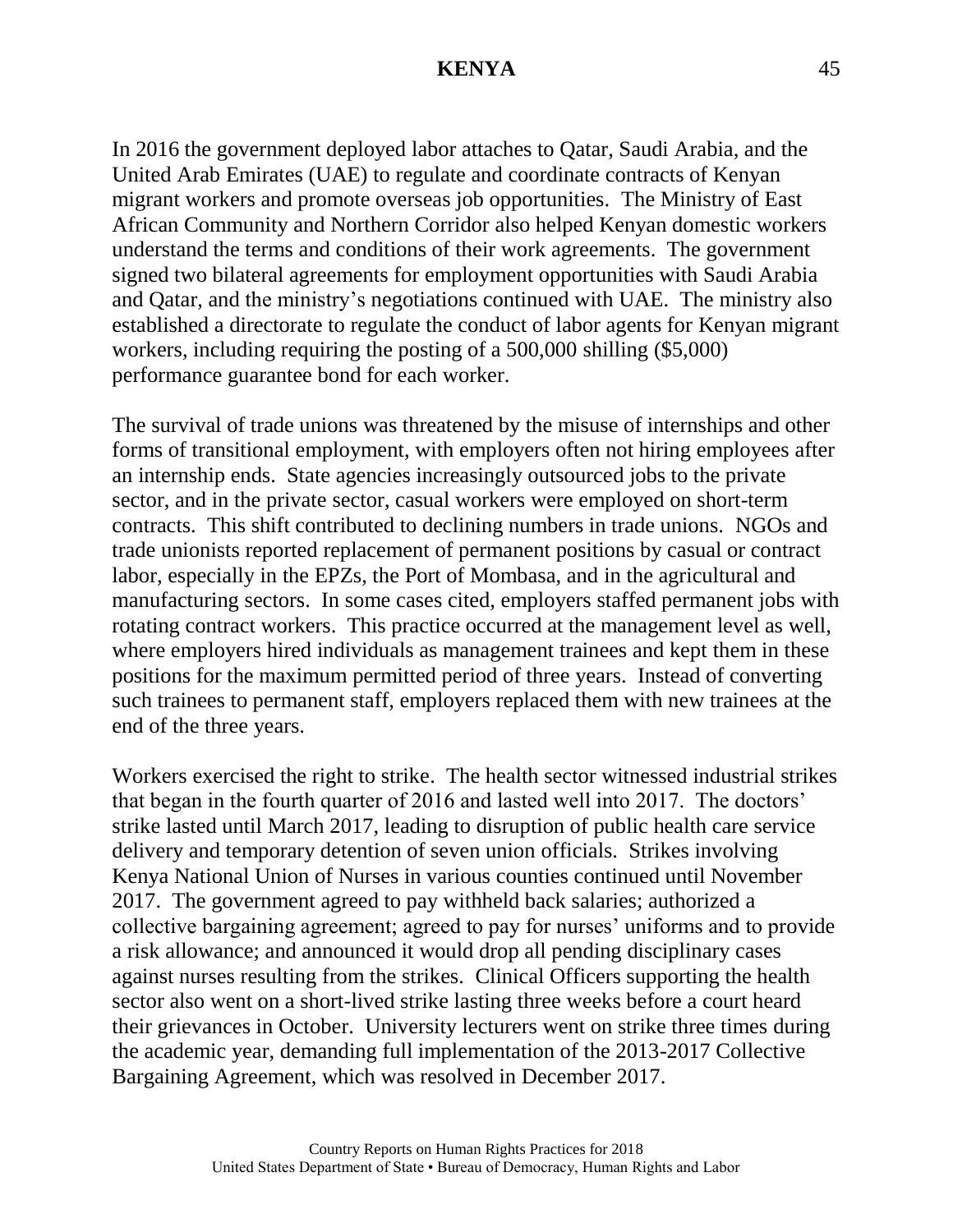In 2016 the government deployed labor attaches to Qatar, Saudi Arabia, and the United Arab Emirates (UAE) to regulate and coordinate contracts of Kenyan migrant workers and promote overseas job opportunities. The Ministry of East African Community and Northern Corridor also helped Kenyan domestic workers understand the terms and conditions of their work agreements. The government signed two bilateral agreements for employment opportunities with Saudi Arabia and Qatar, and the ministry's negotiations continued with UAE. The ministry also established a directorate to regulate the conduct of labor agents for Kenyan migrant workers, including requiring the posting of a 500,000 shilling ($5,000) performance guarantee bond for each worker.

The survival of trade unions was threatened by the misuse of internships and other forms of transitional employment, with employers often not hiring employees after an internship ends. State agencies increasingly outsourced jobs to the private sector, and in the private sector, casual workers were employed on short-term contracts. This shift contributed to declining numbers in trade unions. NGOs and trade unionists reported replacement of permanent positions by casual or contract labor, especially in the EPZs, the Port of Mombasa, and in the agricultural and manufacturing sectors. In some cases cited, employers staffed permanent jobs with rotating contract workers. This practice occurred at the management level as well, where employers hired individuals as management trainees and kept them in these positions for the maximum permitted period of three years. Instead of converting such trainees to permanent staff, employers replaced them with new trainees at the end of the three years.

Workers exercised the right to strike. The health sector witnessed industrial strikes that began in the fourth quarter of 2016 and lasted well into 2017. The doctors' strike lasted until March 2017, leading to disruption of public health care service delivery and temporary detention of seven union officials. Strikes involving Kenya National Union of Nurses in various counties continued until November 2017. The government agreed to pay withheld back salaries; authorized a collective bargaining agreement; agreed to pay for nurses' uniforms and to provide a risk allowance; and announced it would drop all pending disciplinary cases against nurses resulting from the strikes. Clinical Officers supporting the health sector also went on a short-lived strike lasting three weeks before a court heard their grievances in October. University lecturers went on strike three times during the academic year, demanding full implementation of the 2013-2017 Collective Bargaining Agreement, which was resolved in December 2017.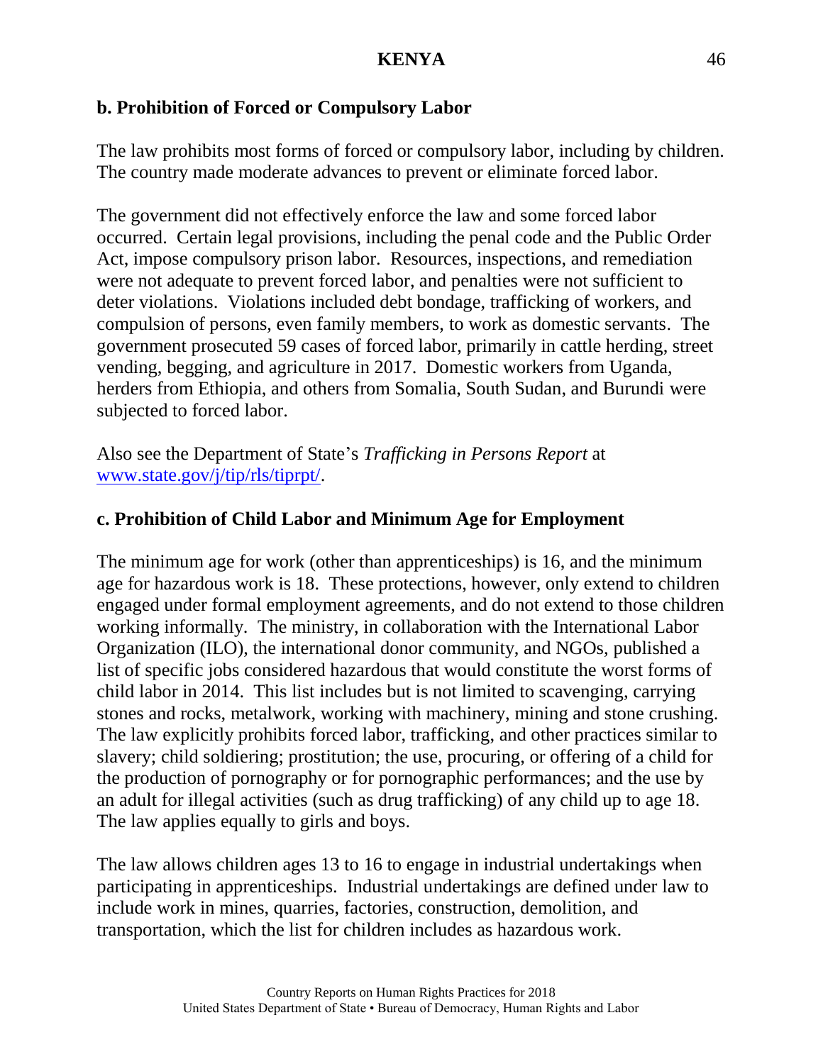### b. Prohibition of Forced or Compulsory Labor

The law prohibits most forms of forced or compulsory labor, including by children. The country made moderate advances to prevent or eliminate forced labor.

The government did not effectively enforce the law and some forced labor occurred. Certain legal provisions, including the penal code and the Public Order Act, impose compulsory prison labor. Resources, inspections, and remediation were not adequate to prevent forced labor, and penalties were not sufficient to deter violations. Violations included debt bondage, trafficking of workers, and compulsion of persons, even family members, to work as domestic servants. The government prosecuted 59 cases of forced labor, primarily in cattle herding, street vending, begging, and agriculture in 2017. Domestic workers from Uganda, herders from Ethiopia, and others from Somalia, South Sudan, and Burundi were subjected to forced labor.

Also see the Department of State's *Trafficking in Persons Report* at [www.state.gov/j/tip/rls/tiprpt/](www.state.gov/j/tip/rls/tiprpt/).

### c. Prohibition of Child Labor and Minimum Age for Employment

The minimum age for work (other than apprenticeships) is 16, and the minimum age for hazardous work is 18. These protections, however, only extend to children engaged under formal employment agreements, and do not extend to those children working informally. The ministry, in collaboration with the International Labor Organization (ILO), the international donor community, and NGOs, published a list of specific jobs considered hazardous that would constitute the worst forms of child labor in 2014. This list includes but is not limited to scavenging, carrying stones and rocks, metalwork, working with machinery, mining and stone crushing. The law explicitly prohibits forced labor, trafficking, and other practices similar to slavery; child soldiering; prostitution; the use, procuring, or offering of a child for the production of pornography or for pornographic performances; and the use by an adult for illegal activities (such as drug trafficking) of any child up to age 18. The law applies equally to girls and boys.

The law allows children ages 13 to 16 to engage in industrial undertakings when participating in apprenticeships. Industrial undertakings are defined under law to include work in mines, quarries, factories, construction, demolition, and transportation, which the list for children includes as hazardous work.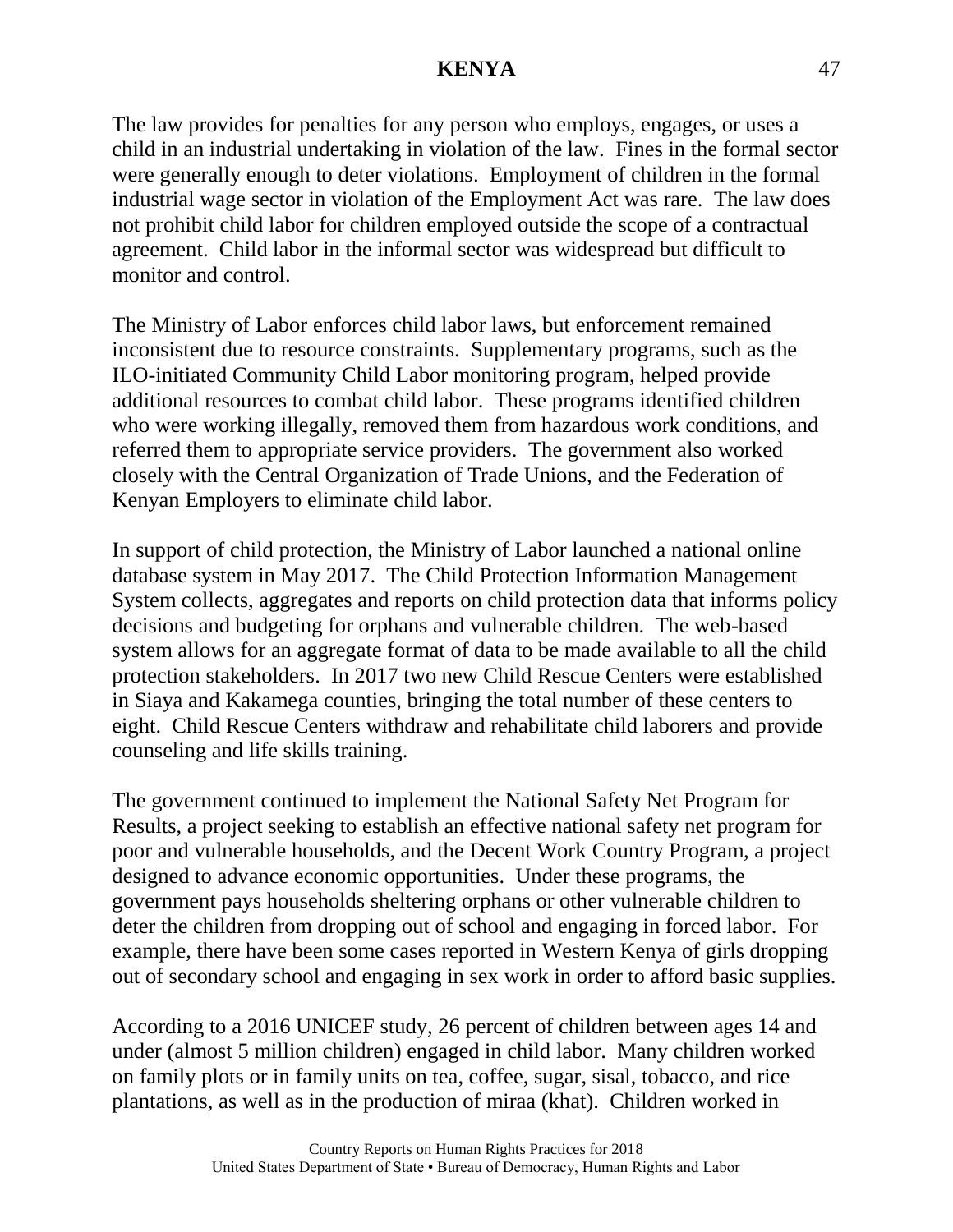The law provides for penalties for any person who employs, engages, or uses a child in an industrial undertaking in violation of the law. Fines in the formal sector were generally enough to deter violations. Employment of children in the formal industrial wage sector in violation of the Employment Act was rare. The law does not prohibit child labor for children employed outside the scope of a contractual agreement. Child labor in the informal sector was widespread but difficult to monitor and control.

The Ministry of Labor enforces child labor laws, but enforcement remained inconsistent due to resource constraints. Supplementary programs, such as the ILO-initiated Community Child Labor monitoring program, helped provide additional resources to combat child labor. These programs identified children who were working illegally, removed them from hazardous work conditions, and referred them to appropriate service providers. The government also worked closely with the Central Organization of Trade Unions, and the Federation of Kenyan Employers to eliminate child labor.

In support of child protection, the Ministry of Labor launched a national online database system in May 2017. The Child Protection Information Management System collects, aggregates and reports on child protection data that informs policy decisions and budgeting for orphans and vulnerable children. The web-based system allows for an aggregate format of data to be made available to all the child protection stakeholders. In 2017 two new Child Rescue Centers were established in Siaya and Kakamega counties, bringing the total number of these centers to eight. Child Rescue Centers withdraw and rehabilitate child laborers and provide counseling and life skills training.

The government continued to implement the National Safety Net Program for Results, a project seeking to establish an effective national safety net program for poor and vulnerable households, and the Decent Work Country Program, a project designed to advance economic opportunities. Under these programs, the government pays households sheltering orphans or other vulnerable children to deter the children from dropping out of school and engaging in forced labor. For example, there have been some cases reported in Western Kenya of girls dropping out of secondary school and engaging in sex work in order to afford basic supplies.

According to a 2016 UNICEF study, 26 percent of children between ages 14 and under (almost 5 million children) engaged in child labor. Many children worked on family plots or in family units on tea, coffee, sugar, sisal, tobacco, and rice plantations, as well as in the production of miraa (khat). Children worked in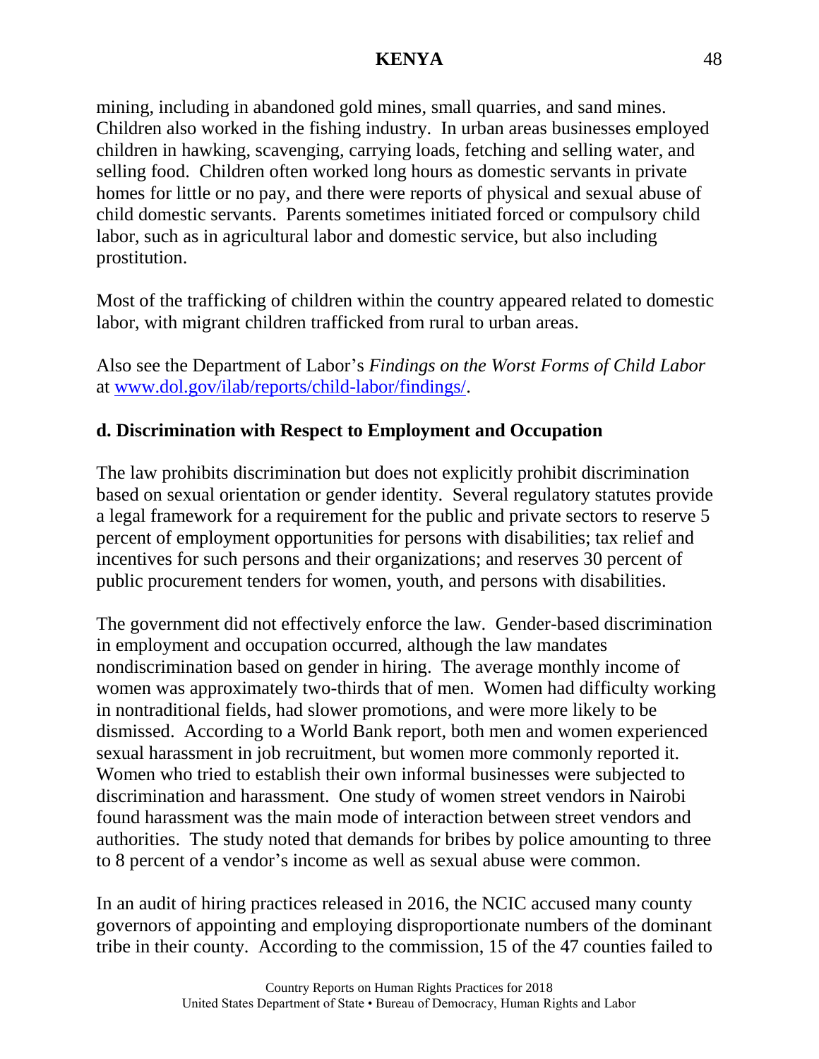mining, including in abandoned gold mines, small quarries, and sand mines. Children also worked in the fishing industry. In urban areas businesses employed children in hawking, scavenging, carrying loads, fetching and selling water, and selling food. Children often worked long hours as domestic servants in private homes for little or no pay, and there were reports of physical and sexual abuse of child domestic servants. Parents sometimes initiated forced or compulsory child labor, such as in agricultural labor and domestic service, but also including prostitution.

Most of the trafficking of children within the country appeared related to domestic labor, with migrant children trafficked from rural to urban areas.

Also see the Department of Labor's *Findings on the Worst Forms of Child Labor* at [www.dol.gov/ilab/reports/child-labor/findings/](www.dol.gov/ilab/reports/child-labor/findings/).

**d. Discrimination with Respect to Employment and Occupation**

The law prohibits discrimination but does not explicitly prohibit discrimination based on sexual orientation or gender identity. Several regulatory statutes provide a legal framework for a requirement for the public and private sectors to reserve 5 percent of employment opportunities for persons with disabilities; tax relief and incentives for such persons and their organizations; and reserves 30 percent of public procurement tenders for women, youth, and persons with disabilities.

The government did not effectively enforce the law. Gender-based discrimination in employment and occupation occurred, although the law mandates nondiscrimination based on gender in hiring. The average monthly income of women was approximately two-thirds that of men. Women had difficulty working in nontraditional fields, had slower promotions, and were more likely to be dismissed. According to a World Bank report, both men and women experienced sexual harassment in job recruitment, but women more commonly reported it. Women who tried to establish their own informal businesses were subjected to discrimination and harassment. One study of women street vendors in Nairobi found harassment was the main mode of interaction between street vendors and authorities. The study noted that demands for bribes by police amounting to three to 8 percent of a vendor's income as well as sexual abuse were common.

In an audit of hiring practices released in 2016, the NCIC accused many county governors of appointing and employing disproportionate numbers of the dominant tribe in their county. According to the commission, 15 of the 47 counties failed to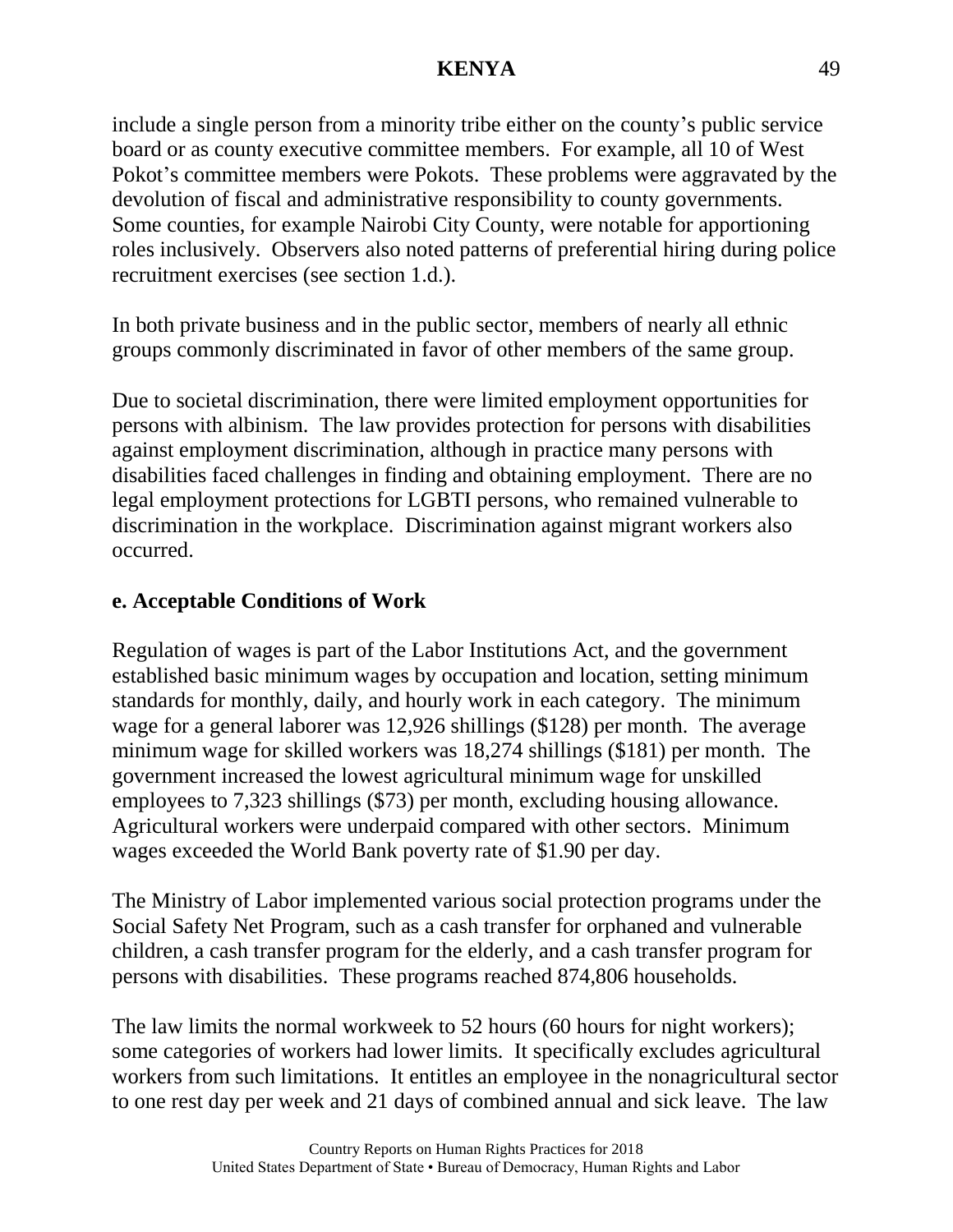include a single person from a minority tribe either on the county's public service board or as county executive committee members. For example, all 10 of West Pokot's committee members were Pokots. These problems were aggravated by the devolution of fiscal and administrative responsibility to county governments. Some counties, for example Nairobi City County, were notable for apportioning roles inclusively. Observers also noted patterns of preferential hiring during police recruitment exercises (see section 1.d.).

In both private business and in the public sector, members of nearly all ethnic groups commonly discriminated in favor of other members of the same group.

Due to societal discrimination, there were limited employment opportunities for persons with albinism. The law provides protection for persons with disabilities against employment discrimination, although in practice many persons with disabilities faced challenges in finding and obtaining employment. There are no legal employment protections for LGBTI persons, who remained vulnerable to discrimination in the workplace. Discrimination against migrant workers also occurred.

**e. Acceptable Conditions of Work**

Regulation of wages is part of the Labor Institutions Act, and the government established basic minimum wages by occupation and location, setting minimum standards for monthly, daily, and hourly work in each category. The minimum wage for a general laborer was 12,926 shillings ($128) per month. The average minimum wage for skilled workers was 18,274 shillings ($181) per month. The government increased the lowest agricultural minimum wage for unskilled employees to 7,323 shillings ($73) per month, excluding housing allowance. Agricultural workers were underpaid compared with other sectors. Minimum wages exceeded the World Bank poverty rate of $1.90 per day.

The Ministry of Labor implemented various social protection programs under the Social Safety Net Program, such as a cash transfer for orphaned and vulnerable children, a cash transfer program for the elderly, and a cash transfer program for persons with disabilities. These programs reached 874,806 households.

The law limits the normal workweek to 52 hours (60 hours for night workers); some categories of workers had lower limits. It specifically excludes agricultural workers from such limitations. It entitles an employee in the nonagricultural sector to one rest day per week and 21 days of combined annual and sick leave. The law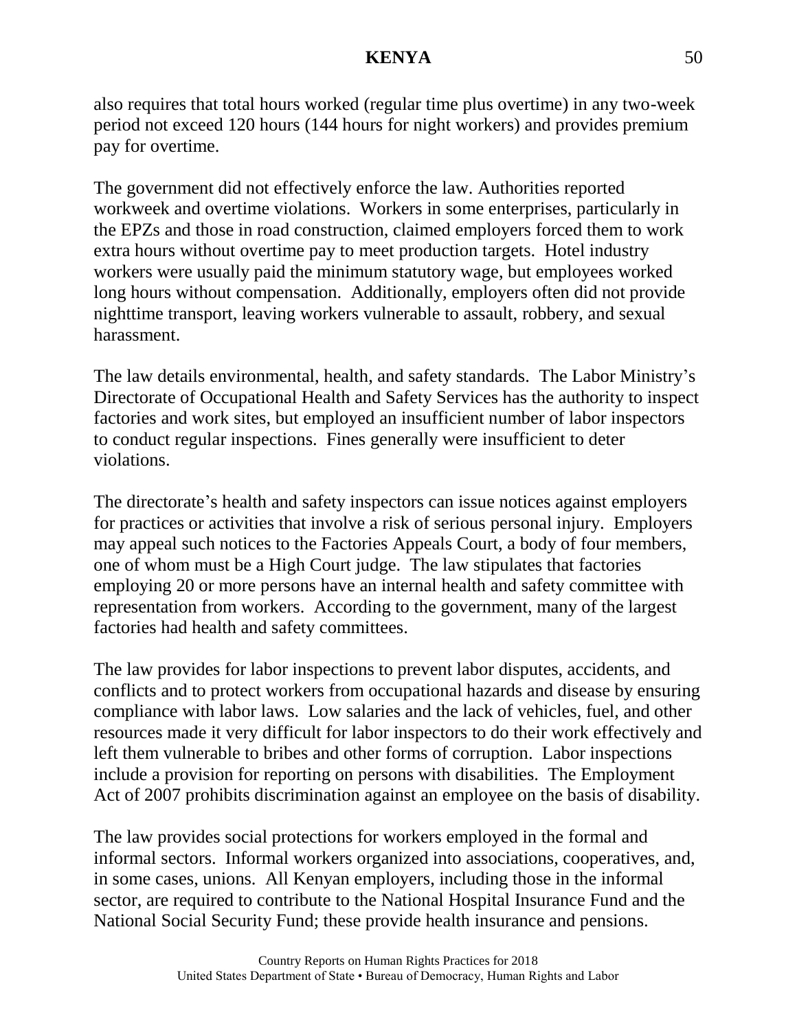also requires that total hours worked (regular time plus overtime) in any two-week period not exceed 120 hours (144 hours for night workers) and provides premium pay for overtime.

The government did not effectively enforce the law. Authorities reported workweek and overtime violations. Workers in some enterprises, particularly in the EPZs and those in road construction, claimed employers forced them to work extra hours without overtime pay to meet production targets. Hotel industry workers were usually paid the minimum statutory wage, but employees worked long hours without compensation. Additionally, employers often did not provide nighttime transport, leaving workers vulnerable to assault, robbery, and sexual harassment.

The law details environmental, health, and safety standards. The Labor Ministry's Directorate of Occupational Health and Safety Services has the authority to inspect factories and work sites, but employed an insufficient number of labor inspectors to conduct regular inspections. Fines generally were insufficient to deter violations.

The directorate's health and safety inspectors can issue notices against employers for practices or activities that involve a risk of serious personal injury. Employers may appeal such notices to the Factories Appeals Court, a body of four members, one of whom must be a High Court judge. The law stipulates that factories employing 20 or more persons have an internal health and safety committee with representation from workers. According to the government, many of the largest factories had health and safety committees.

The law provides for labor inspections to prevent labor disputes, accidents, and conflicts and to protect workers from occupational hazards and disease by ensuring compliance with labor laws. Low salaries and the lack of vehicles, fuel, and other resources made it very difficult for labor inspectors to do their work effectively and left them vulnerable to bribes and other forms of corruption. Labor inspections include a provision for reporting on persons with disabilities. The Employment Act of 2007 prohibits discrimination against an employee on the basis of disability.

The law provides social protections for workers employed in the formal and informal sectors. Informal workers organized into associations, cooperatives, and, in some cases, unions. All Kenyan employers, including those in the informal sector, are required to contribute to the National Hospital Insurance Fund and the National Social Security Fund; these provide health insurance and pensions.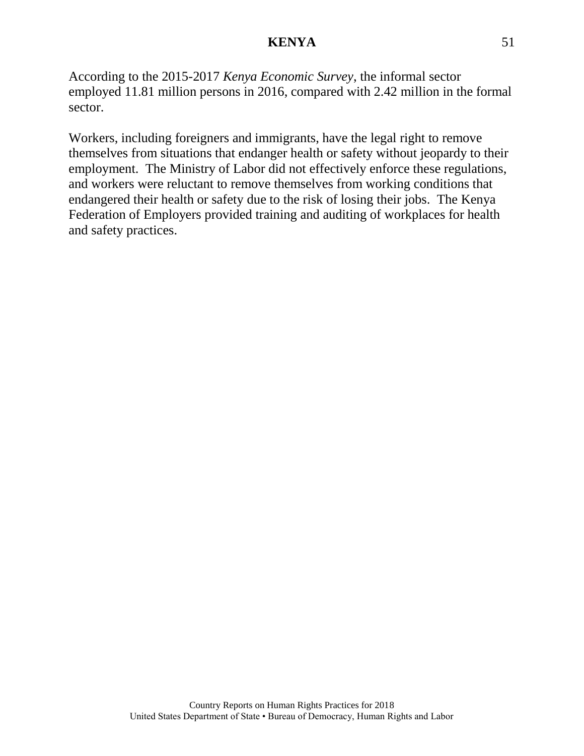According to the 2015-2017 *Kenya Economic Survey*, the informal sector employed 11.81 million persons in 2016, compared with 2.42 million in the formal sector.

Workers, including foreigners and immigrants, have the legal right to remove themselves from situations that endanger health or safety without jeopardy to their employment. The Ministry of Labor did not effectively enforce these regulations, and workers were reluctant to remove themselves from working conditions that endangered their health or safety due to the risk of losing their jobs. The Kenya Federation of Employers provided training and auditing of workplaces for health and safety practices.